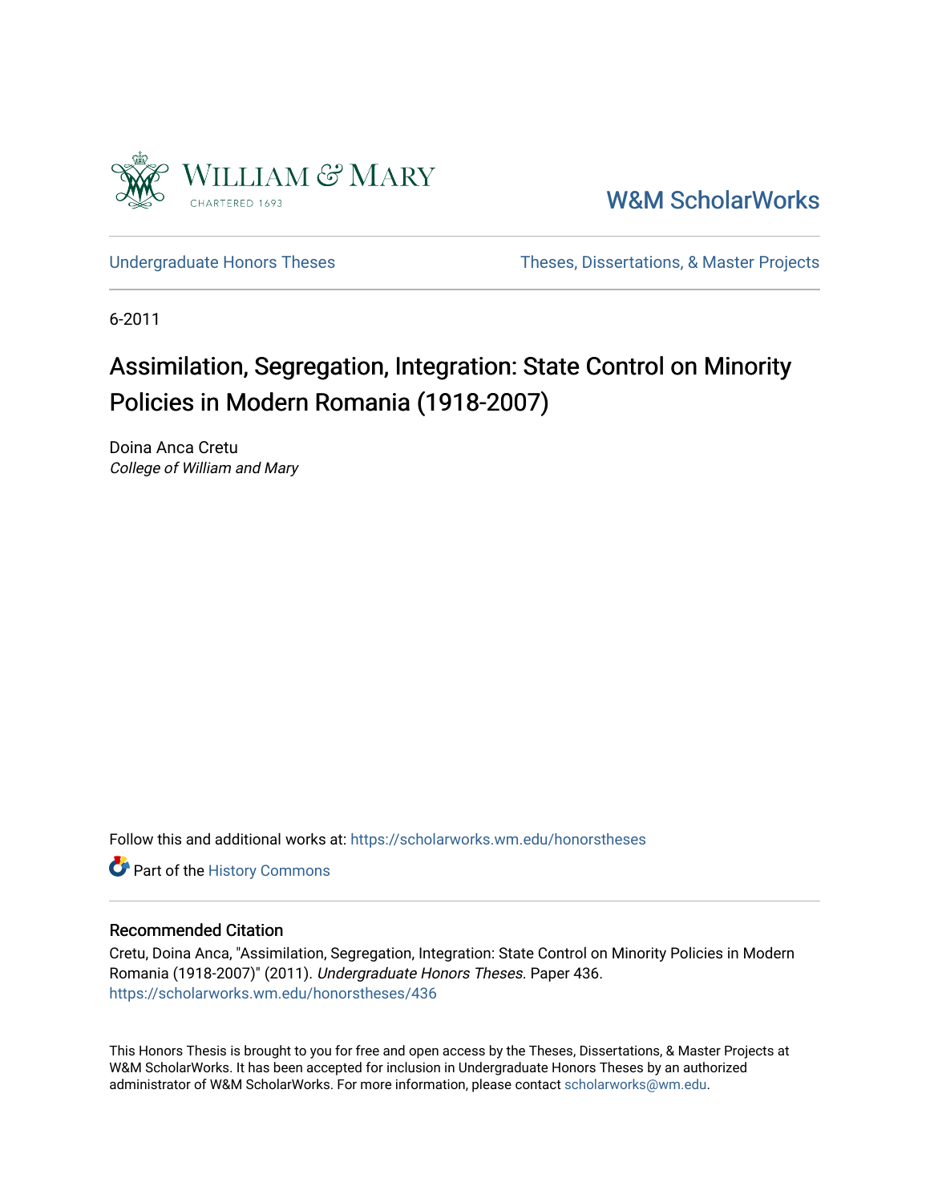William & Mary
CHARTERED 1693

W&M ScholarWorks

Undergraduate Honors Theses | Theses, Dissertations, & Master Projects

6-2011

# Assimilation, Segregation, Integration: State Control on Minority Policies in Modern Romania (1918-2007)

Doina Anca Cretu
*College of William and Mary*

Follow this and additional works at: https://scholarworks.wm.edu/honorstheses

Part of the History Commons

## Recommended Citation

Cretu, Doina Anca, "Assimilation, Segregation, Integration: State Control on Minority Policies in Modern Romania (1918-2007)" (2011). *Undergraduate Honors Theses.* Paper 436.
https://scholarworks.wm.edu/honorstheses/436

This Honors Thesis is brought to you for free and open access by the Theses, Dissertations, & Master Projects at W&M ScholarWorks. It has been accepted for inclusion in Undergraduate Honors Theses by an authorized administrator of W&M ScholarWorks. For more information, please contact scholarworks@wm.edu.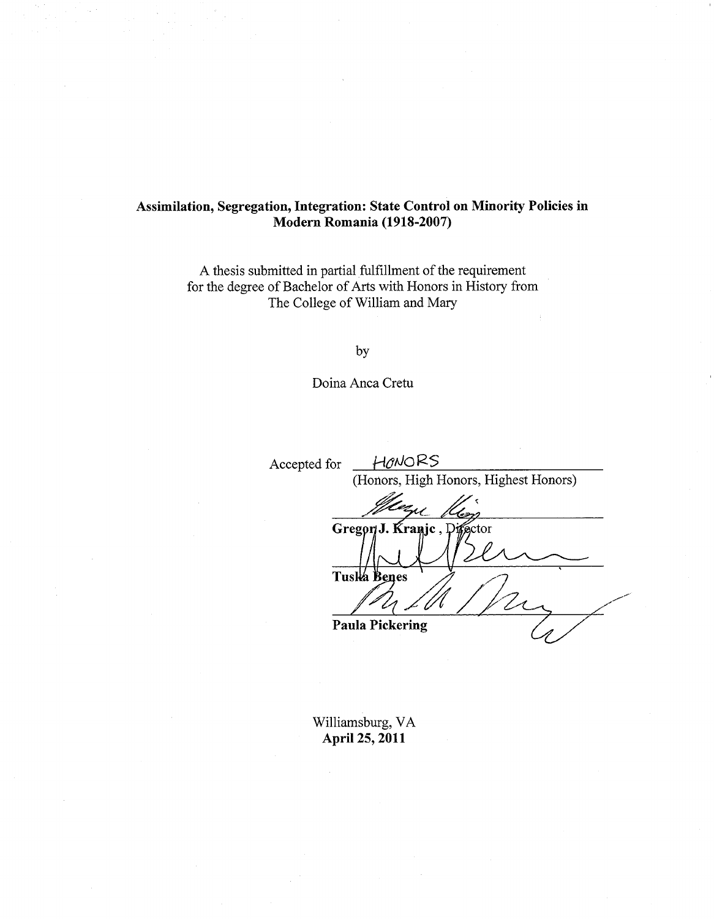**Assimilation, Segregation, Integration: State Control on Minority Policies in Modern Romania (1918-2007)**

A thesis submitted in partial fulfillment of the requirement
for the degree of Bachelor of Arts with Honors in History from
The College of William and Mary

by

Doina Anca Cretu

Accepted for HONORS
(Honors, High Honors, Highest Honors)

**Gregor J. Kranjc**, Director

**Tuska Benes**

**Paula Pickering**

Williamsburg, VA
**April 25, 2011**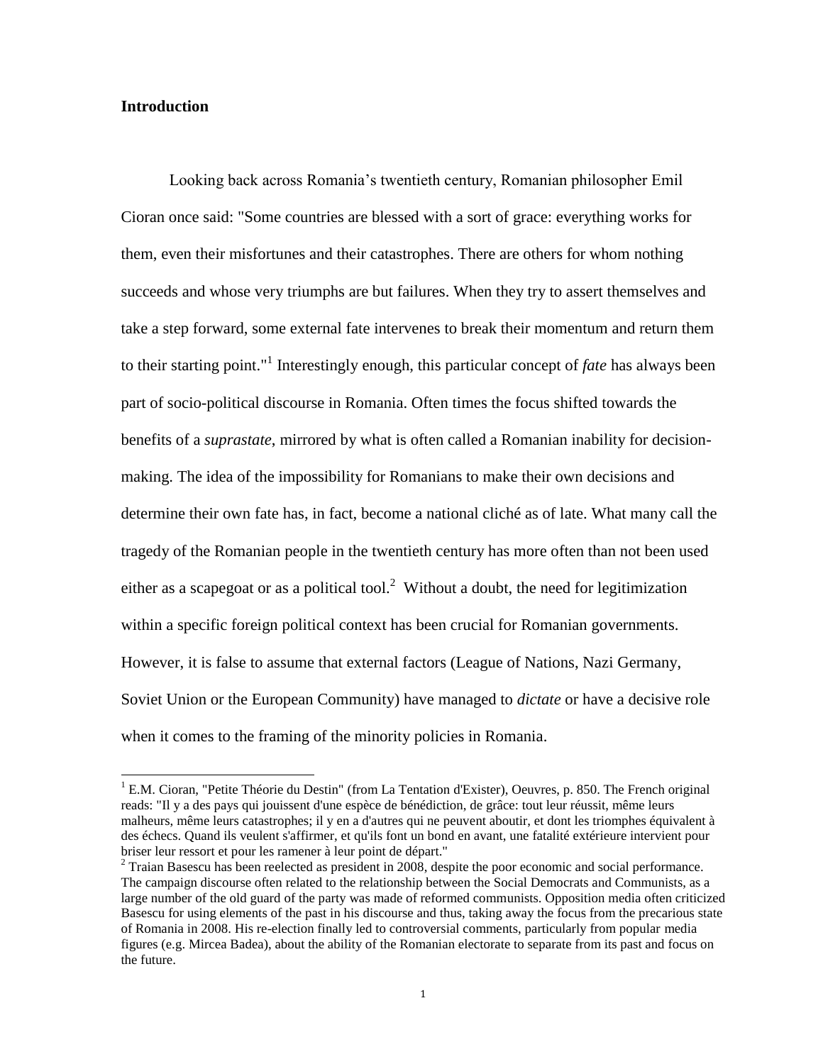**Introduction**

Looking back across Romania's twentieth century, Romanian philosopher Emil Cioran once said: "Some countries are blessed with a sort of grace: everything works for them, even their misfortunes and their catastrophes. There are others for whom nothing succeeds and whose very triumphs are but failures. When they try to assert themselves and take a step forward, some external fate intervenes to break their momentum and return them to their starting point."[1] Interestingly enough, this particular concept of *fate* has always been part of socio-political discourse in Romania. Often times the focus shifted towards the benefits of a *suprastate*, mirrored by what is often called a Romanian inability for decision-making. The idea of the impossibility for Romanians to make their own decisions and determine their own fate has, in fact, become a national cliché as of late. What many call the tragedy of the Romanian people in the twentieth century has more often than not been used either as a scapegoat or as a political tool.[2] Without a doubt, the need for legitimization within a specific foreign political context has been crucial for Romanian governments. However, it is false to assume that external factors (League of Nations, Nazi Germany, Soviet Union or the European Community) have managed to *dictate* or have a decisive role when it comes to the framing of the minority policies in Romania.

---

[1] E.M. Cioran, "Petite Théorie du Destin" (from La Tentation d'Exister), Oeuvres, p. 850. The French original reads: "Il y a des pays qui jouissent d'une espèce de bénédiction, de grâce: tout leur réussit, même leurs malheurs, même leurs catastrophes; il y en a d'autres qui ne peuvent aboutir, et dont les triomphes équivalent à des échecs. Quand ils veulent s'affirmer, et qu'ils font un bond en avant, une fatalité extérieure intervient pour briser leur ressort et pour les ramener à leur point de départ."

[2] Traian Basescu has been reelected as president in 2008, despite the poor economic and social performance. The campaign discourse often related to the relationship between the Social Democrats and Communists, as a large number of the old guard of the party was made of reformed communists. Opposition media often criticized Basescu for using elements of the past in his discourse and thus, taking away the focus from the precarious state of Romania in 2008. His re-election finally led to controversial comments, particularly from popular media figures (e.g. Mircea Badea), about the ability of the Romanian electorate to separate from its past and focus on the future.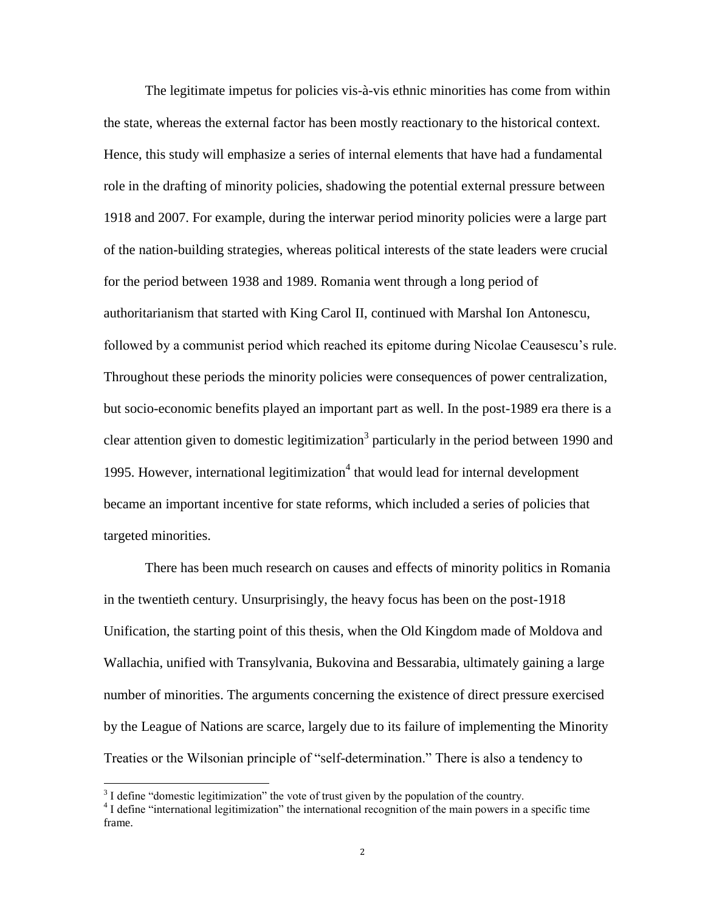The legitimate impetus for policies vis-à-vis ethnic minorities has come from within the state, whereas the external factor has been mostly reactionary to the historical context. Hence, this study will emphasize a series of internal elements that have had a fundamental role in the drafting of minority policies, shadowing the potential external pressure between 1918 and 2007. For example, during the interwar period minority policies were a large part of the nation-building strategies, whereas political interests of the state leaders were crucial for the period between 1938 and 1989. Romania went through a long period of authoritarianism that started with King Carol II, continued with Marshal Ion Antonescu, followed by a communist period which reached its epitome during Nicolae Ceausescu's rule. Throughout these periods the minority policies were consequences of power centralization, but socio-economic benefits played an important part as well. In the post-1989 era there is a clear attention given to domestic legitimization[3] particularly in the period between 1990 and 1995. However, international legitimization[4] that would lead for internal development became an important incentive for state reforms, which included a series of policies that targeted minorities.

There has been much research on causes and effects of minority politics in Romania in the twentieth century. Unsurprisingly, the heavy focus has been on the post-1918 Unification, the starting point of this thesis, when the Old Kingdom made of Moldova and Wallachia, unified with Transylvania, Bukovina and Bessarabia, ultimately gaining a large number of minorities. The arguments concerning the existence of direct pressure exercised by the League of Nations are scarce, largely due to its failure of implementing the Minority Treaties or the Wilsonian principle of "self-determination." There is also a tendency to

---

[3] I define "domestic legitimization" the vote of trust given by the population of the country.

[4] I define "international legitimization" the international recognition of the main powers in a specific time frame.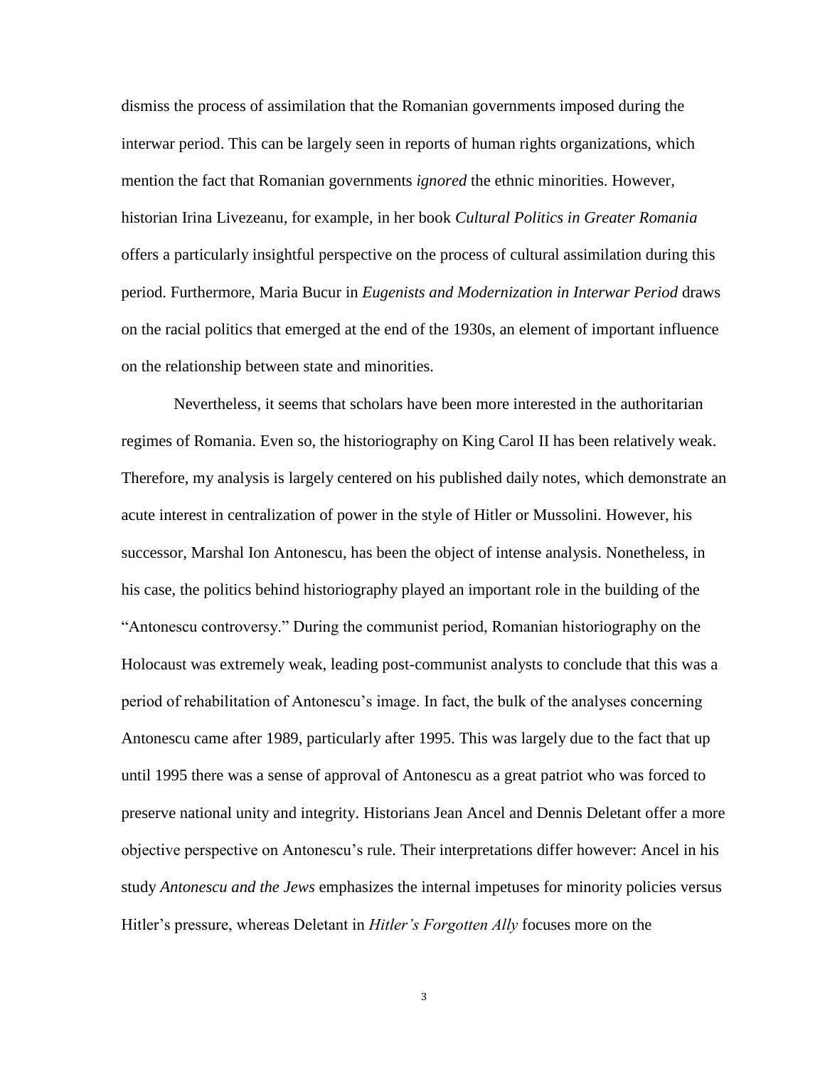dismiss the process of assimilation that the Romanian governments imposed during the interwar period. This can be largely seen in reports of human rights organizations, which mention the fact that Romanian governments *ignored* the ethnic minorities. However, historian Irina Livezeanu, for example, in her book *Cultural Politics in Greater Romania* offers a particularly insightful perspective on the process of cultural assimilation during this period. Furthermore, Maria Bucur in *Eugenists and Modernization in Interwar Period* draws on the racial politics that emerged at the end of the 1930s, an element of important influence on the relationship between state and minorities.

Nevertheless, it seems that scholars have been more interested in the authoritarian regimes of Romania. Even so, the historiography on King Carol II has been relatively weak. Therefore, my analysis is largely centered on his published daily notes, which demonstrate an acute interest in centralization of power in the style of Hitler or Mussolini. However, his successor, Marshal Ion Antonescu, has been the object of intense analysis. Nonetheless, in his case, the politics behind historiography played an important role in the building of the "Antonescu controversy." During the communist period, Romanian historiography on the Holocaust was extremely weak, leading post-communist analysts to conclude that this was a period of rehabilitation of Antonescu's image. In fact, the bulk of the analyses concerning Antonescu came after 1989, particularly after 1995. This was largely due to the fact that up until 1995 there was a sense of approval of Antonescu as a great patriot who was forced to preserve national unity and integrity. Historians Jean Ancel and Dennis Deletant offer a more objective perspective on Antonescu's rule. Their interpretations differ however: Ancel in his study *Antonescu and the Jews* emphasizes the internal impetuses for minority policies versus Hitler's pressure, whereas Deletant in *Hitler's Forgotten Ally* focuses more on the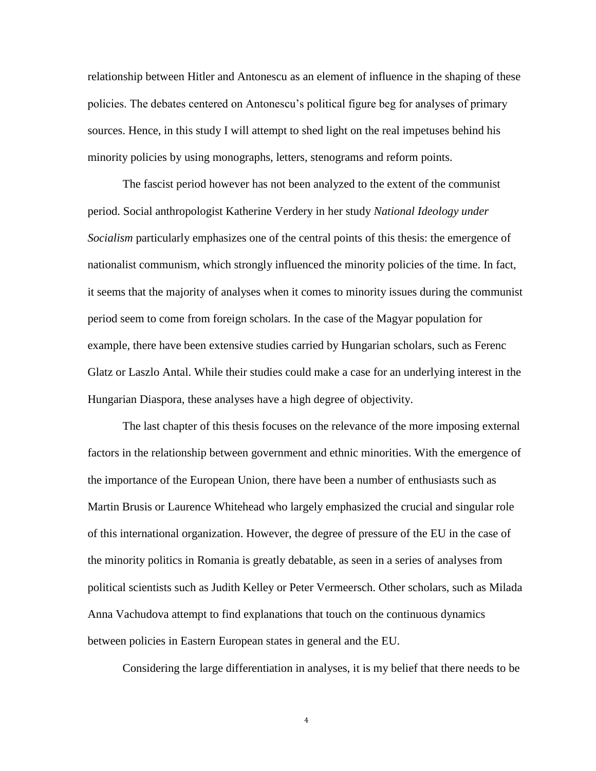relationship between Hitler and Antonescu as an element of influence in the shaping of these policies. The debates centered on Antonescu's political figure beg for analyses of primary sources. Hence, in this study I will attempt to shed light on the real impetuses behind his minority policies by using monographs, letters, stenograms and reform points.

The fascist period however has not been analyzed to the extent of the communist period. Social anthropologist Katherine Verdery in her study *National Ideology under Socialism* particularly emphasizes one of the central points of this thesis: the emergence of nationalist communism, which strongly influenced the minority policies of the time. In fact, it seems that the majority of analyses when it comes to minority issues during the communist period seem to come from foreign scholars. In the case of the Magyar population for example, there have been extensive studies carried by Hungarian scholars, such as Ferenc Glatz or Laszlo Antal. While their studies could make a case for an underlying interest in the Hungarian Diaspora, these analyses have a high degree of objectivity.

The last chapter of this thesis focuses on the relevance of the more imposing external factors in the relationship between government and ethnic minorities. With the emergence of the importance of the European Union, there have been a number of enthusiasts such as Martin Brusis or Laurence Whitehead who largely emphasized the crucial and singular role of this international organization. However, the degree of pressure of the EU in the case of the minority politics in Romania is greatly debatable, as seen in a series of analyses from political scientists such as Judith Kelley or Peter Vermeersch. Other scholars, such as Milada Anna Vachudova attempt to find explanations that touch on the continuous dynamics between policies in Eastern European states in general and the EU.

Considering the large differentiation in analyses, it is my belief that there needs to be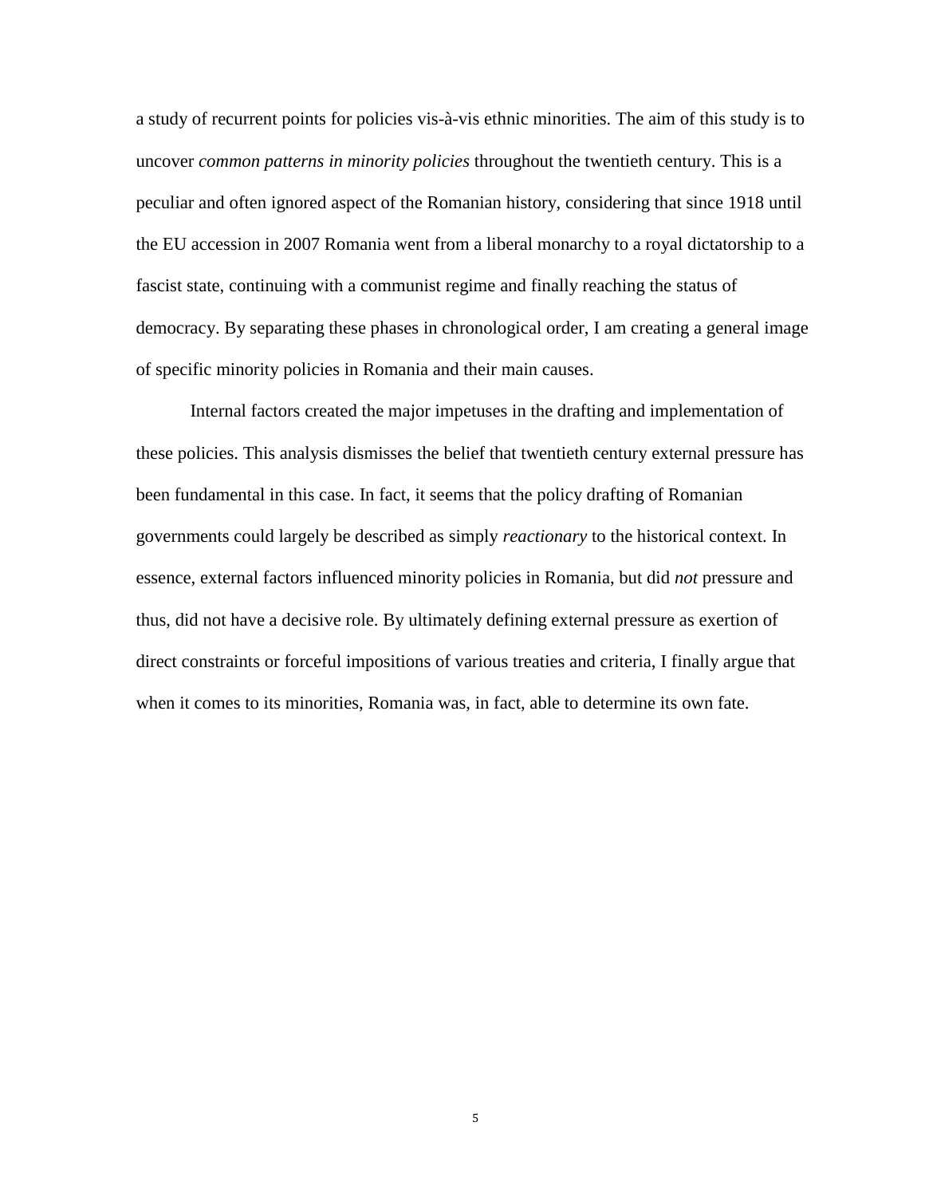a study of recurrent points for policies vis-à-vis ethnic minorities. The aim of this study is to uncover *common patterns in minority policies* throughout the twentieth century. This is a peculiar and often ignored aspect of the Romanian history, considering that since 1918 until the EU accession in 2007 Romania went from a liberal monarchy to a royal dictatorship to a fascist state, continuing with a communist regime and finally reaching the status of democracy. By separating these phases in chronological order, I am creating a general image of specific minority policies in Romania and their main causes.

Internal factors created the major impetuses in the drafting and implementation of these policies. This analysis dismisses the belief that twentieth century external pressure has been fundamental in this case. In fact, it seems that the policy drafting of Romanian governments could largely be described as simply *reactionary* to the historical context. In essence, external factors influenced minority policies in Romania, but did *not* pressure and thus, did not have a decisive role. By ultimately defining external pressure as exertion of direct constraints or forceful impositions of various treaties and criteria, I finally argue that when it comes to its minorities, Romania was, in fact, able to determine its own fate.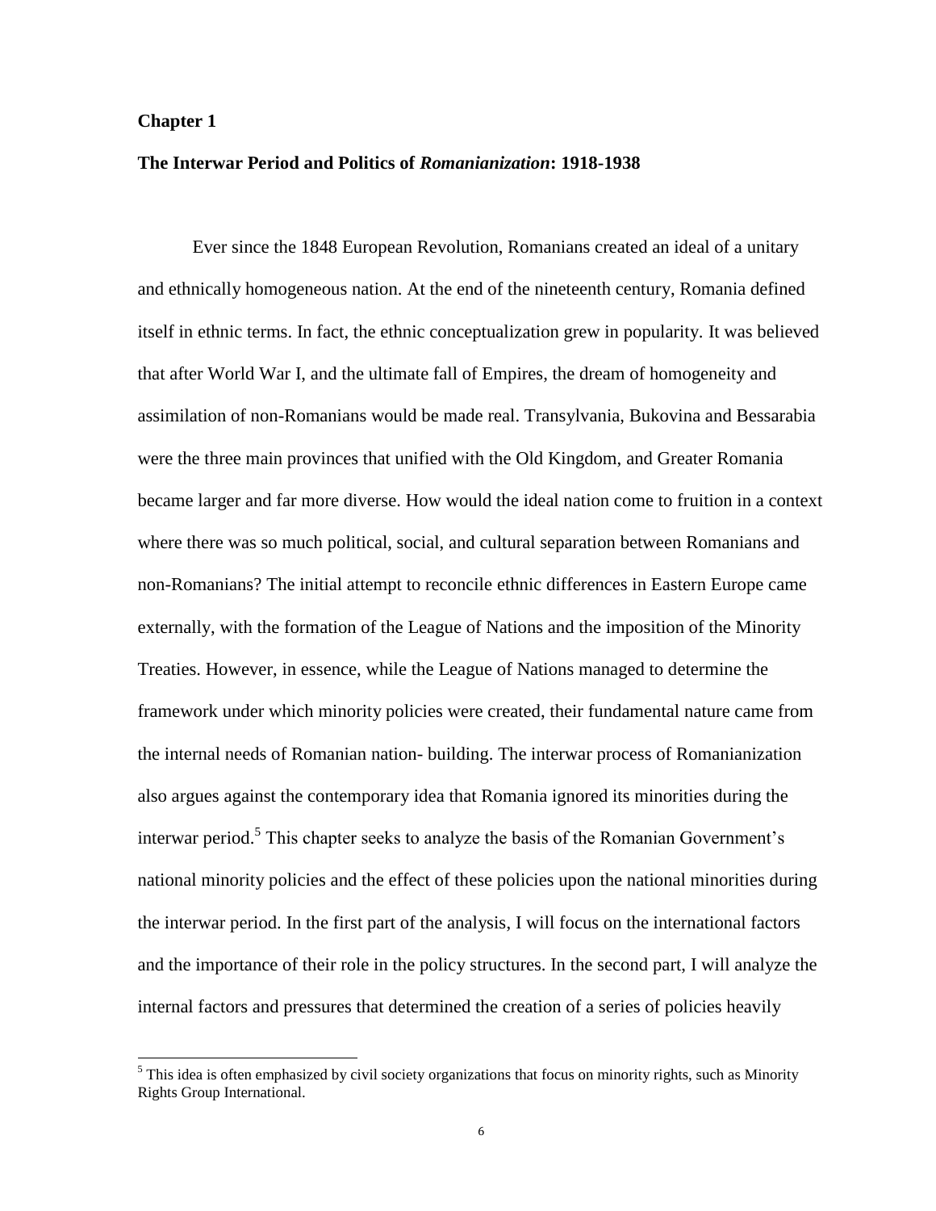# Chapter 1

## The Interwar Period and Politics of *Romanianization*: 1918-1938

Ever since the 1848 European Revolution, Romanians created an ideal of a unitary and ethnically homogeneous nation. At the end of the nineteenth century, Romania defined itself in ethnic terms. In fact, the ethnic conceptualization grew in popularity. It was believed that after World War I, and the ultimate fall of Empires, the dream of homogeneity and assimilation of non-Romanians would be made real. Transylvania, Bukovina and Bessarabia were the three main provinces that unified with the Old Kingdom, and Greater Romania became larger and far more diverse. How would the ideal nation come to fruition in a context where there was so much political, social, and cultural separation between Romanians and non-Romanians? The initial attempt to reconcile ethnic differences in Eastern Europe came externally, with the formation of the League of Nations and the imposition of the Minority Treaties. However, in essence, while the League of Nations managed to determine the framework under which minority policies were created, their fundamental nature came from the internal needs of Romanian nation- building. The interwar process of Romanianization also argues against the contemporary idea that Romania ignored its minorities during the interwar period.[5] This chapter seeks to analyze the basis of the Romanian Government's national minority policies and the effect of these policies upon the national minorities during the interwar period. In the first part of the analysis, I will focus on the international factors and the importance of their role in the policy structures. In the second part, I will analyze the internal factors and pressures that determined the creation of a series of policies heavily

[5] This idea is often emphasized by civil society organizations that focus on minority rights, such as Minority Rights Group International.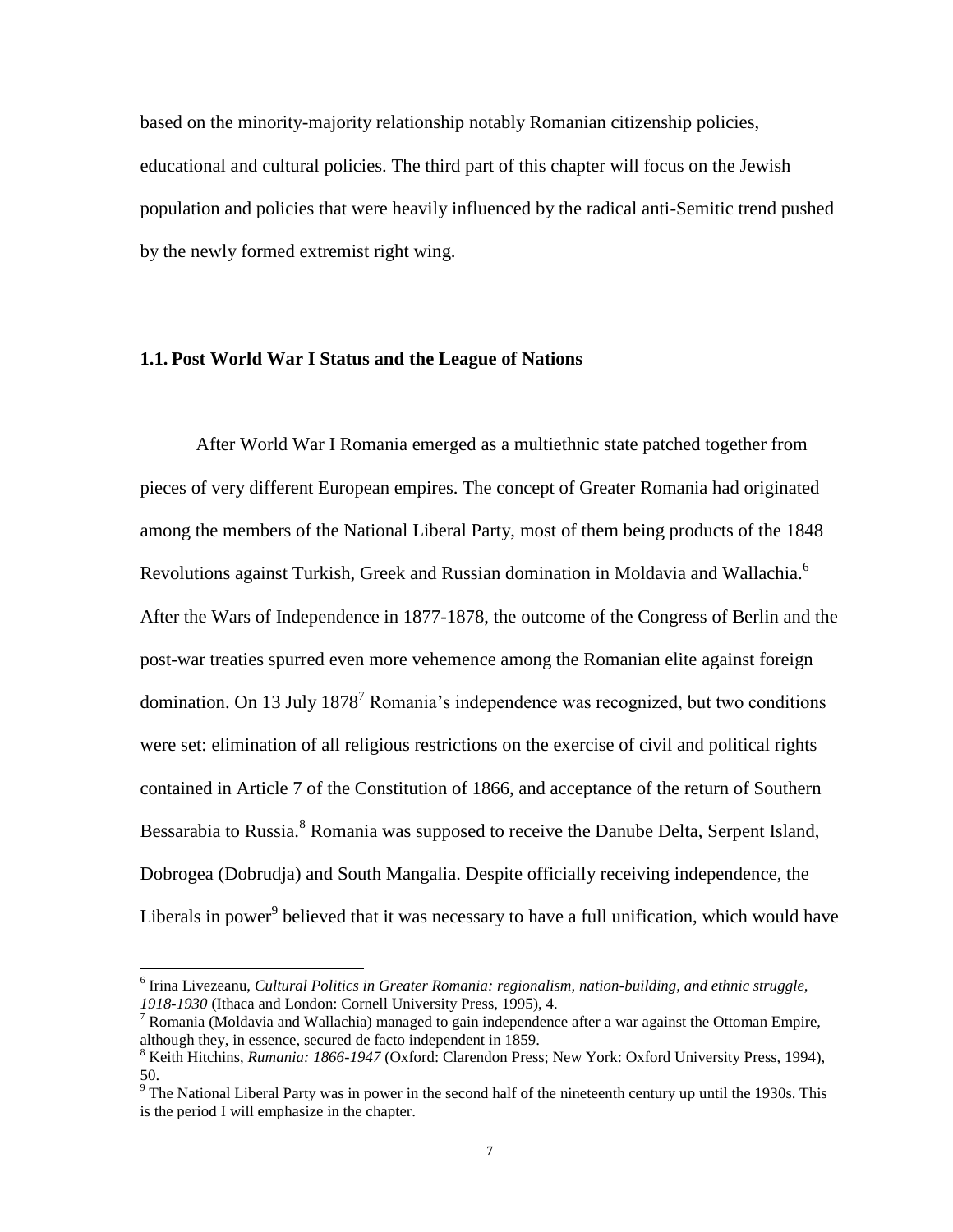based on the minority-majority relationship notably Romanian citizenship policies, educational and cultural policies. The third part of this chapter will focus on the Jewish population and policies that were heavily influenced by the radical anti-Semitic trend pushed by the newly formed extremist right wing.

### 1.1. Post World War I Status and the League of Nations

After World War I Romania emerged as a multiethnic state patched together from pieces of very different European empires. The concept of Greater Romania had originated among the members of the National Liberal Party, most of them being products of the 1848 Revolutions against Turkish, Greek and Russian domination in Moldavia and Wallachia.[6] After the Wars of Independence in 1877-1878, the outcome of the Congress of Berlin and the post-war treaties spurred even more vehemence among the Romanian elite against foreign domination. On 13 July 1878[7] Romania's independence was recognized, but two conditions were set: elimination of all religious restrictions on the exercise of civil and political rights contained in Article 7 of the Constitution of 1866, and acceptance of the return of Southern Bessarabia to Russia.[8] Romania was supposed to receive the Danube Delta, Serpent Island, Dobrogea (Dobrudja) and South Mangalia. Despite officially receiving independence, the Liberals in power[9] believed that it was necessary to have a full unification, which would have

---

[6] Irina Livezeanu, *Cultural Politics in Greater Romania: regionalism, nation-building, and ethnic struggle, 1918-1930* (Ithaca and London: Cornell University Press, 1995), 4.

[7] Romania (Moldavia and Wallachia) managed to gain independence after a war against the Ottoman Empire, although they, in essence, secured de facto independent in 1859.

[8] Keith Hitchins, *Rumania: 1866-1947* (Oxford: Clarendon Press; New York: Oxford University Press, 1994), 50.

[9] The National Liberal Party was in power in the second half of the nineteenth century up until the 1930s. This is the period I will emphasize in the chapter.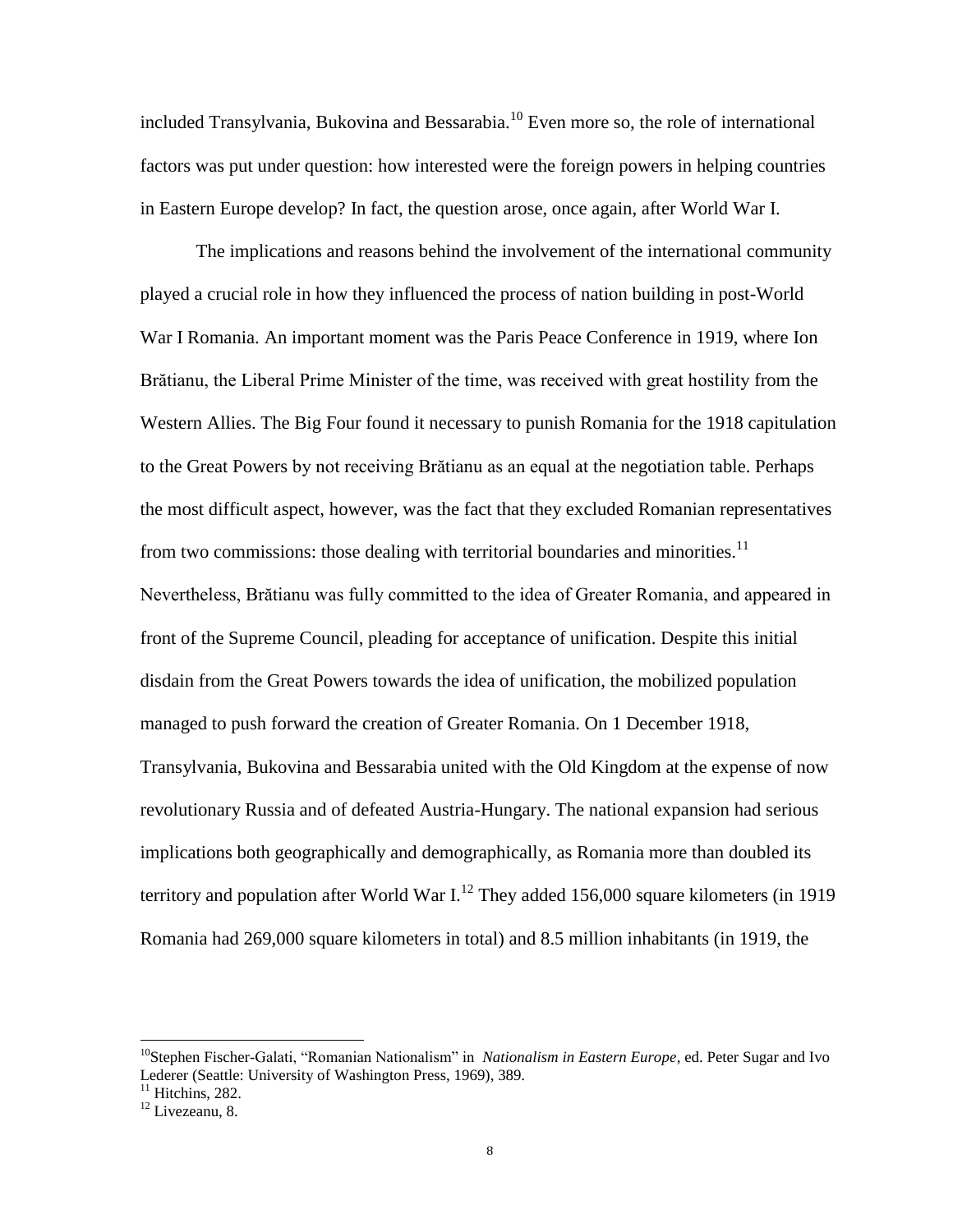included Transylvania, Bukovina and Bessarabia.[10] Even more so, the role of international factors was put under question: how interested were the foreign powers in helping countries in Eastern Europe develop? In fact, the question arose, once again, after World War I.

The implications and reasons behind the involvement of the international community played a crucial role in how they influenced the process of nation building in post-World War I Romania. An important moment was the Paris Peace Conference in 1919, where Ion Brătianu, the Liberal Prime Minister of the time, was received with great hostility from the Western Allies. The Big Four found it necessary to punish Romania for the 1918 capitulation to the Great Powers by not receiving Brătianu as an equal at the negotiation table. Perhaps the most difficult aspect, however, was the fact that they excluded Romanian representatives from two commissions: those dealing with territorial boundaries and minorities.[11] Nevertheless, Brătianu was fully committed to the idea of Greater Romania, and appeared in front of the Supreme Council, pleading for acceptance of unification. Despite this initial disdain from the Great Powers towards the idea of unification, the mobilized population managed to push forward the creation of Greater Romania. On 1 December 1918, Transylvania, Bukovina and Bessarabia united with the Old Kingdom at the expense of now revolutionary Russia and of defeated Austria-Hungary. The national expansion had serious implications both geographically and demographically, as Romania more than doubled its territory and population after World War I.[12] They added 156,000 square kilometers (in 1919 Romania had 269,000 square kilometers in total) and 8.5 million inhabitants (in 1919, the

---

[10] Stephen Fischer-Galati, "Romanian Nationalism" in *Nationalism in Eastern Europe*, ed. Peter Sugar and Ivo Lederer (Seattle: University of Washington Press, 1969), 389.

[11] Hitchins, 282.

[12] Livezeanu, 8.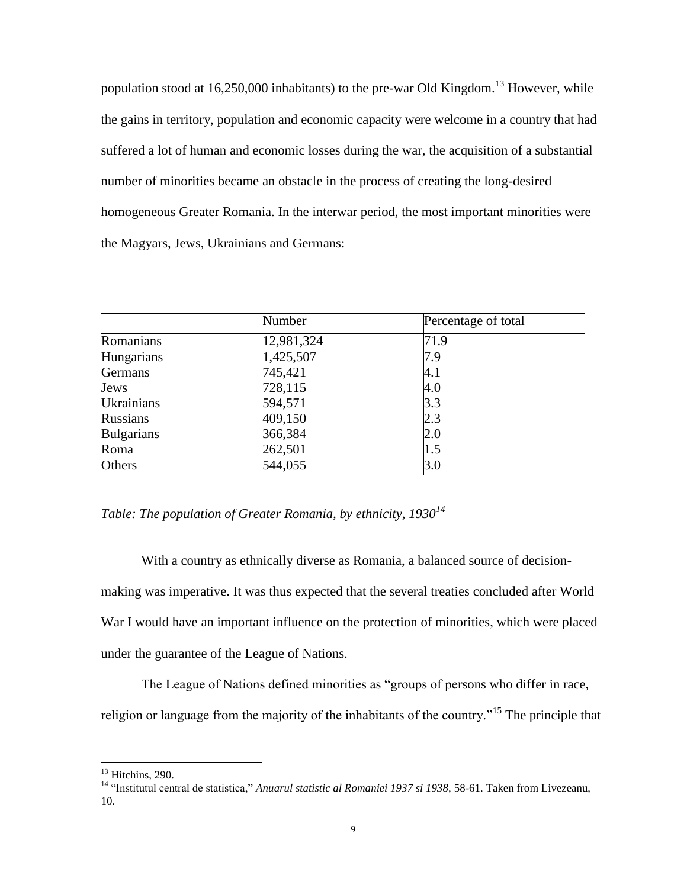population stood at 16,250,000 inhabitants) to the pre-war Old Kingdom.[13] However, while the gains in territory, population and economic capacity were welcome in a country that had suffered a lot of human and economic losses during the war, the acquisition of a substantial number of minorities became an obstacle in the process of creating the long-desired homogeneous Greater Romania. In the interwar period, the most important minorities were the Magyars, Jews, Ukrainians and Germans:

| | Number | Percentage of total |
|---|---|---|
| Romanians | 12,981,324 | 71.9 |
| Hungarians | 1,425,507 | 7.9 |
| Germans | 745,421 | 4.1 |
| Jews | 728,115 | 4.0 |
| Ukrainians | 594,571 | 3.3 |
| Russians | 409,150 | 2.3 |
| Bulgarians | 366,384 | 2.0 |
| Roma | 262,501 | 1.5 |
| Others | 544,055 | 3.0 |

*Table: The population of Greater Romania, by ethnicity, 1930*[14]

With a country as ethnically diverse as Romania, a balanced source of decision-making was imperative. It was thus expected that the several treaties concluded after World War I would have an important influence on the protection of minorities, which were placed under the guarantee of the League of Nations.

The League of Nations defined minorities as "groups of persons who differ in race, religion or language from the majority of the inhabitants of the country."[15] The principle that

[13] Hitchins, 290.

[14] "Institutul central de statistica," *Anuarul statistic al Romaniei 1937 si 1938*, 58-61. Taken from Livezeanu, 10.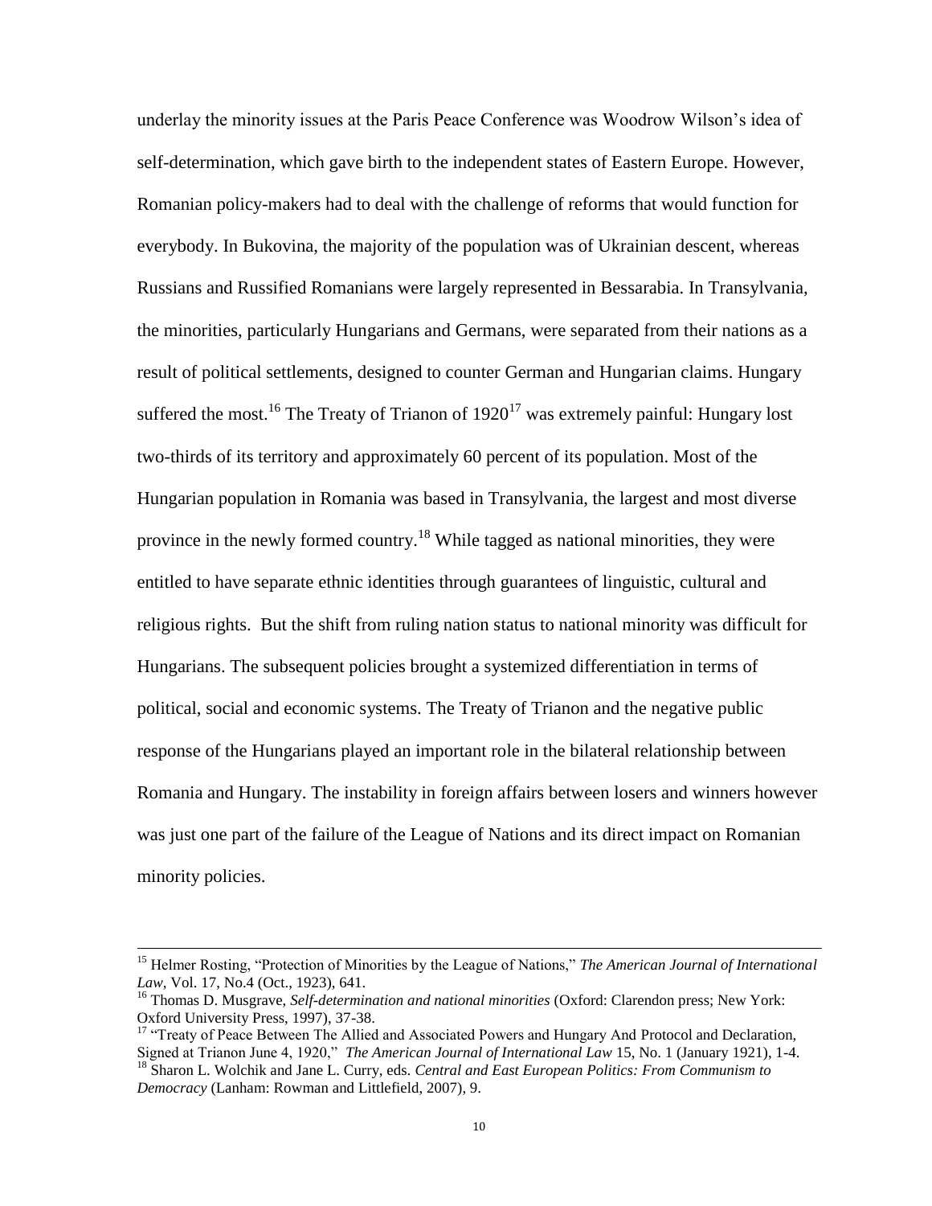underlay the minority issues at the Paris Peace Conference was Woodrow Wilson's idea of self-determination, which gave birth to the independent states of Eastern Europe. However, Romanian policy-makers had to deal with the challenge of reforms that would function for everybody. In Bukovina, the majority of the population was of Ukrainian descent, whereas Russians and Russified Romanians were largely represented in Bessarabia. In Transylvania, the minorities, particularly Hungarians and Germans, were separated from their nations as a result of political settlements, designed to counter German and Hungarian claims. Hungary suffered the most.[16] The Treaty of Trianon of 1920[17] was extremely painful: Hungary lost two-thirds of its territory and approximately 60 percent of its population. Most of the Hungarian population in Romania was based in Transylvania, the largest and most diverse province in the newly formed country.[18] While tagged as national minorities, they were entitled to have separate ethnic identities through guarantees of linguistic, cultural and religious rights. But the shift from ruling nation status to national minority was difficult for Hungarians. The subsequent policies brought a systemized differentiation in terms of political, social and economic systems. The Treaty of Trianon and the negative public response of the Hungarians played an important role in the bilateral relationship between Romania and Hungary. The instability in foreign affairs between losers and winners however was just one part of the failure of the League of Nations and its direct impact on Romanian minority policies.

---

[15] Helmer Rosting, "Protection of Minorities by the League of Nations," *The American Journal of International Law*, Vol. 17, No.4 (Oct., 1923), 641.

[16] Thomas D. Musgrave, *Self-determination and national minorities* (Oxford: Clarendon press; New York: Oxford University Press, 1997), 37-38.

[17] "Treaty of Peace Between The Allied and Associated Powers and Hungary And Protocol and Declaration, Signed at Trianon June 4, 1920," *The American Journal of International Law* 15, No. 1 (January 1921), 1-4.

[18] Sharon L. Wolchik and Jane L. Curry, eds. *Central and East European Politics: From Communism to Democracy* (Lanham: Rowman and Littlefield, 2007), 9.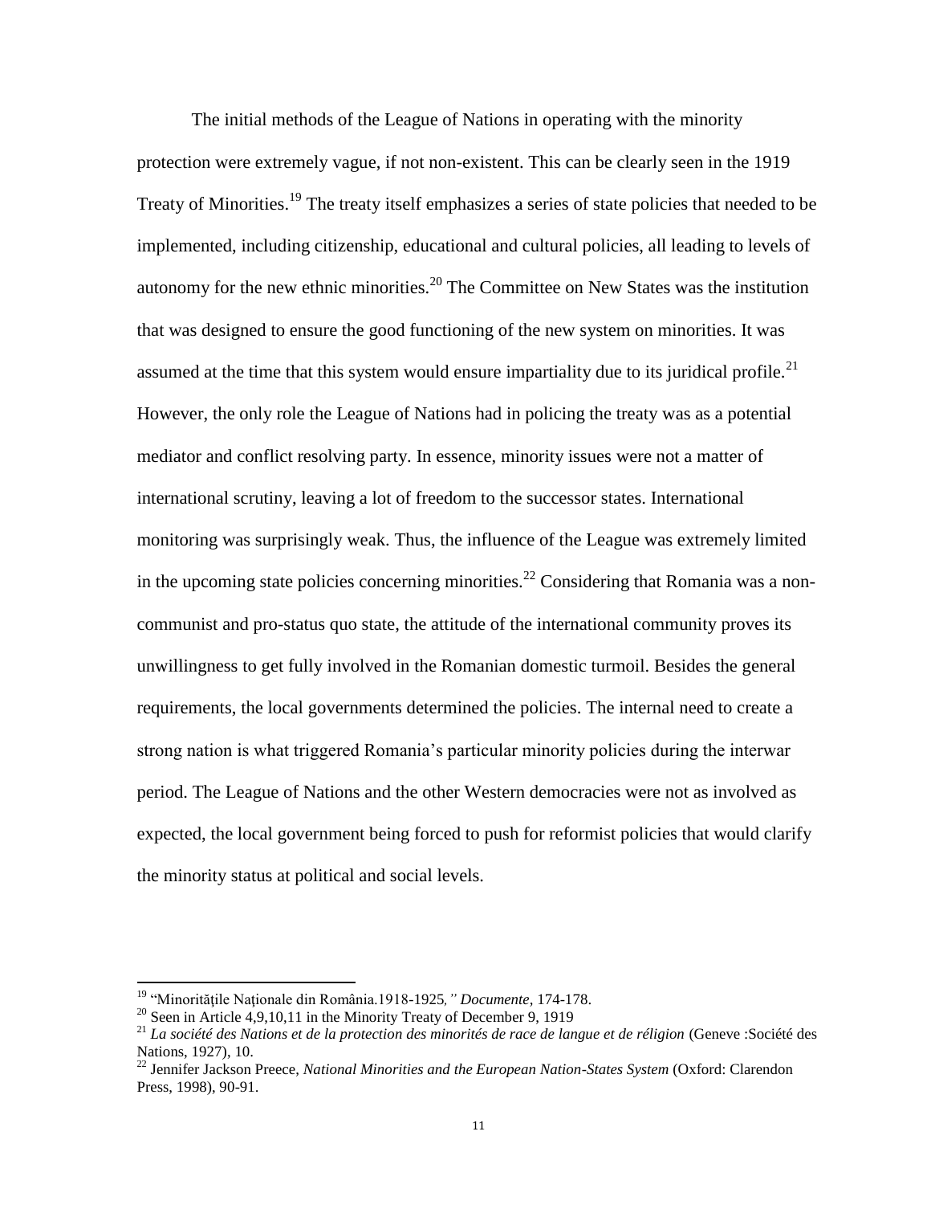The initial methods of the League of Nations in operating with the minority protection were extremely vague, if not non-existent. This can be clearly seen in the 1919 Treaty of Minorities.[19] The treaty itself emphasizes a series of state policies that needed to be implemented, including citizenship, educational and cultural policies, all leading to levels of autonomy for the new ethnic minorities.[20] The Committee on New States was the institution that was designed to ensure the good functioning of the new system on minorities. It was assumed at the time that this system would ensure impartiality due to its juridical profile.[21] However, the only role the League of Nations had in policing the treaty was as a potential mediator and conflict resolving party. In essence, minority issues were not a matter of international scrutiny, leaving a lot of freedom to the successor states. International monitoring was surprisingly weak. Thus, the influence of the League was extremely limited in the upcoming state policies concerning minorities.[22] Considering that Romania was a non-communist and pro-status quo state, the attitude of the international community proves its unwillingness to get fully involved in the Romanian domestic turmoil. Besides the general requirements, the local governments determined the policies. The internal need to create a strong nation is what triggered Romania's particular minority policies during the interwar period. The League of Nations and the other Western democracies were not as involved as expected, the local government being forced to push for reformist policies that would clarify the minority status at political and social levels.

---

[19] "Minorităţile Naţionale din România.1918-1925*," Documente*, 174-178.

[20] Seen in Article 4,9,10,11 in the Minority Treaty of December 9, 1919

[21] *La société des Nations et de la protection des minorités de race de langue et de réligion* (Geneve :Société des Nations, 1927), 10.

[22] Jennifer Jackson Preece, *National Minorities and the European Nation-States System* (Oxford: Clarendon Press, 1998), 90-91.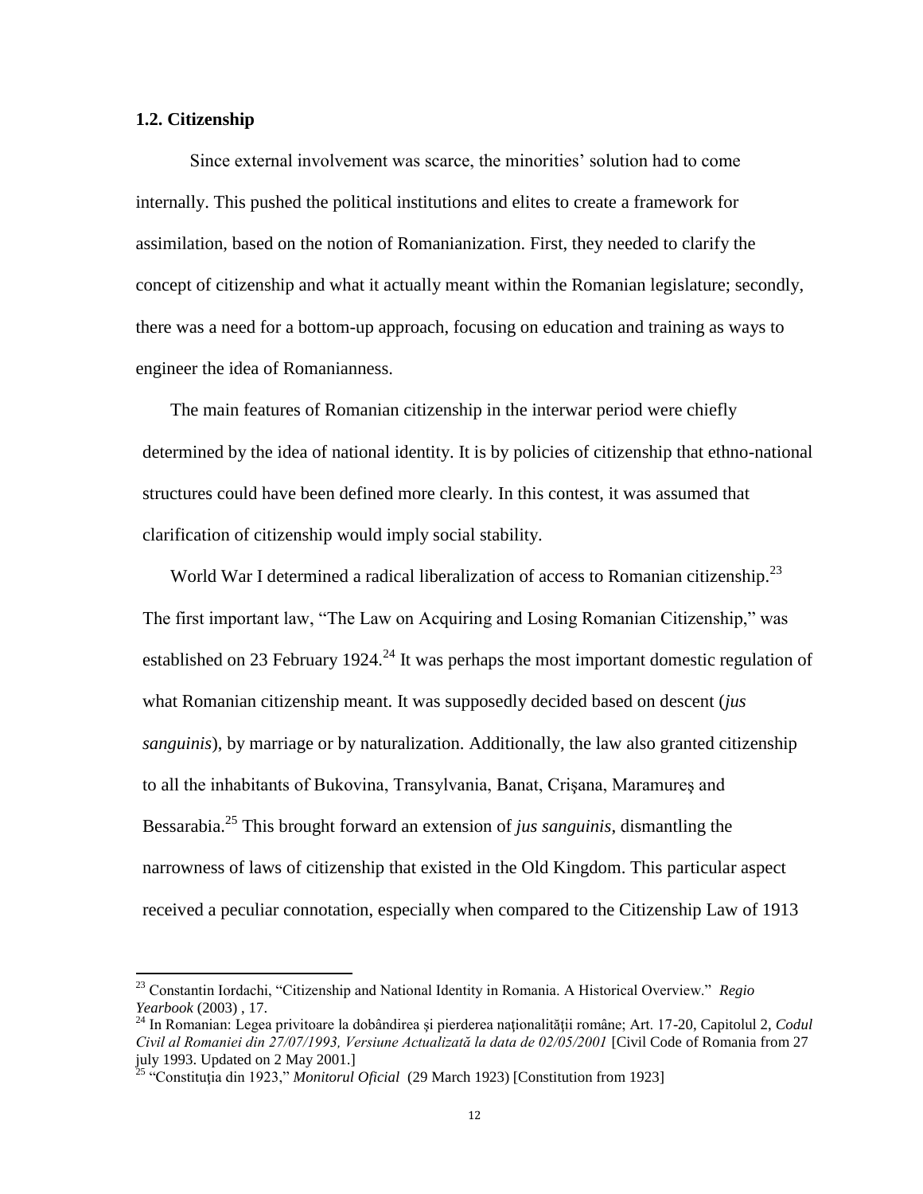### 1.2. Citizenship

Since external involvement was scarce, the minorities' solution had to come internally. This pushed the political institutions and elites to create a framework for assimilation, based on the notion of Romanianization. First, they needed to clarify the concept of citizenship and what it actually meant within the Romanian legislature; secondly, there was a need for a bottom-up approach, focusing on education and training as ways to engineer the idea of Romanianness.

The main features of Romanian citizenship in the interwar period were chiefly determined by the idea of national identity. It is by policies of citizenship that ethno-national structures could have been defined more clearly. In this contest, it was assumed that clarification of citizenship would imply social stability.

World War I determined a radical liberalization of access to Romanian citizenship.[23] The first important law, "The Law on Acquiring and Losing Romanian Citizenship," was established on 23 February 1924.[24] It was perhaps the most important domestic regulation of what Romanian citizenship meant. It was supposedly decided based on descent (*jus sanguinis*), by marriage or by naturalization. Additionally, the law also granted citizenship to all the inhabitants of Bukovina, Transylvania, Banat, Crişana, Maramureş and Bessarabia.[25] This brought forward an extension of *jus sanguinis*, dismantling the narrowness of laws of citizenship that existed in the Old Kingdom. This particular aspect received a peculiar connotation, especially when compared to the Citizenship Law of 1913

---

[23] Constantin Iordachi, "Citizenship and National Identity in Romania. A Historical Overview." *Regio Yearbook* (2003) , 17.

[24] In Romanian: Legea privitoare la dobândirea şi pierderea naţionalităţii române; Art. 17-20, Capitolul 2, *Codul Civil al Romaniei din 27/07/1993, Versiune Actualizată la data de 02/05/2001* [Civil Code of Romania from 27 july 1993. Updated on 2 May 2001.]

[25] "Constituţia din 1923," *Monitorul Oficial* (29 March 1923) [Constitution from 1923]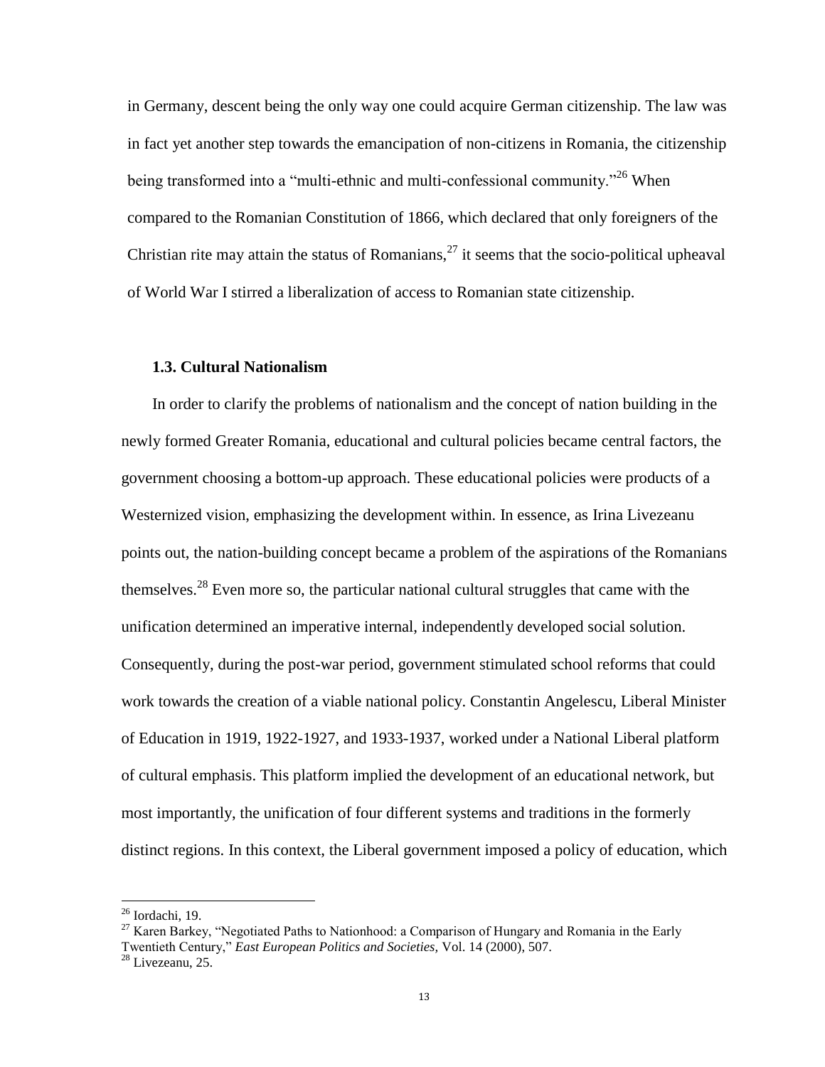in Germany, descent being the only way one could acquire German citizenship. The law was in fact yet another step towards the emancipation of non-citizens in Romania, the citizenship being transformed into a "multi-ethnic and multi-confessional community."[26] When compared to the Romanian Constitution of 1866, which declared that only foreigners of the Christian rite may attain the status of Romanians,[27] it seems that the socio-political upheaval of World War I stirred a liberalization of access to Romanian state citizenship.

### 1.3. Cultural Nationalism

In order to clarify the problems of nationalism and the concept of nation building in the newly formed Greater Romania, educational and cultural policies became central factors, the government choosing a bottom-up approach. These educational policies were products of a Westernized vision, emphasizing the development within. In essence, as Irina Livezeanu points out, the nation-building concept became a problem of the aspirations of the Romanians themselves.[28] Even more so, the particular national cultural struggles that came with the unification determined an imperative internal, independently developed social solution. Consequently, during the post-war period, government stimulated school reforms that could work towards the creation of a viable national policy. Constantin Angelescu, Liberal Minister of Education in 1919, 1922-1927, and 1933-1937, worked under a National Liberal platform of cultural emphasis. This platform implied the development of an educational network, but most importantly, the unification of four different systems and traditions in the formerly distinct regions. In this context, the Liberal government imposed a policy of education, which

---

[26] Iordachi, 19.

[27] Karen Barkey, "Negotiated Paths to Nationhood: a Comparison of Hungary and Romania in the Early Twentieth Century," *East European Politics and Societies,* Vol. 14 (2000), 507.

[28] Livezeanu, 25.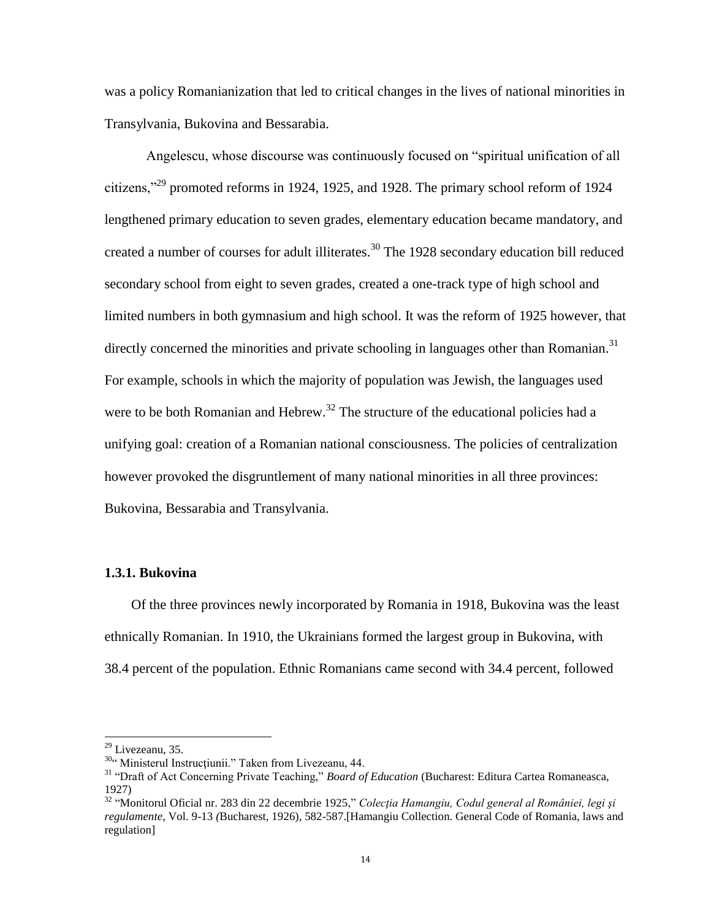was a policy Romanianization that led to critical changes in the lives of national minorities in Transylvania, Bukovina and Bessarabia.

Angelescu, whose discourse was continuously focused on "spiritual unification of all citizens,"[29] promoted reforms in 1924, 1925, and 1928. The primary school reform of 1924 lengthened primary education to seven grades, elementary education became mandatory, and created a number of courses for adult illiterates.[30] The 1928 secondary education bill reduced secondary school from eight to seven grades, created a one-track type of high school and limited numbers in both gymnasium and high school. It was the reform of 1925 however, that directly concerned the minorities and private schooling in languages other than Romanian.[31] For example, schools in which the majority of population was Jewish, the languages used were to be both Romanian and Hebrew.[32] The structure of the educational policies had a unifying goal: creation of a Romanian national consciousness. The policies of centralization however provoked the disgruntlement of many national minorities in all three provinces: Bukovina, Bessarabia and Transylvania.

### 1.3.1. Bukovina

Of the three provinces newly incorporated by Romania in 1918, Bukovina was the least ethnically Romanian. In 1910, the Ukrainians formed the largest group in Bukovina, with 38.4 percent of the population. Ethnic Romanians came second with 34.4 percent, followed

---

[29] Livezeanu, 35.

[30] " Ministerul Instrucţiunii." Taken from Livezeanu, 44.

[31] "Draft of Act Concerning Private Teaching," *Board of Education* (Bucharest: Editura Cartea Romaneasca, 1927)

[32] "Monitorul Oficial nr. 283 din 22 decembrie 1925," *Colecţia Hamangiu, Codul general al României, legi şi regulamente*, Vol. 9-13 *(*Bucharest, 1926), 582-587.[Hamangiu Collection. General Code of Romania, laws and regulation]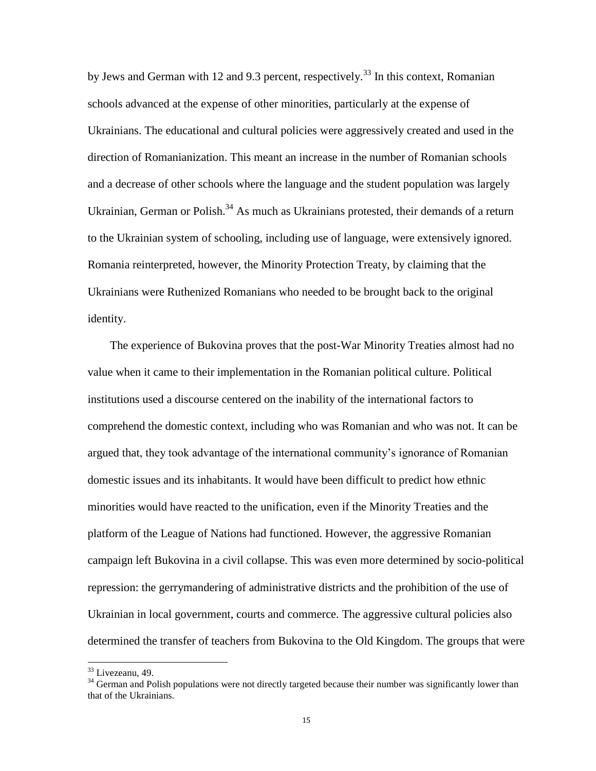by Jews and German with 12 and 9.3 percent, respectively.[33] In this context, Romanian schools advanced at the expense of other minorities, particularly at the expense of Ukrainians. The educational and cultural policies were aggressively created and used in the direction of Romanianization. This meant an increase in the number of Romanian schools and a decrease of other schools where the language and the student population was largely Ukrainian, German or Polish.[34] As much as Ukrainians protested, their demands of a return to the Ukrainian system of schooling, including use of language, were extensively ignored. Romania reinterpreted, however, the Minority Protection Treaty, by claiming that the Ukrainians were Ruthenized Romanians who needed to be brought back to the original identity.

The experience of Bukovina proves that the post-War Minority Treaties almost had no value when it came to their implementation in the Romanian political culture. Political institutions used a discourse centered on the inability of the international factors to comprehend the domestic context, including who was Romanian and who was not. It can be argued that, they took advantage of the international community's ignorance of Romanian domestic issues and its inhabitants. It would have been difficult to predict how ethnic minorities would have reacted to the unification, even if the Minority Treaties and the platform of the League of Nations had functioned. However, the aggressive Romanian campaign left Bukovina in a civil collapse. This was even more determined by socio-political repression: the gerrymandering of administrative districts and the prohibition of the use of Ukrainian in local government, courts and commerce. The aggressive cultural policies also determined the transfer of teachers from Bukovina to the Old Kingdom. The groups that were

[33] Livezeanu, 49.

[34] German and Polish populations were not directly targeted because their number was significantly lower than that of the Ukrainians.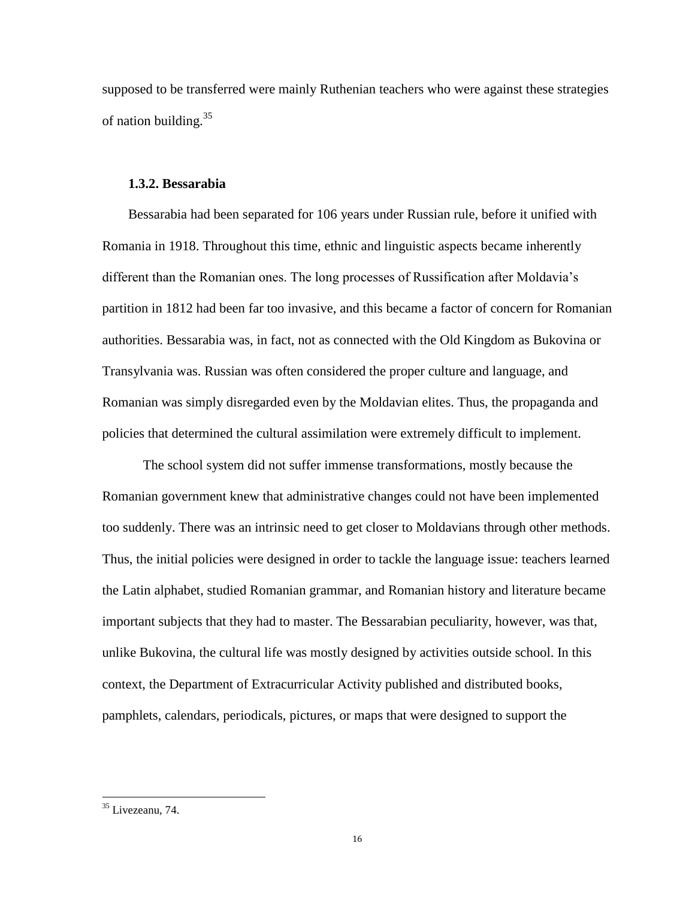supposed to be transferred were mainly Ruthenian teachers who were against these strategies of nation building.[35]

### 1.3.2. Bessarabia

Bessarabia had been separated for 106 years under Russian rule, before it unified with Romania in 1918. Throughout this time, ethnic and linguistic aspects became inherently different than the Romanian ones. The long processes of Russification after Moldavia's partition in 1812 had been far too invasive, and this became a factor of concern for Romanian authorities. Bessarabia was, in fact, not as connected with the Old Kingdom as Bukovina or Transylvania was. Russian was often considered the proper culture and language, and Romanian was simply disregarded even by the Moldavian elites. Thus, the propaganda and policies that determined the cultural assimilation were extremely difficult to implement.

The school system did not suffer immense transformations, mostly because the Romanian government knew that administrative changes could not have been implemented too suddenly. There was an intrinsic need to get closer to Moldavians through other methods. Thus, the initial policies were designed in order to tackle the language issue: teachers learned the Latin alphabet, studied Romanian grammar, and Romanian history and literature became important subjects that they had to master. The Bessarabian peculiarity, however, was that, unlike Bukovina, the cultural life was mostly designed by activities outside school. In this context, the Department of Extracurricular Activity published and distributed books, pamphlets, calendars, periodicals, pictures, or maps that were designed to support the

[35] Livezeanu, 74.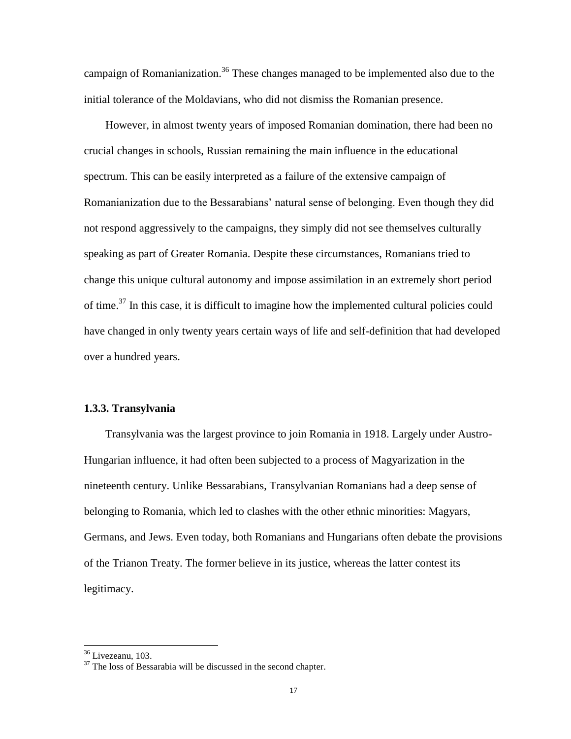campaign of Romanianization.[36] These changes managed to be implemented also due to the initial tolerance of the Moldavians, who did not dismiss the Romanian presence.

However, in almost twenty years of imposed Romanian domination, there had been no crucial changes in schools, Russian remaining the main influence in the educational spectrum. This can be easily interpreted as a failure of the extensive campaign of Romanianization due to the Bessarabians' natural sense of belonging. Even though they did not respond aggressively to the campaigns, they simply did not see themselves culturally speaking as part of Greater Romania. Despite these circumstances, Romanians tried to change this unique cultural autonomy and impose assimilation in an extremely short period of time.[37] In this case, it is difficult to imagine how the implemented cultural policies could have changed in only twenty years certain ways of life and self-definition that had developed over a hundred years.

### 1.3.3. Transylvania

Transylvania was the largest province to join Romania in 1918. Largely under Austro-Hungarian influence, it had often been subjected to a process of Magyarization in the nineteenth century. Unlike Bessarabians, Transylvanian Romanians had a deep sense of belonging to Romania, which led to clashes with the other ethnic minorities: Magyars, Germans, and Jews. Even today, both Romanians and Hungarians often debate the provisions of the Trianon Treaty. The former believe in its justice, whereas the latter contest its legitimacy.

---

[36] Livezeanu, 103.

[37] The loss of Bessarabia will be discussed in the second chapter.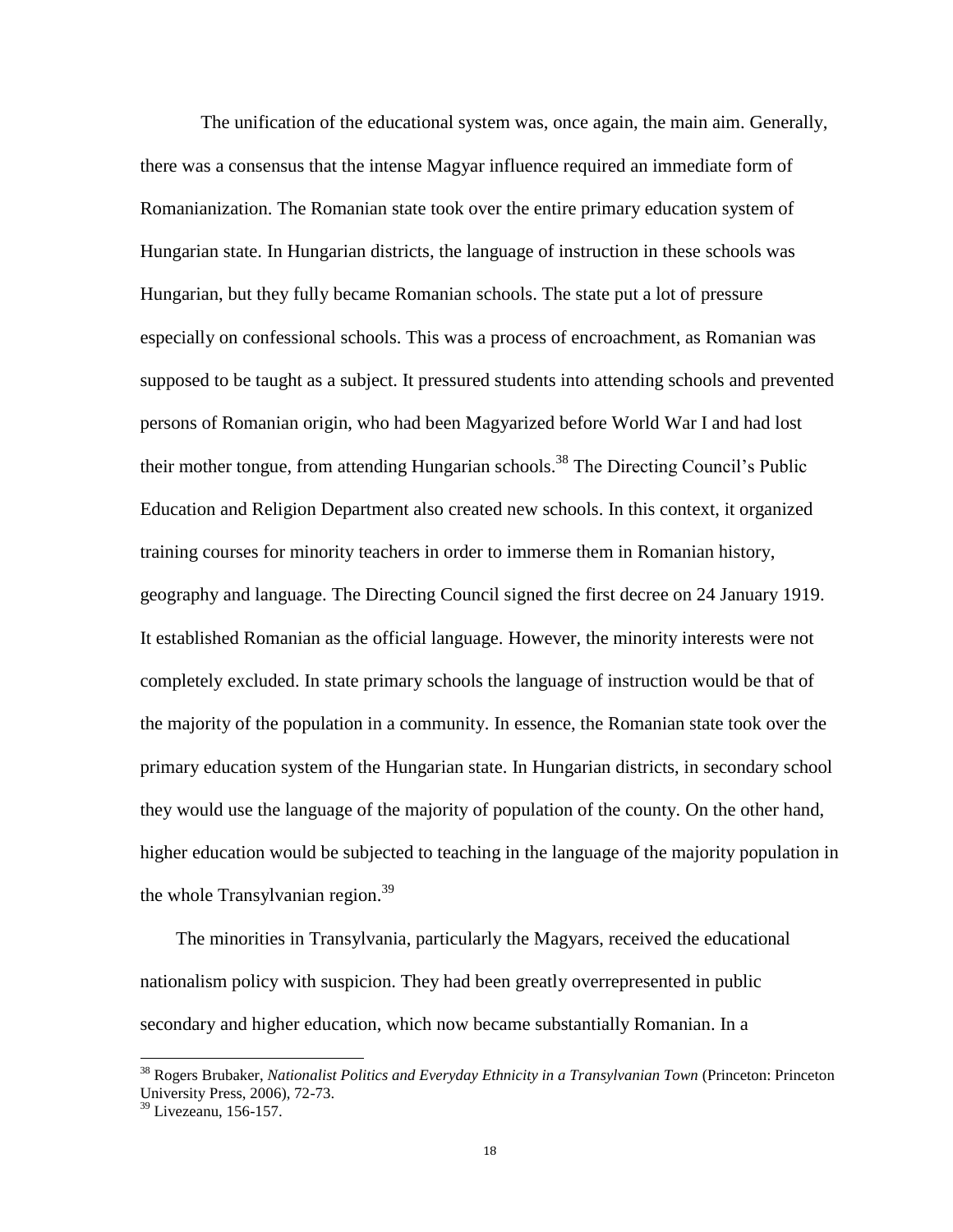The unification of the educational system was, once again, the main aim. Generally, there was a consensus that the intense Magyar influence required an immediate form of Romanianization. The Romanian state took over the entire primary education system of Hungarian state. In Hungarian districts, the language of instruction in these schools was Hungarian, but they fully became Romanian schools. The state put a lot of pressure especially on confessional schools. This was a process of encroachment, as Romanian was supposed to be taught as a subject. It pressured students into attending schools and prevented persons of Romanian origin, who had been Magyarized before World War I and had lost their mother tongue, from attending Hungarian schools.[38] The Directing Council's Public Education and Religion Department also created new schools. In this context, it organized training courses for minority teachers in order to immerse them in Romanian history, geography and language. The Directing Council signed the first decree on 24 January 1919. It established Romanian as the official language. However, the minority interests were not completely excluded. In state primary schools the language of instruction would be that of the majority of the population in a community. In essence, the Romanian state took over the primary education system of the Hungarian state. In Hungarian districts, in secondary school they would use the language of the majority of population of the county. On the other hand, higher education would be subjected to teaching in the language of the majority population in the whole Transylvanian region.[39]

The minorities in Transylvania, particularly the Magyars, received the educational nationalism policy with suspicion. They had been greatly overrepresented in public secondary and higher education, which now became substantially Romanian. In a

---

[38] Rogers Brubaker, *Nationalist Politics and Everyday Ethnicity in a Transylvanian Town* (Princeton: Princeton University Press, 2006), 72-73.

[39] Livezeanu, 156-157.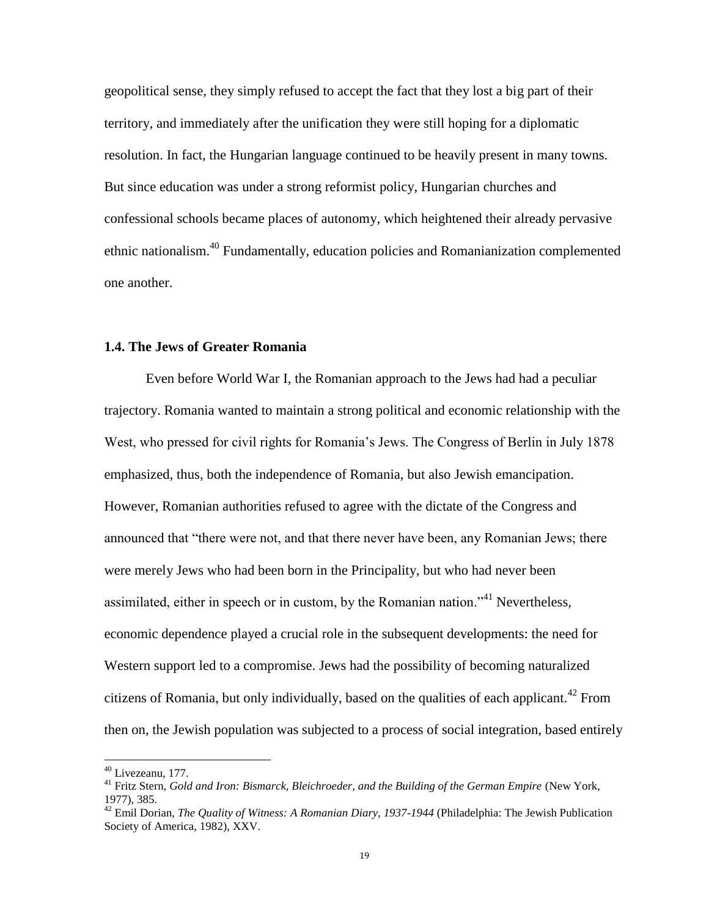geopolitical sense, they simply refused to accept the fact that they lost a big part of their territory, and immediately after the unification they were still hoping for a diplomatic resolution. In fact, the Hungarian language continued to be heavily present in many towns. But since education was under a strong reformist policy, Hungarian churches and confessional schools became places of autonomy, which heightened their already pervasive ethnic nationalism.[40] Fundamentally, education policies and Romanianization complemented one another.

### 1.4. The Jews of Greater Romania

Even before World War I, the Romanian approach to the Jews had had a peculiar trajectory. Romania wanted to maintain a strong political and economic relationship with the West, who pressed for civil rights for Romania's Jews. The Congress of Berlin in July 1878 emphasized, thus, both the independence of Romania, but also Jewish emancipation. However, Romanian authorities refused to agree with the dictate of the Congress and announced that "there were not, and that there never have been, any Romanian Jews; there were merely Jews who had been born in the Principality, but who had never been assimilated, either in speech or in custom, by the Romanian nation."[41] Nevertheless, economic dependence played a crucial role in the subsequent developments: the need for Western support led to a compromise. Jews had the possibility of becoming naturalized citizens of Romania, but only individually, based on the qualities of each applicant.[42] From then on, the Jewish population was subjected to a process of social integration, based entirely

---

[40] Livezeanu, 177.

[41] Fritz Stern, *Gold and Iron: Bismarck, Bleichroeder, and the Building of the German Empire* (New York, 1977), 385.

[42] Emil Dorian, *The Quality of Witness: A Romanian Diary, 1937-1944* (Philadelphia: The Jewish Publication Society of America, 1982), XXV.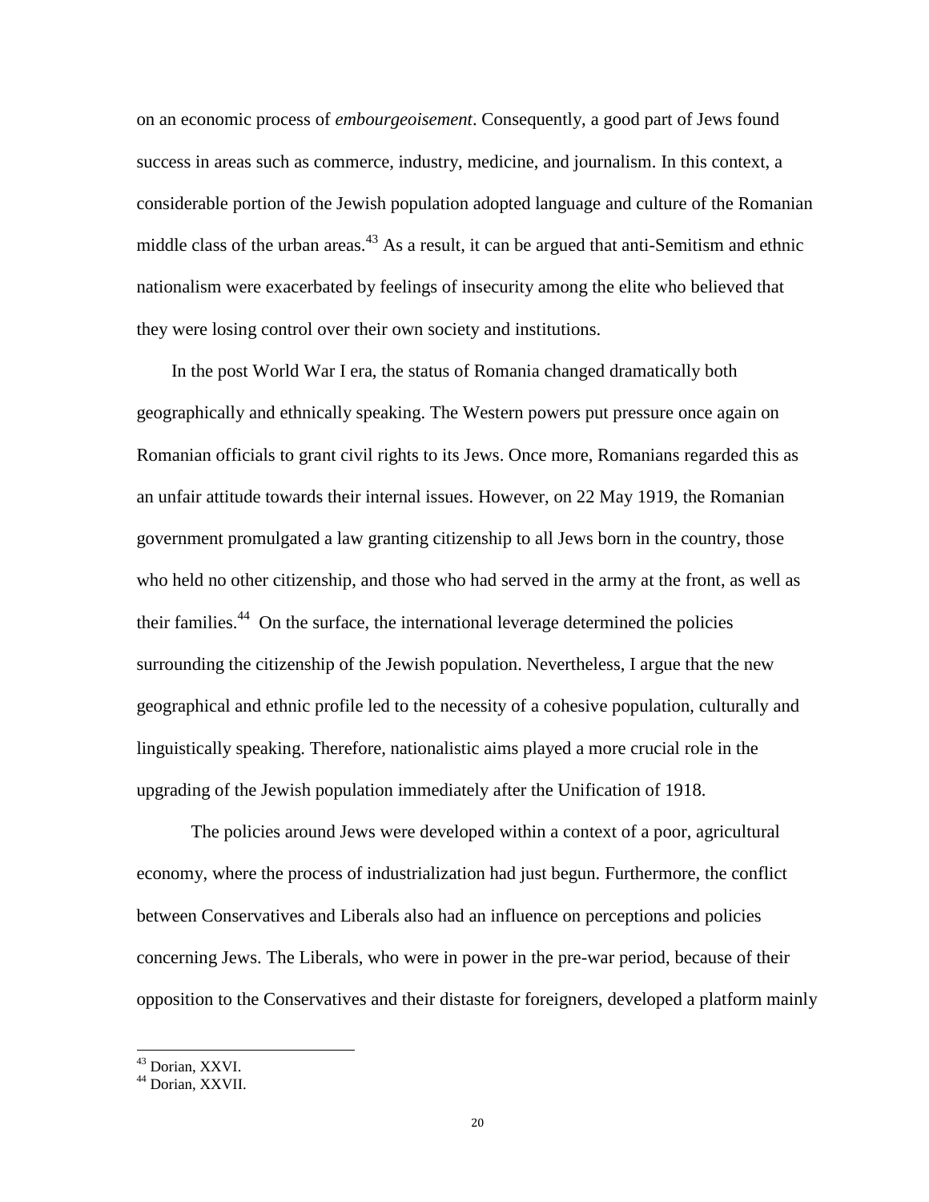on an economic process of *embourgeoisement*. Consequently, a good part of Jews found success in areas such as commerce, industry, medicine, and journalism. In this context, a considerable portion of the Jewish population adopted language and culture of the Romanian middle class of the urban areas.[43] As a result, it can be argued that anti-Semitism and ethnic nationalism were exacerbated by feelings of insecurity among the elite who believed that they were losing control over their own society and institutions.

In the post World War I era, the status of Romania changed dramatically both geographically and ethnically speaking. The Western powers put pressure once again on Romanian officials to grant civil rights to its Jews. Once more, Romanians regarded this as an unfair attitude towards their internal issues. However, on 22 May 1919, the Romanian government promulgated a law granting citizenship to all Jews born in the country, those who held no other citizenship, and those who had served in the army at the front, as well as their families.[44] On the surface, the international leverage determined the policies surrounding the citizenship of the Jewish population. Nevertheless, I argue that the new geographical and ethnic profile led to the necessity of a cohesive population, culturally and linguistically speaking. Therefore, nationalistic aims played a more crucial role in the upgrading of the Jewish population immediately after the Unification of 1918.

The policies around Jews were developed within a context of a poor, agricultural economy, where the process of industrialization had just begun. Furthermore, the conflict between Conservatives and Liberals also had an influence on perceptions and policies concerning Jews. The Liberals, who were in power in the pre-war period, because of their opposition to the Conservatives and their distaste for foreigners, developed a platform mainly

---

[43] Dorian, XXVI.

[44] Dorian, XXVII.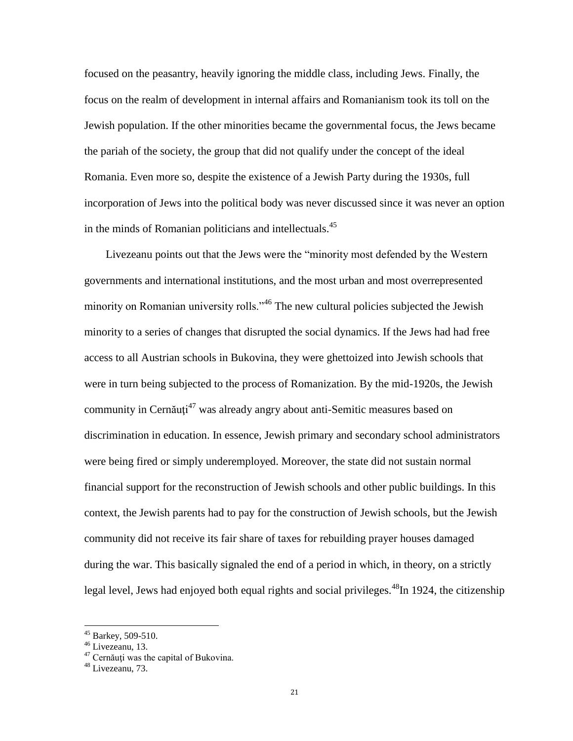focused on the peasantry, heavily ignoring the middle class, including Jews. Finally, the focus on the realm of development in internal affairs and Romanianism took its toll on the Jewish population. If the other minorities became the governmental focus, the Jews became the pariah of the society, the group that did not qualify under the concept of the ideal Romania. Even more so, despite the existence of a Jewish Party during the 1930s, full incorporation of Jews into the political body was never discussed since it was never an option in the minds of Romanian politicians and intellectuals.[45]

Livezeanu points out that the Jews were the "minority most defended by the Western governments and international institutions, and the most urban and most overrepresented minority on Romanian university rolls."[46] The new cultural policies subjected the Jewish minority to a series of changes that disrupted the social dynamics. If the Jews had had free access to all Austrian schools in Bukovina, they were ghettoized into Jewish schools that were in turn being subjected to the process of Romanization. By the mid-1920s, the Jewish community in Cernăuți[47] was already angry about anti-Semitic measures based on discrimination in education. In essence, Jewish primary and secondary school administrators were being fired or simply underemployed. Moreover, the state did not sustain normal financial support for the reconstruction of Jewish schools and other public buildings. In this context, the Jewish parents had to pay for the construction of Jewish schools, but the Jewish community did not receive its fair share of taxes for rebuilding prayer houses damaged during the war. This basically signaled the end of a period in which, in theory, on a strictly legal level, Jews had enjoyed both equal rights and social privileges.[48]In 1924, the citizenship

---

[45] Barkey, 509-510.

[46] Livezeanu, 13.

[47] Cernăuți was the capital of Bukovina.

[48] Livezeanu, 73.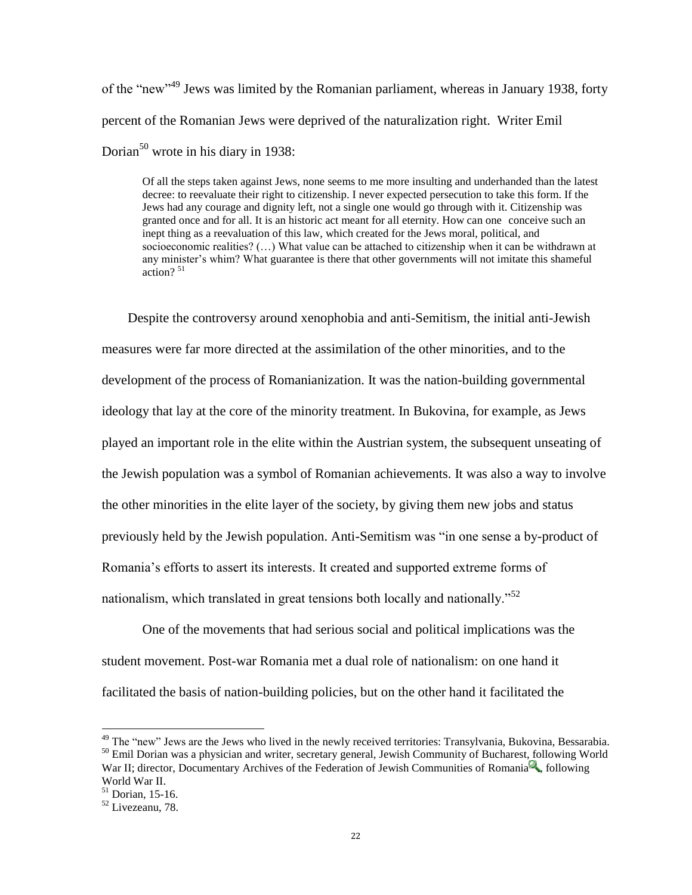of the "new"[49] Jews was limited by the Romanian parliament, whereas in January 1938, forty percent of the Romanian Jews were deprived of the naturalization right. Writer Emil Dorian[50] wrote in his diary in 1938:

> Of all the steps taken against Jews, none seems to me more insulting and underhanded than the latest decree: to reevaluate their right to citizenship. I never expected persecution to take this form. If the Jews had any courage and dignity left, not a single one would go through with it. Citizenship was granted once and for all. It is an historic act meant for all eternity. How can one conceive such an inept thing as a reevaluation of this law, which created for the Jews moral, political, and socioeconomic realities? (…) What value can be attached to citizenship when it can be withdrawn at any minister's whim? What guarantee is there that other governments will not imitate this shameful action? [51]

Despite the controversy around xenophobia and anti-Semitism, the initial anti-Jewish measures were far more directed at the assimilation of the other minorities, and to the development of the process of Romanianization. It was the nation-building governmental ideology that lay at the core of the minority treatment. In Bukovina, for example, as Jews played an important role in the elite within the Austrian system, the subsequent unseating of the Jewish population was a symbol of Romanian achievements. It was also a way to involve the other minorities in the elite layer of the society, by giving them new jobs and status previously held by the Jewish population. Anti-Semitism was "in one sense a by-product of Romania's efforts to assert its interests. It created and supported extreme forms of nationalism, which translated in great tensions both locally and nationally."[52]

One of the movements that had serious social and political implications was the student movement. Post-war Romania met a dual role of nationalism: on one hand it facilitated the basis of nation-building policies, but on the other hand it facilitated the

---

[49] The "new" Jews are the Jews who lived in the newly received territories: Transylvania, Bukovina, Bessarabia.

[50] Emil Dorian was a physician and writer, secretary general, Jewish Community of Bucharest, following World War II; director, Documentary Archives of the Federation of Jewish Communities of Romania, following World War II.

[51] Dorian, 15-16.

[52] Livezeanu, 78.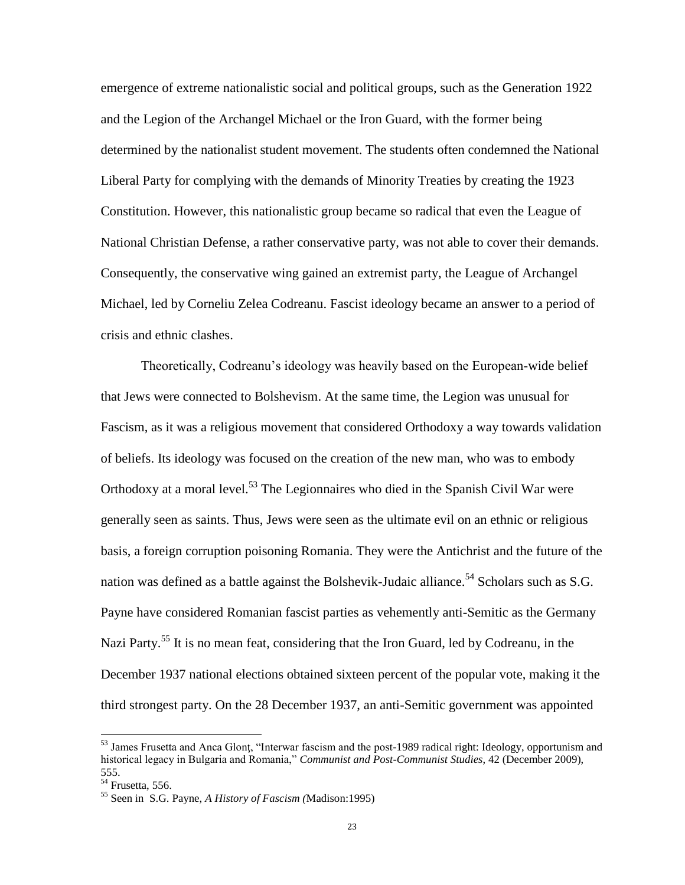emergence of extreme nationalistic social and political groups, such as the Generation 1922 and the Legion of the Archangel Michael or the Iron Guard, with the former being determined by the nationalist student movement. The students often condemned the National Liberal Party for complying with the demands of Minority Treaties by creating the 1923 Constitution. However, this nationalistic group became so radical that even the League of National Christian Defense, a rather conservative party, was not able to cover their demands. Consequently, the conservative wing gained an extremist party, the League of Archangel Michael, led by Corneliu Zelea Codreanu. Fascist ideology became an answer to a period of crisis and ethnic clashes.

Theoretically, Codreanu's ideology was heavily based on the European-wide belief that Jews were connected to Bolshevism. At the same time, the Legion was unusual for Fascism, as it was a religious movement that considered Orthodoxy a way towards validation of beliefs. Its ideology was focused on the creation of the new man, who was to embody Orthodoxy at a moral level.[53] The Legionnaires who died in the Spanish Civil War were generally seen as saints. Thus, Jews were seen as the ultimate evil on an ethnic or religious basis, a foreign corruption poisoning Romania. They were the Antichrist and the future of the nation was defined as a battle against the Bolshevik-Judaic alliance.[54] Scholars such as S.G. Payne have considered Romanian fascist parties as vehemently anti-Semitic as the Germany Nazi Party.[55] It is no mean feat, considering that the Iron Guard, led by Codreanu, in the December 1937 national elections obtained sixteen percent of the popular vote, making it the third strongest party. On the 28 December 1937, an anti-Semitic government was appointed

---

[53] James Frusetta and Anca Glonț, "Interwar fascism and the post-1989 radical right: Ideology, opportunism and historical legacy in Bulgaria and Romania," *Communist and Post-Communist Studies*, 42 (December 2009), 555.

[54] Frusetta, 556.

[55] Seen in S.G. Payne, *A History of Fascism (*Madison:1995)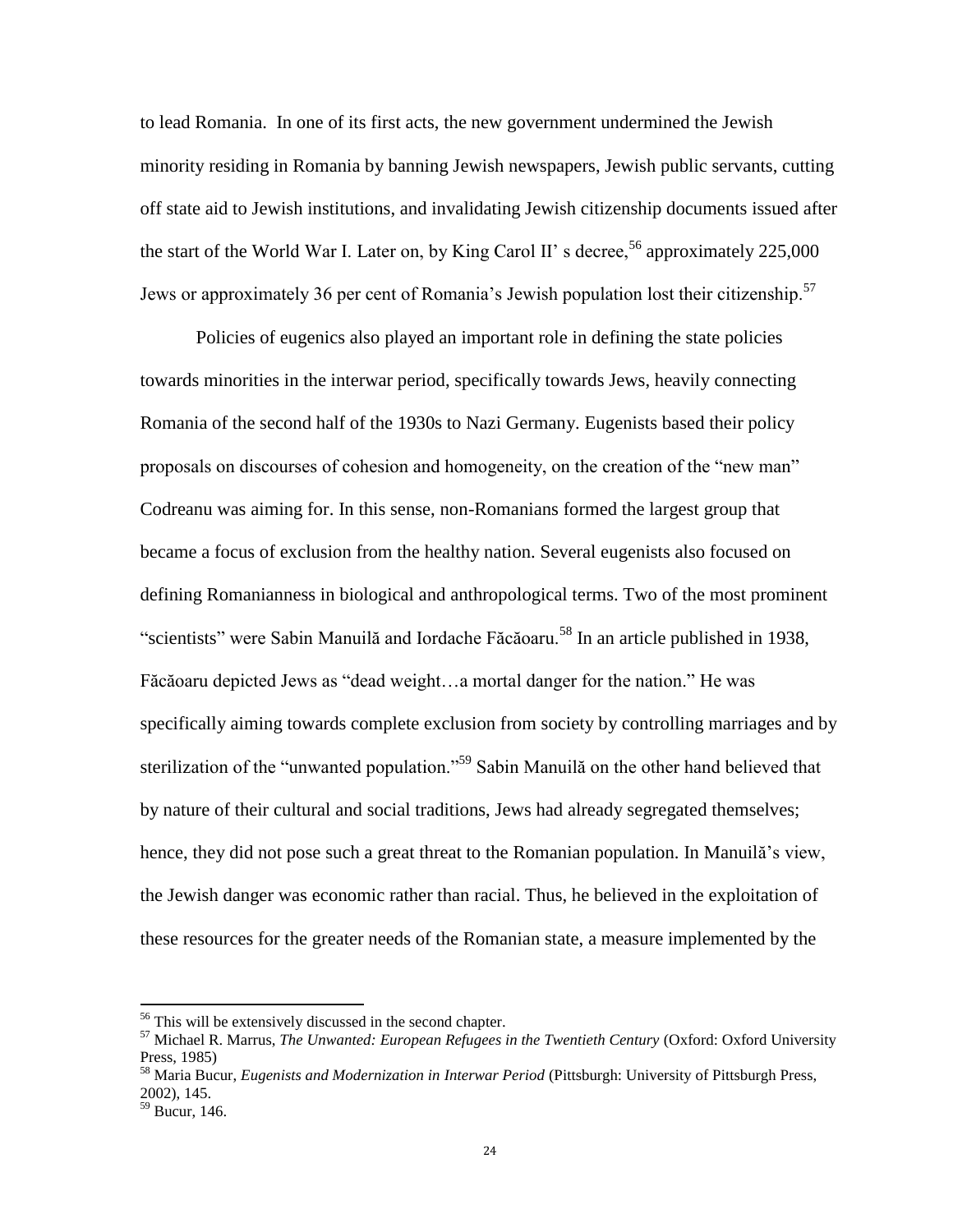to lead Romania. In one of its first acts, the new government undermined the Jewish minority residing in Romania by banning Jewish newspapers, Jewish public servants, cutting off state aid to Jewish institutions, and invalidating Jewish citizenship documents issued after the start of the World War I. Later on, by King Carol II' s decree,[56] approximately 225,000 Jews or approximately 36 per cent of Romania's Jewish population lost their citizenship.[57]

Policies of eugenics also played an important role in defining the state policies towards minorities in the interwar period, specifically towards Jews, heavily connecting Romania of the second half of the 1930s to Nazi Germany. Eugenists based their policy proposals on discourses of cohesion and homogeneity, on the creation of the "new man" Codreanu was aiming for. In this sense, non-Romanians formed the largest group that became a focus of exclusion from the healthy nation. Several eugenists also focused on defining Romanianness in biological and anthropological terms. Two of the most prominent "scientists" were Sabin Manuilă and Iordache Făcăoaru.[58] In an article published in 1938, Făcăoaru depicted Jews as "dead weight…a mortal danger for the nation." He was specifically aiming towards complete exclusion from society by controlling marriages and by sterilization of the "unwanted population."[59] Sabin Manuilă on the other hand believed that by nature of their cultural and social traditions, Jews had already segregated themselves; hence, they did not pose such a great threat to the Romanian population. In Manuilă's view, the Jewish danger was economic rather than racial. Thus, he believed in the exploitation of these resources for the greater needs of the Romanian state, a measure implemented by the

---

[56] This will be extensively discussed in the second chapter.

[57] Michael R. Marrus, *The Unwanted: European Refugees in the Twentieth Century* (Oxford: Oxford University Press, 1985)

[58] Maria Bucur, *Eugenists and Modernization in Interwar Period* (Pittsburgh: University of Pittsburgh Press, 2002), 145.

[59] Bucur, 146.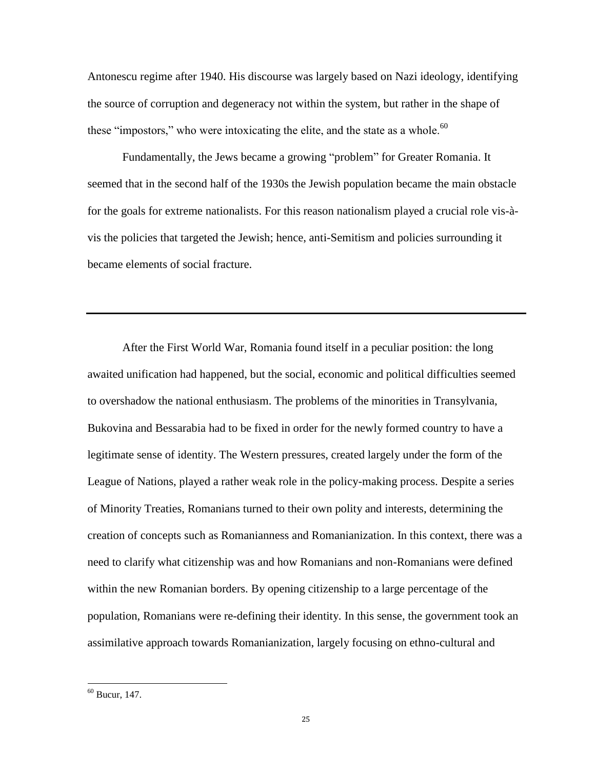Antonescu regime after 1940. His discourse was largely based on Nazi ideology, identifying the source of corruption and degeneracy not within the system, but rather in the shape of these "impostors," who were intoxicating the elite, and the state as a whole.[60]

Fundamentally, the Jews became a growing "problem" for Greater Romania. It seemed that in the second half of the 1930s the Jewish population became the main obstacle for the goals for extreme nationalists. For this reason nationalism played a crucial role vis-à-vis the policies that targeted the Jewish; hence, anti-Semitism and policies surrounding it became elements of social fracture.

---

After the First World War, Romania found itself in a peculiar position: the long awaited unification had happened, but the social, economic and political difficulties seemed to overshadow the national enthusiasm. The problems of the minorities in Transylvania, Bukovina and Bessarabia had to be fixed in order for the newly formed country to have a legitimate sense of identity. The Western pressures, created largely under the form of the League of Nations, played a rather weak role in the policy-making process. Despite a series of Minority Treaties, Romanians turned to their own polity and interests, determining the creation of concepts such as Romanianness and Romanianization. In this context, there was a need to clarify what citizenship was and how Romanians and non-Romanians were defined within the new Romanian borders. By opening citizenship to a large percentage of the population, Romanians were re-defining their identity. In this sense, the government took an assimilative approach towards Romanianization, largely focusing on ethno-cultural and

[60] Bucur, 147.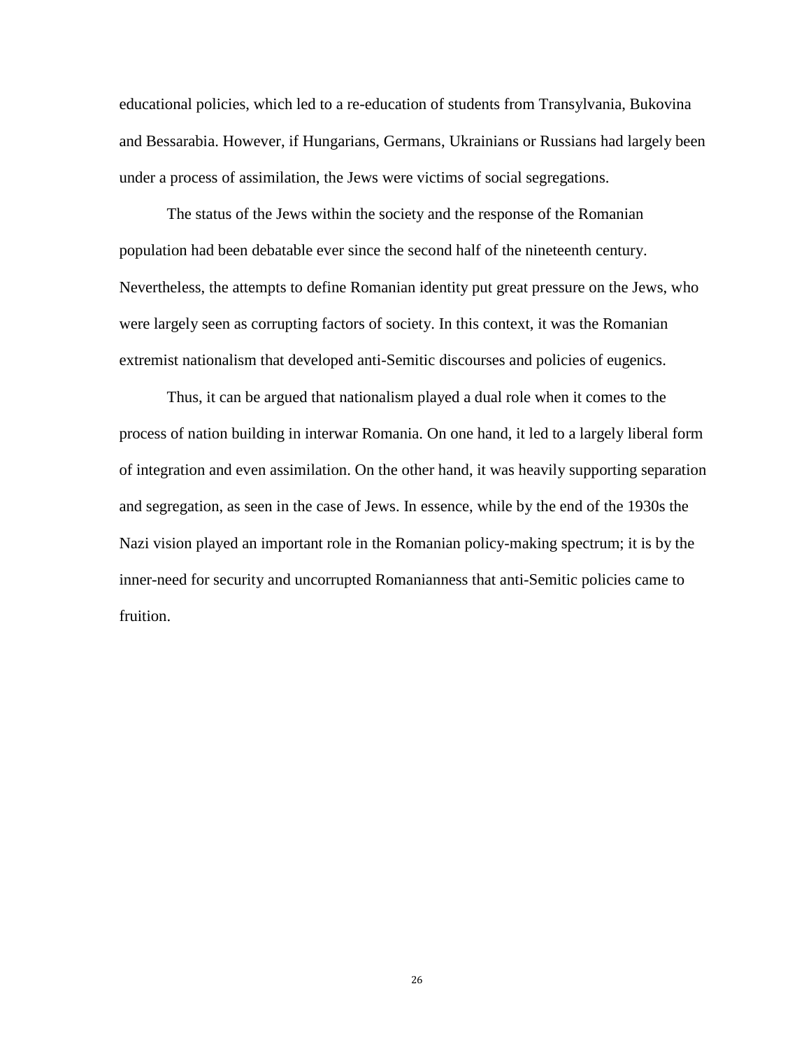educational policies, which led to a re-education of students from Transylvania, Bukovina and Bessarabia. However, if Hungarians, Germans, Ukrainians or Russians had largely been under a process of assimilation, the Jews were victims of social segregations.

The status of the Jews within the society and the response of the Romanian population had been debatable ever since the second half of the nineteenth century. Nevertheless, the attempts to define Romanian identity put great pressure on the Jews, who were largely seen as corrupting factors of society. In this context, it was the Romanian extremist nationalism that developed anti-Semitic discourses and policies of eugenics.

Thus, it can be argued that nationalism played a dual role when it comes to the process of nation building in interwar Romania. On one hand, it led to a largely liberal form of integration and even assimilation. On the other hand, it was heavily supporting separation and segregation, as seen in the case of Jews. In essence, while by the end of the 1930s the Nazi vision played an important role in the Romanian policy-making spectrum; it is by the inner-need for security and uncorrupted Romanianness that anti-Semitic policies came to fruition.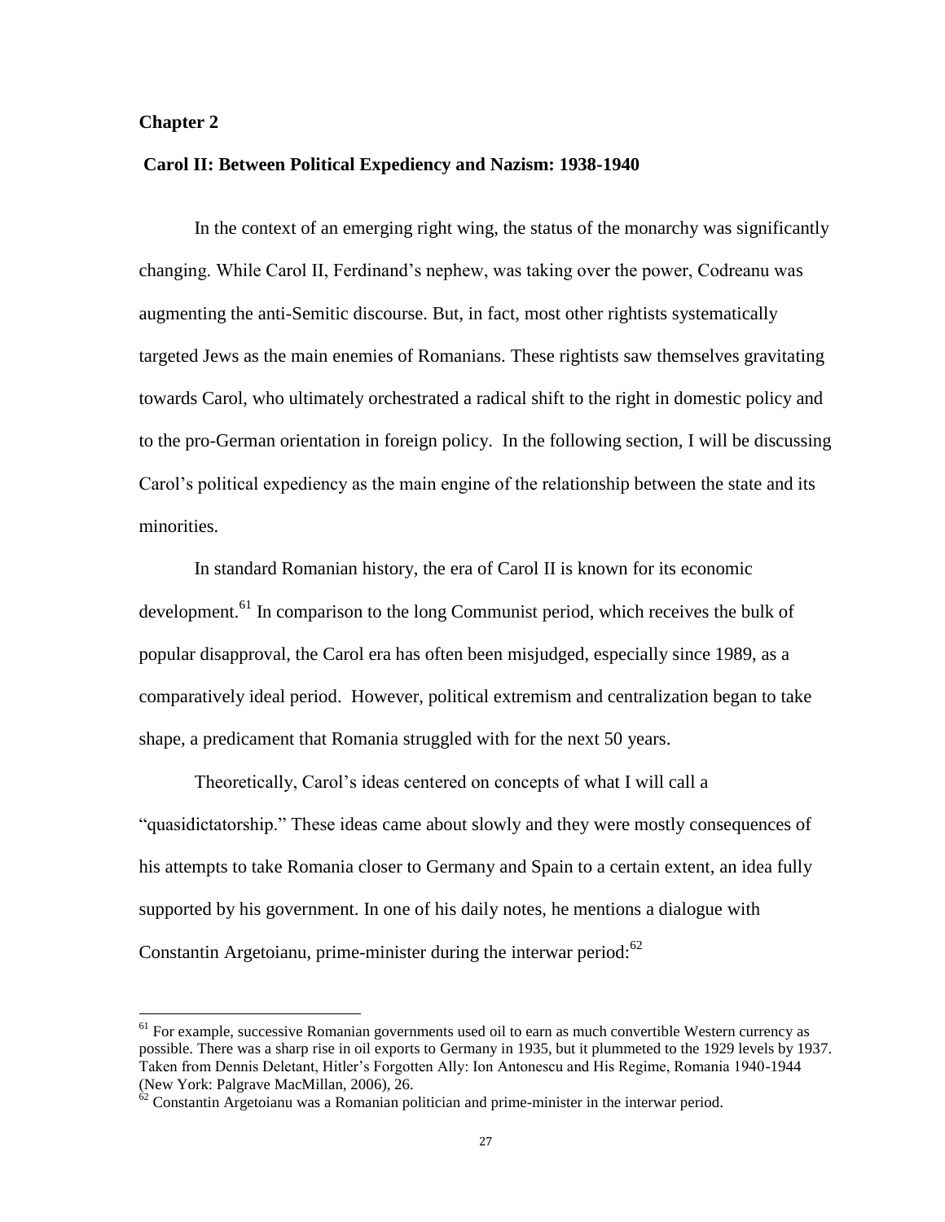## Chapter 2

### Carol II: Between Political Expediency and Nazism: 1938-1940

In the context of an emerging right wing, the status of the monarchy was significantly changing. While Carol II, Ferdinand's nephew, was taking over the power, Codreanu was augmenting the anti-Semitic discourse. But, in fact, most other rightists systematically targeted Jews as the main enemies of Romanians. These rightists saw themselves gravitating towards Carol, who ultimately orchestrated a radical shift to the right in domestic policy and to the pro-German orientation in foreign policy. In the following section, I will be discussing Carol's political expediency as the main engine of the relationship between the state and its minorities.

In standard Romanian history, the era of Carol II is known for its economic development.[61] In comparison to the long Communist period, which receives the bulk of popular disapproval, the Carol era has often been misjudged, especially since 1989, as a comparatively ideal period. However, political extremism and centralization began to take shape, a predicament that Romania struggled with for the next 50 years.

Theoretically, Carol's ideas centered on concepts of what I will call a "quasidictatorship." These ideas came about slowly and they were mostly consequences of his attempts to take Romania closer to Germany and Spain to a certain extent, an idea fully supported by his government. In one of his daily notes, he mentions a dialogue with Constantin Argetoianu, prime-minister during the interwar period:[62]

---

[61] For example, successive Romanian governments used oil to earn as much convertible Western currency as possible. There was a sharp rise in oil exports to Germany in 1935, but it plummeted to the 1929 levels by 1937. Taken from Dennis Deletant, Hitler's Forgotten Ally: Ion Antonescu and His Regime, Romania 1940-1944 (New York: Palgrave MacMillan, 2006), 26.

[62] Constantin Argetoianu was a Romanian politician and prime-minister in the interwar period.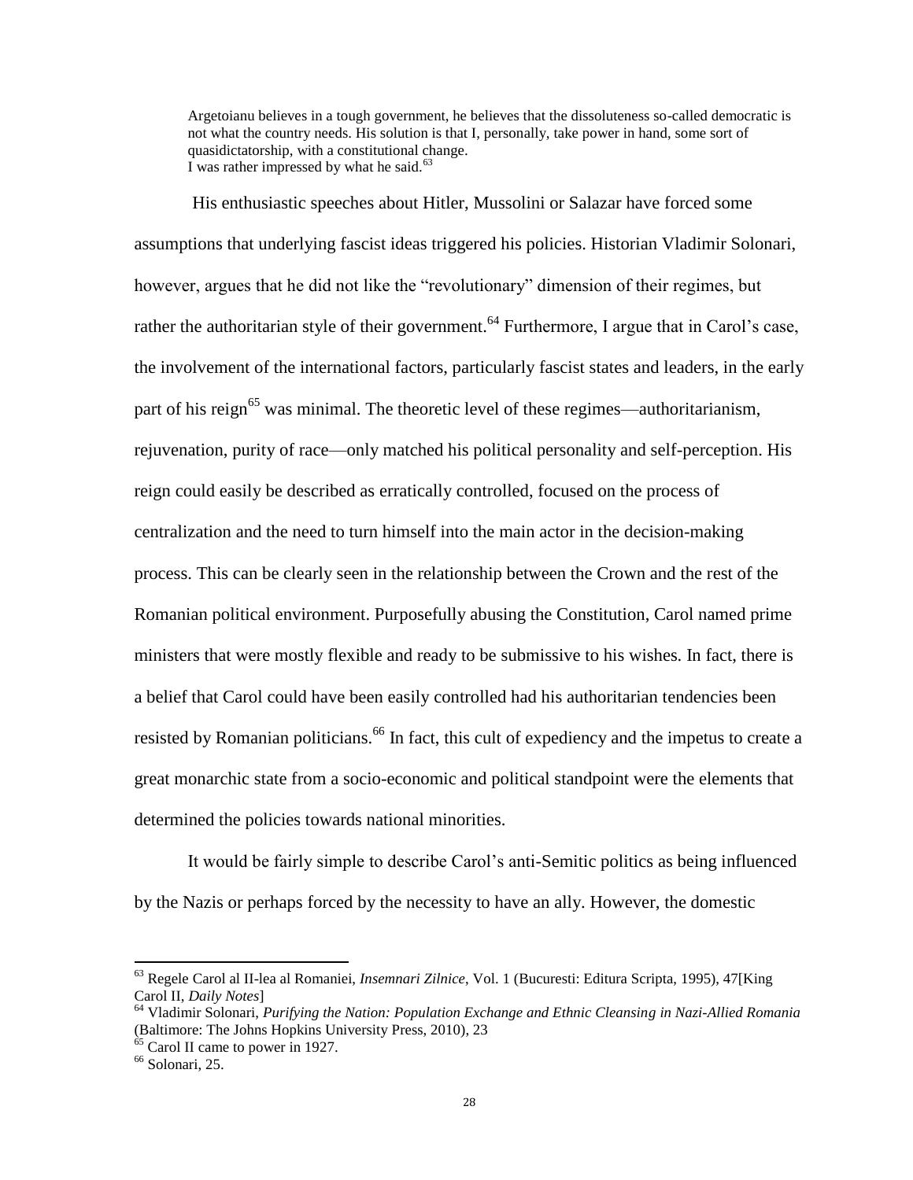> Argetoianu believes in a tough government, he believes that the dissoluteness so-called democratic is not what the country needs. His solution is that I, personally, take power in hand, some sort of quasidictatorship, with a constitutional change.
> I was rather impressed by what he said.[63]

His enthusiastic speeches about Hitler, Mussolini or Salazar have forced some assumptions that underlying fascist ideas triggered his policies. Historian Vladimir Solonari, however, argues that he did not like the "revolutionary" dimension of their regimes, but rather the authoritarian style of their government.[64] Furthermore, I argue that in Carol's case, the involvement of the international factors, particularly fascist states and leaders, in the early part of his reign[65] was minimal. The theoretic level of these regimes—authoritarianism, rejuvenation, purity of race—only matched his political personality and self-perception. His reign could easily be described as erratically controlled, focused on the process of centralization and the need to turn himself into the main actor in the decision-making process. This can be clearly seen in the relationship between the Crown and the rest of the Romanian political environment. Purposefully abusing the Constitution, Carol named prime ministers that were mostly flexible and ready to be submissive to his wishes. In fact, there is a belief that Carol could have been easily controlled had his authoritarian tendencies been resisted by Romanian politicians.[66] In fact, this cult of expediency and the impetus to create a great monarchic state from a socio-economic and political standpoint were the elements that determined the policies towards national minorities.

It would be fairly simple to describe Carol's anti-Semitic politics as being influenced by the Nazis or perhaps forced by the necessity to have an ally. However, the domestic

---

[63] Regele Carol al II-lea al Romaniei, *Insemnari Zilnice*, Vol. 1 (Bucuresti: Editura Scripta, 1995), 47[King Carol II, *Daily Notes*]

[64] Vladimir Solonari, *Purifying the Nation: Population Exchange and Ethnic Cleansing in Nazi-Allied Romania* (Baltimore: The Johns Hopkins University Press, 2010), 23

[65] Carol II came to power in 1927.

[66] Solonari, 25.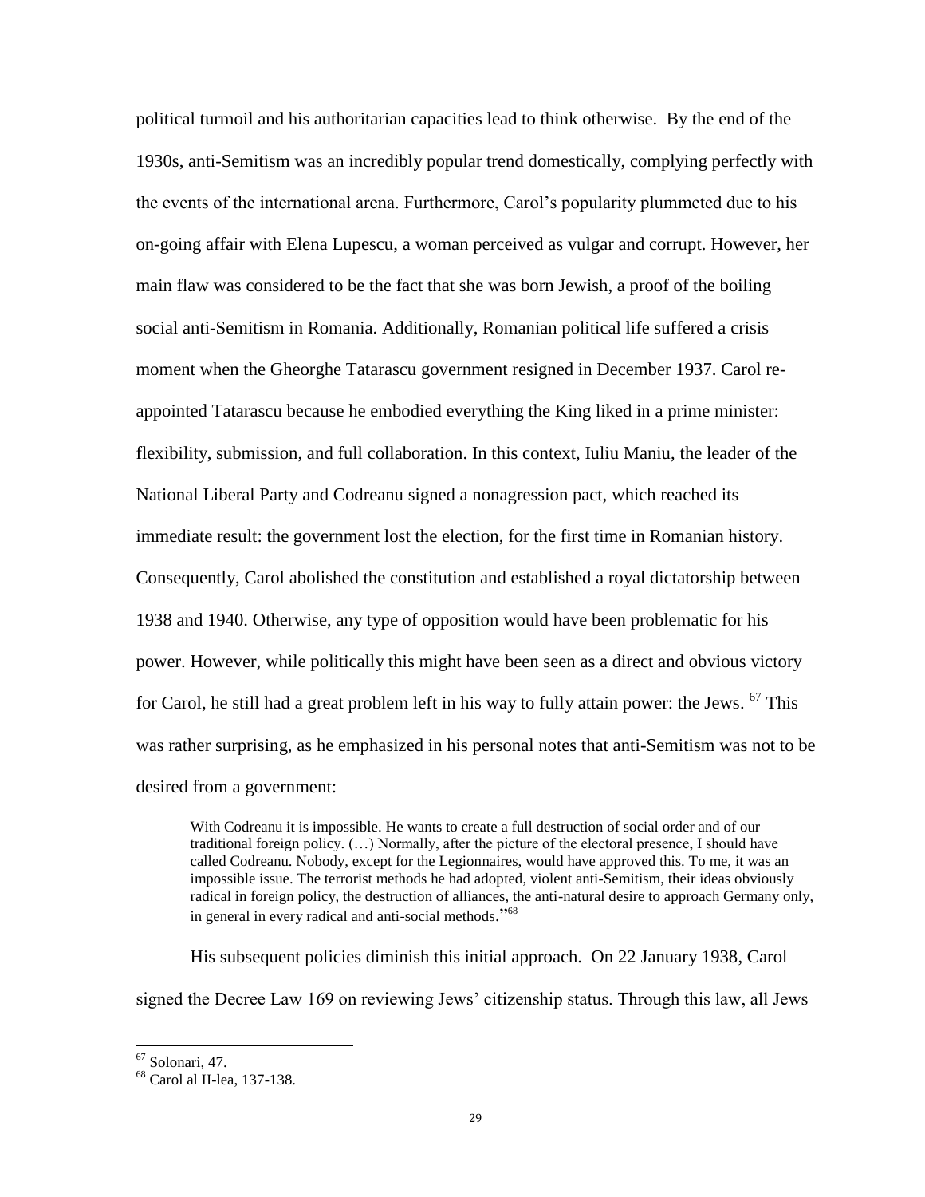political turmoil and his authoritarian capacities lead to think otherwise. By the end of the 1930s, anti-Semitism was an incredibly popular trend domestically, complying perfectly with the events of the international arena. Furthermore, Carol's popularity plummeted due to his on-going affair with Elena Lupescu, a woman perceived as vulgar and corrupt. However, her main flaw was considered to be the fact that she was born Jewish, a proof of the boiling social anti-Semitism in Romania. Additionally, Romanian political life suffered a crisis moment when the Gheorghe Tatarascu government resigned in December 1937. Carol re-appointed Tatarascu because he embodied everything the King liked in a prime minister: flexibility, submission, and full collaboration. In this context, Iuliu Maniu, the leader of the National Liberal Party and Codreanu signed a nonagression pact, which reached its immediate result: the government lost the election, for the first time in Romanian history. Consequently, Carol abolished the constitution and established a royal dictatorship between 1938 and 1940. Otherwise, any type of opposition would have been problematic for his power. However, while politically this might have been seen as a direct and obvious victory for Carol, he still had a great problem left in his way to fully attain power: the Jews. [67] This was rather surprising, as he emphasized in his personal notes that anti-Semitism was not to be desired from a government:

> With Codreanu it is impossible. He wants to create a full destruction of social order and of our traditional foreign policy. (…) Normally, after the picture of the electoral presence, I should have called Codreanu. Nobody, except for the Legionnaires, would have approved this. To me, it was an impossible issue. The terrorist methods he had adopted, violent anti-Semitism, their ideas obviously radical in foreign policy, the destruction of alliances, the anti-natural desire to approach Germany only, in general in every radical and anti-social methods."[68]

His subsequent policies diminish this initial approach. On 22 January 1938, Carol signed the Decree Law 169 on reviewing Jews' citizenship status. Through this law, all Jews

[67] Solonari, 47.

[68] Carol al II-lea, 137-138.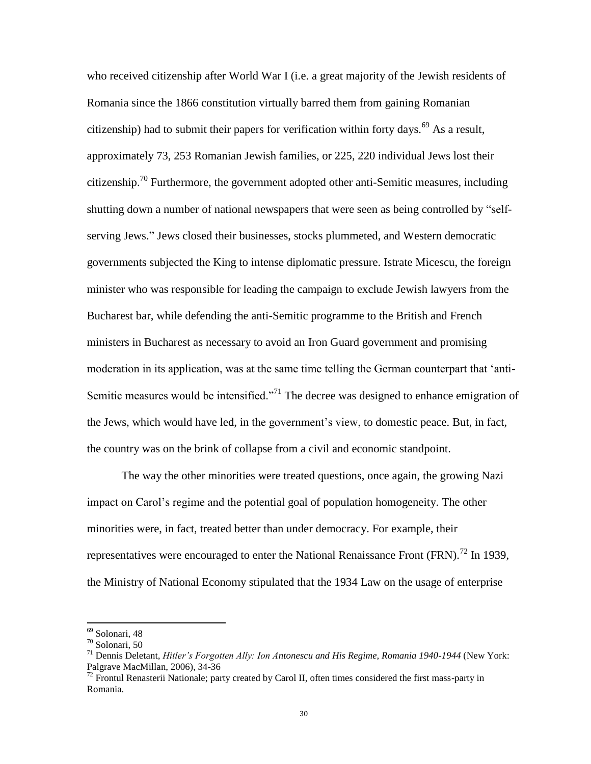who received citizenship after World War I (i.e. a great majority of the Jewish residents of Romania since the 1866 constitution virtually barred them from gaining Romanian citizenship) had to submit their papers for verification within forty days.[69] As a result, approximately 73, 253 Romanian Jewish families, or 225, 220 individual Jews lost their citizenship.[70] Furthermore, the government adopted other anti-Semitic measures, including shutting down a number of national newspapers that were seen as being controlled by "self-serving Jews." Jews closed their businesses, stocks plummeted, and Western democratic governments subjected the King to intense diplomatic pressure. Istrate Micescu, the foreign minister who was responsible for leading the campaign to exclude Jewish lawyers from the Bucharest bar, while defending the anti-Semitic programme to the British and French ministers in Bucharest as necessary to avoid an Iron Guard government and promising moderation in its application, was at the same time telling the German counterpart that 'anti-Semitic measures would be intensified."[71] The decree was designed to enhance emigration of the Jews, which would have led, in the government's view, to domestic peace. But, in fact, the country was on the brink of collapse from a civil and economic standpoint.

The way the other minorities were treated questions, once again, the growing Nazi impact on Carol's regime and the potential goal of population homogeneity. The other minorities were, in fact, treated better than under democracy. For example, their representatives were encouraged to enter the National Renaissance Front (FRN).[72] In 1939, the Ministry of National Economy stipulated that the 1934 Law on the usage of enterprise

---

[69] Solonari, 48

[70] Solonari, 50

[71] Dennis Deletant, *Hitler's Forgotten Ally: Ion Antonescu and His Regime, Romania 1940-1944* (New York: Palgrave MacMillan, 2006), 34-36

[72] Frontul Renasterii Nationale; party created by Carol II, often times considered the first mass-party in Romania.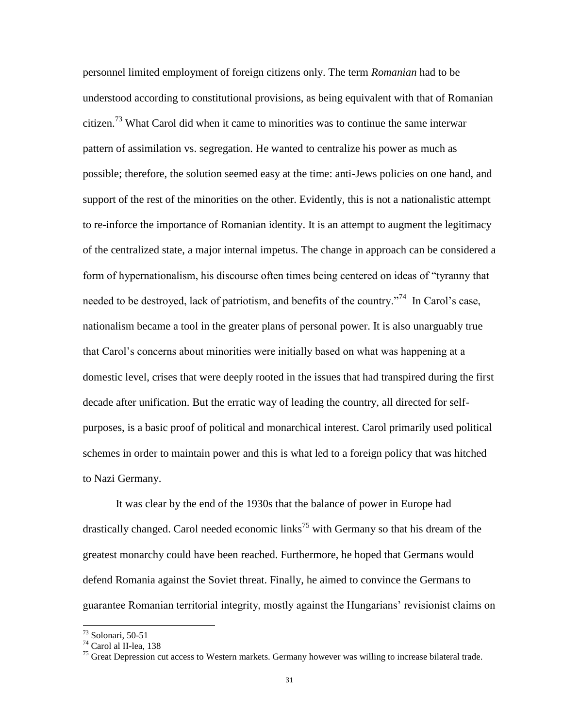personnel limited employment of foreign citizens only. The term *Romanian* had to be understood according to constitutional provisions, as being equivalent with that of Romanian citizen.[73] What Carol did when it came to minorities was to continue the same interwar pattern of assimilation vs. segregation. He wanted to centralize his power as much as possible; therefore, the solution seemed easy at the time: anti-Jews policies on one hand, and support of the rest of the minorities on the other. Evidently, this is not a nationalistic attempt to re-inforce the importance of Romanian identity. It is an attempt to augment the legitimacy of the centralized state, a major internal impetus. The change in approach can be considered a form of hypernationalism, his discourse often times being centered on ideas of "tyranny that needed to be destroyed, lack of patriotism, and benefits of the country."[74] In Carol's case, nationalism became a tool in the greater plans of personal power. It is also unarguably true that Carol's concerns about minorities were initially based on what was happening at a domestic level, crises that were deeply rooted in the issues that had transpired during the first decade after unification. But the erratic way of leading the country, all directed for self-purposes, is a basic proof of political and monarchical interest. Carol primarily used political schemes in order to maintain power and this is what led to a foreign policy that was hitched to Nazi Germany.

It was clear by the end of the 1930s that the balance of power in Europe had drastically changed. Carol needed economic links[75] with Germany so that his dream of the greatest monarchy could have been reached. Furthermore, he hoped that Germans would defend Romania against the Soviet threat. Finally, he aimed to convince the Germans to guarantee Romanian territorial integrity, mostly against the Hungarians' revisionist claims on

---

[73] Solonari, 50-51

[74] Carol al II-lea, 138

[75] Great Depression cut access to Western markets. Germany however was willing to increase bilateral trade.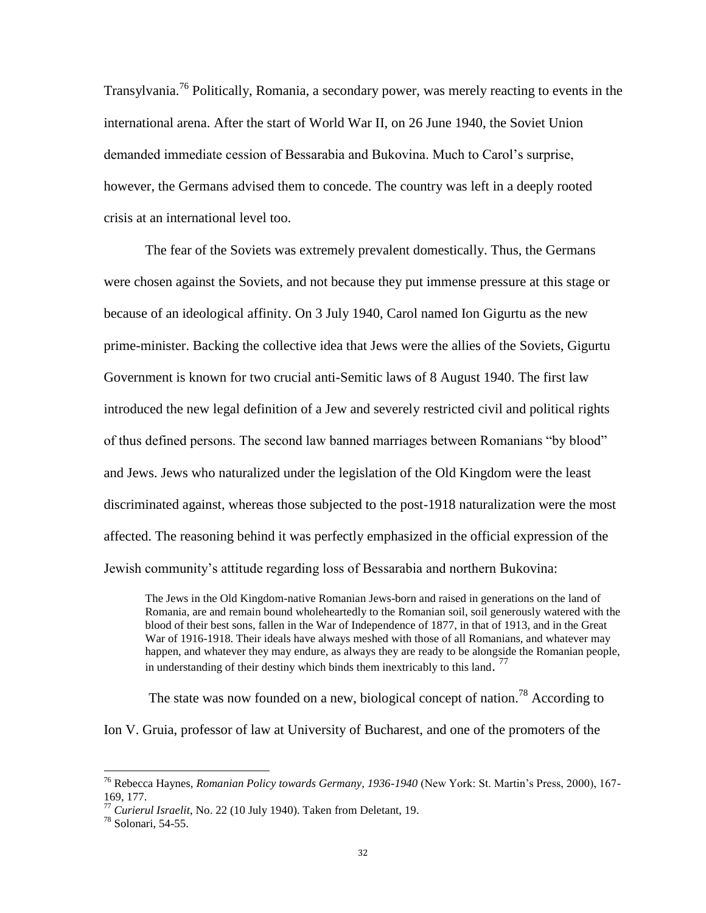Transylvania.[76] Politically, Romania, a secondary power, was merely reacting to events in the international arena. After the start of World War II, on 26 June 1940, the Soviet Union demanded immediate cession of Bessarabia and Bukovina. Much to Carol's surprise, however, the Germans advised them to concede. The country was left in a deeply rooted crisis at an international level too.

The fear of the Soviets was extremely prevalent domestically. Thus, the Germans were chosen against the Soviets, and not because they put immense pressure at this stage or because of an ideological affinity. On 3 July 1940, Carol named Ion Gigurtu as the new prime-minister. Backing the collective idea that Jews were the allies of the Soviets, Gigurtu Government is known for two crucial anti-Semitic laws of 8 August 1940. The first law introduced the new legal definition of a Jew and severely restricted civil and political rights of thus defined persons. The second law banned marriages between Romanians "by blood" and Jews. Jews who naturalized under the legislation of the Old Kingdom were the least discriminated against, whereas those subjected to the post-1918 naturalization were the most affected. The reasoning behind it was perfectly emphasized in the official expression of the Jewish community's attitude regarding loss of Bessarabia and northern Bukovina:

> The Jews in the Old Kingdom-native Romanian Jews-born and raised in generations on the land of Romania, are and remain bound wholeheartedly to the Romanian soil, soil generously watered with the blood of their best sons, fallen in the War of Independence of 1877, in that of 1913, and in the Great War of 1916-1918. Their ideals have always meshed with those of all Romanians, and whatever may happen, and whatever they may endure, as always they are ready to be alongside the Romanian people, in understanding of their destiny which binds them inextricably to this land.[77]

The state was now founded on a new, biological concept of nation.[78] According to Ion V. Gruia, professor of law at University of Bucharest, and one of the promoters of the

---

[76] Rebecca Haynes, *Romanian Policy towards Germany, 1936-1940* (New York: St. Martin's Press, 2000), 167-169, 177.

[77] *Curierul Israelit*, No. 22 (10 July 1940). Taken from Deletant, 19.

[78] Solonari, 54-55.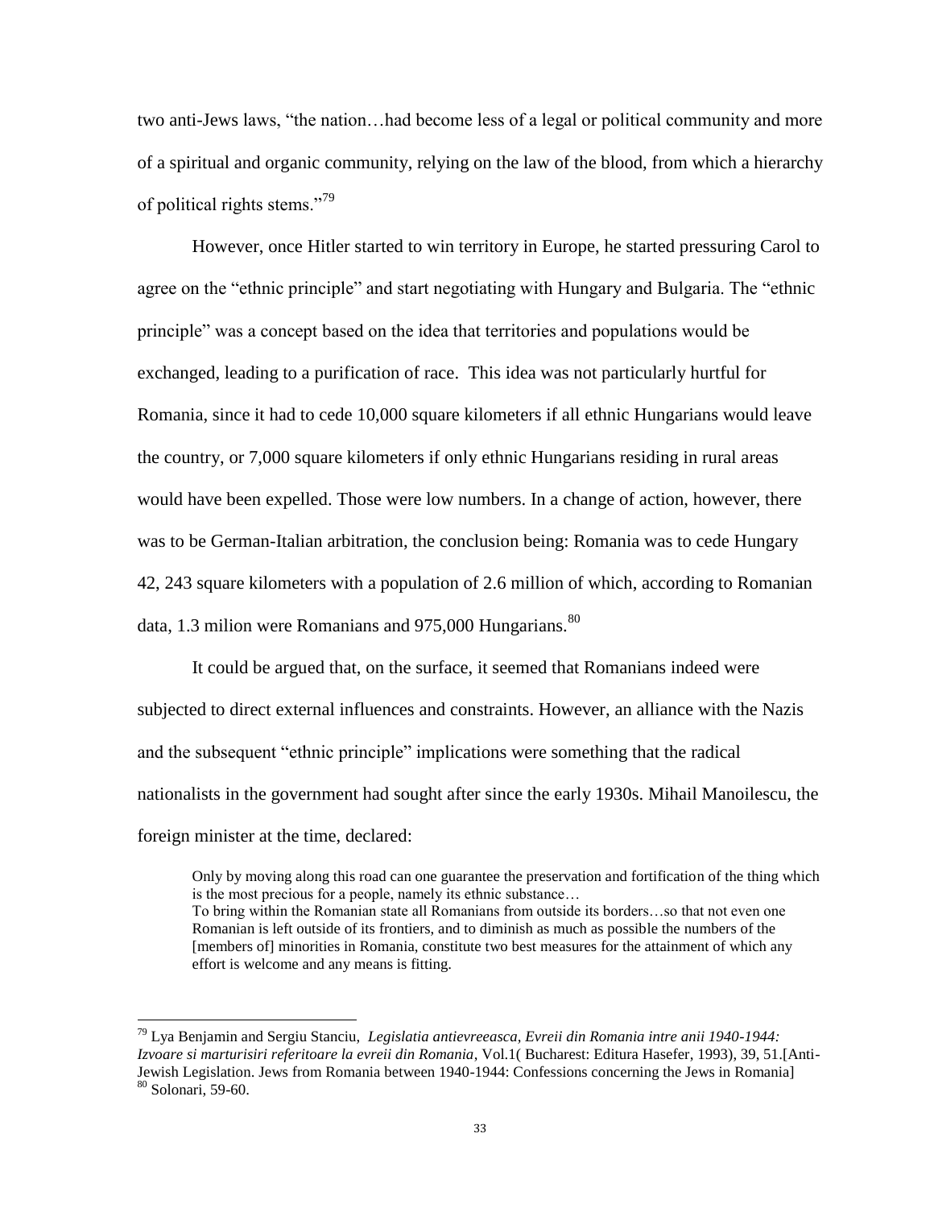two anti-Jews laws, "the nation…had become less of a legal or political community and more of a spiritual and organic community, relying on the law of the blood, from which a hierarchy of political rights stems."[79]

However, once Hitler started to win territory in Europe, he started pressuring Carol to agree on the "ethnic principle" and start negotiating with Hungary and Bulgaria. The "ethnic principle" was a concept based on the idea that territories and populations would be exchanged, leading to a purification of race. This idea was not particularly hurtful for Romania, since it had to cede 10,000 square kilometers if all ethnic Hungarians would leave the country, or 7,000 square kilometers if only ethnic Hungarians residing in rural areas would have been expelled. Those were low numbers. In a change of action, however, there was to be German-Italian arbitration, the conclusion being: Romania was to cede Hungary 42, 243 square kilometers with a population of 2.6 million of which, according to Romanian data, 1.3 milion were Romanians and 975,000 Hungarians.[80]

It could be argued that, on the surface, it seemed that Romanians indeed were subjected to direct external influences and constraints. However, an alliance with the Nazis and the subsequent "ethnic principle" implications were something that the radical nationalists in the government had sought after since the early 1930s. Mihail Manoilescu, the foreign minister at the time, declared:

> Only by moving along this road can one guarantee the preservation and fortification of the thing which is the most precious for a people, namely its ethnic substance…
> To bring within the Romanian state all Romanians from outside its borders…so that not even one Romanian is left outside of its frontiers, and to diminish as much as possible the numbers of the [members of] minorities in Romania, constitute two best measures for the attainment of which any effort is welcome and any means is fitting.

---

[79] Lya Benjamin and Sergiu Stanciu, *Legislatia antievreeasca, Evreii din Romania intre anii 1940-1944: Izvoare si marturisiri referitoare la evreii din Romania*, Vol.1( Bucharest: Editura Hasefer, 1993), 39, 51.[Anti-Jewish Legislation. Jews from Romania between 1940-1944: Confessions concerning the Jews in Romania]

[80] Solonari, 59-60.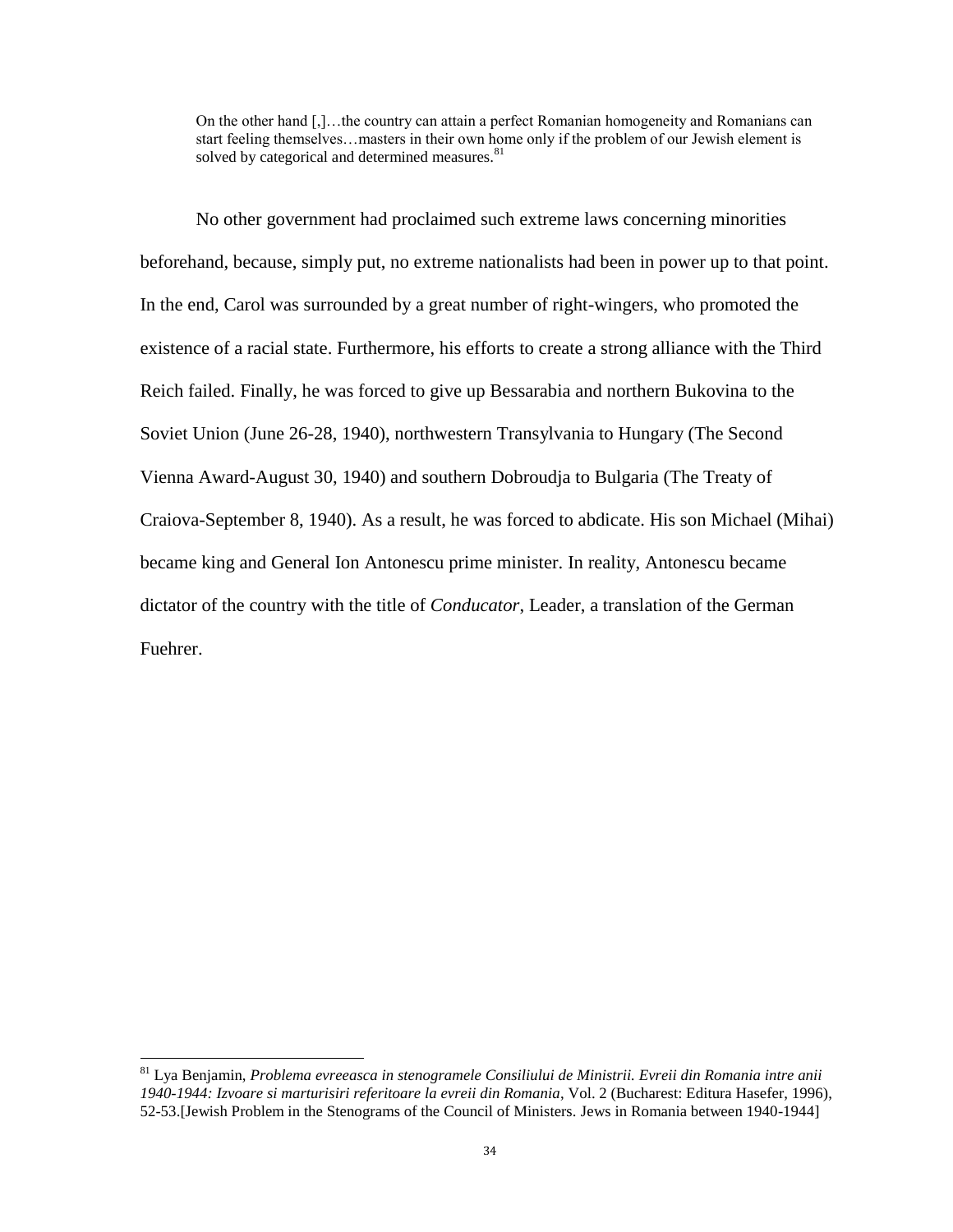> On the other hand [,]…the country can attain a perfect Romanian homogeneity and Romanians can start feeling themselves…masters in their own home only if the problem of our Jewish element is solved by categorical and determined measures.[81]

No other government had proclaimed such extreme laws concerning minorities beforehand, because, simply put, no extreme nationalists had been in power up to that point. In the end, Carol was surrounded by a great number of right-wingers, who promoted the existence of a racial state. Furthermore, his efforts to create a strong alliance with the Third Reich failed. Finally, he was forced to give up Bessarabia and northern Bukovina to the Soviet Union (June 26-28, 1940), northwestern Transylvania to Hungary (The Second Vienna Award-August 30, 1940) and southern Dobroudja to Bulgaria (The Treaty of Craiova-September 8, 1940). As a result, he was forced to abdicate. His son Michael (Mihai) became king and General Ion Antonescu prime minister. In reality, Antonescu became dictator of the country with the title of *Conducator*, Leader, a translation of the German Fuehrer.

---

[81] Lya Benjamin, *Problema evreeasca in stenogramele Consiliului de Ministrii. Evreii din Romania intre anii 1940-1944: Izvoare si marturisiri referitoare la evreii din Romania*, Vol. 2 (Bucharest: Editura Hasefer, 1996), 52-53.[Jewish Problem in the Stenograms of the Council of Ministers. Jews in Romania between 1940-1944]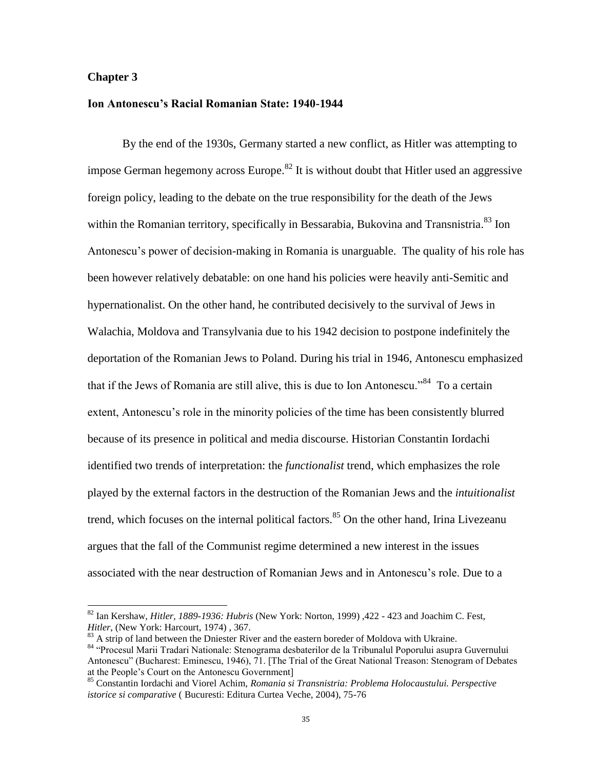## Chapter 3

## Ion Antonescu's Racial Romanian State: 1940-1944

By the end of the 1930s, Germany started a new conflict, as Hitler was attempting to impose German hegemony across Europe.[82] It is without doubt that Hitler used an aggressive foreign policy, leading to the debate on the true responsibility for the death of the Jews within the Romanian territory, specifically in Bessarabia, Bukovina and Transnistria.[83] Ion Antonescu's power of decision-making in Romania is unarguable. The quality of his role has been however relatively debatable: on one hand his policies were heavily anti-Semitic and hypernationalist. On the other hand, he contributed decisively to the survival of Jews in Walachia, Moldova and Transylvania due to his 1942 decision to postpone indefinitely the deportation of the Romanian Jews to Poland. During his trial in 1946, Antonescu emphasized that if the Jews of Romania are still alive, this is due to Ion Antonescu."[84] To a certain extent, Antonescu's role in the minority policies of the time has been consistently blurred because of its presence in political and media discourse. Historian Constantin Iordachi identified two trends of interpretation: the *functionalist* trend, which emphasizes the role played by the external factors in the destruction of the Romanian Jews and the *intuitionalist* trend, which focuses on the internal political factors.[85] On the other hand, Irina Livezeanu argues that the fall of the Communist regime determined a new interest in the issues associated with the near destruction of Romanian Jews and in Antonescu's role. Due to a

---

[82] Ian Kershaw, *Hitler, 1889-1936: Hubris* (New York: Norton, 1999) ,422 - 423 and Joachim C. Fest, *Hitler*, (New York: Harcourt, 1974) , 367.

[83] A strip of land between the Dniester River and the eastern boreder of Moldova with Ukraine.

[84] "Procesul Marii Tradari Nationale: Stenograma desbaterilor de la Tribunalul Poporului asupra Guvernului Antonescu" (Bucharest: Eminescu, 1946), 71. [The Trial of the Great National Treason: Stenogram of Debates at the People's Court on the Antonescu Government]

[85] Constantin Iordachi and Viorel Achim, *Romania si Transnistria: Problema Holocaustului. Perspective istorice si comparative* ( Bucuresti: Editura Curtea Veche, 2004), 75-76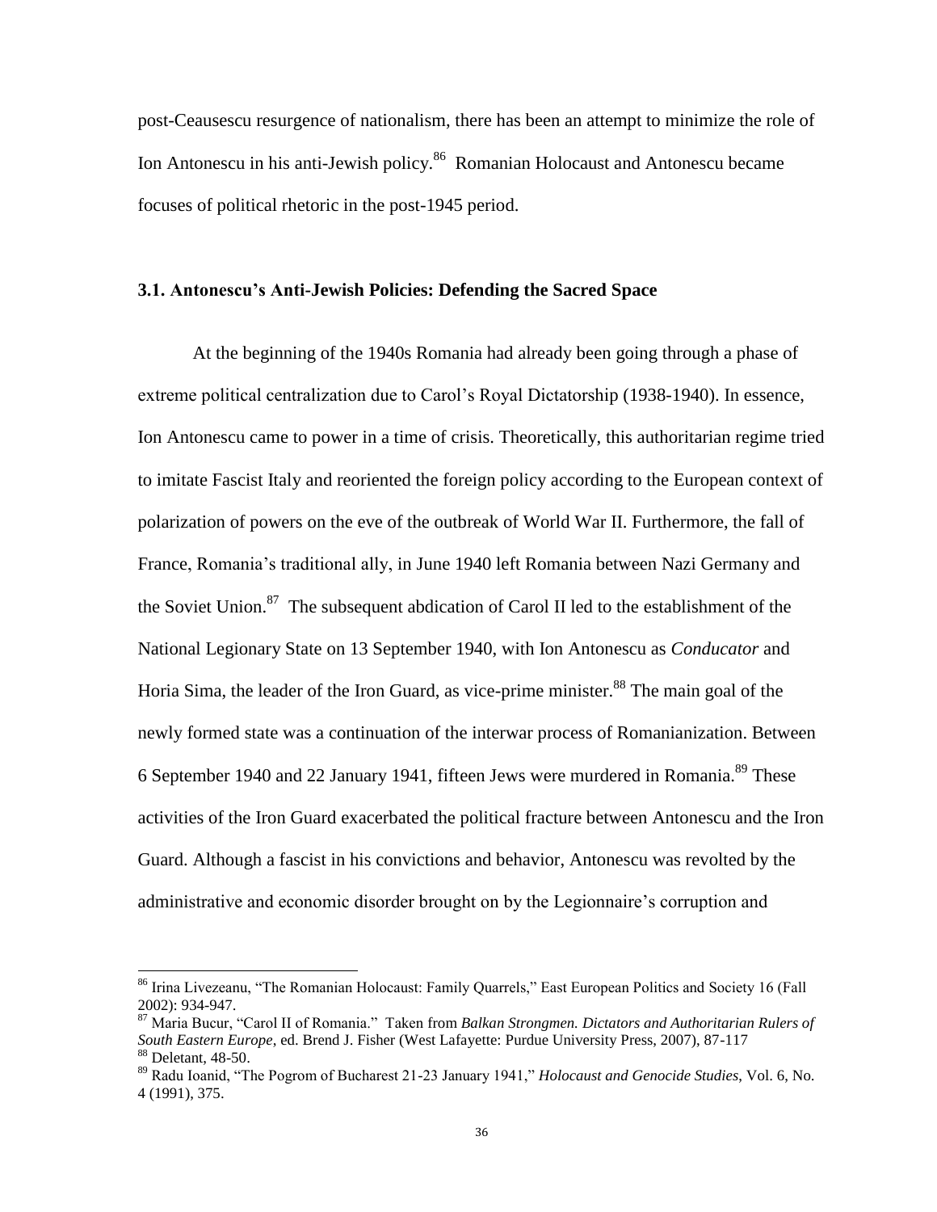post-Ceausescu resurgence of nationalism, there has been an attempt to minimize the role of Ion Antonescu in his anti-Jewish policy.[86] Romanian Holocaust and Antonescu became focuses of political rhetoric in the post-1945 period.

### 3.1. Antonescu's Anti-Jewish Policies: Defending the Sacred Space

At the beginning of the 1940s Romania had already been going through a phase of extreme political centralization due to Carol's Royal Dictatorship (1938-1940). In essence, Ion Antonescu came to power in a time of crisis. Theoretically, this authoritarian regime tried to imitate Fascist Italy and reoriented the foreign policy according to the European context of polarization of powers on the eve of the outbreak of World War II. Furthermore, the fall of France, Romania's traditional ally, in June 1940 left Romania between Nazi Germany and the Soviet Union.[87] The subsequent abdication of Carol II led to the establishment of the National Legionary State on 13 September 1940, with Ion Antonescu as *Conducator* and Horia Sima, the leader of the Iron Guard, as vice-prime minister.[88] The main goal of the newly formed state was a continuation of the interwar process of Romanianization. Between 6 September 1940 and 22 January 1941, fifteen Jews were murdered in Romania.[89] These activities of the Iron Guard exacerbated the political fracture between Antonescu and the Iron Guard. Although a fascist in his convictions and behavior, Antonescu was revolted by the administrative and economic disorder brought on by the Legionnaire's corruption and

---

[86] Irina Livezeanu, "The Romanian Holocaust: Family Quarrels," East European Politics and Society 16 (Fall 2002): 934-947.

[87] Maria Bucur, "Carol II of Romania." Taken from *Balkan Strongmen. Dictators and Authoritarian Rulers of South Eastern Europe*, ed. Brend J. Fisher (West Lafayette: Purdue University Press, 2007), 87-117

[88] Deletant, 48-50.

[89] Radu Ioanid, "The Pogrom of Bucharest 21-23 January 1941," *Holocaust and Genocide Studies*, Vol. 6, No. 4 (1991), 375.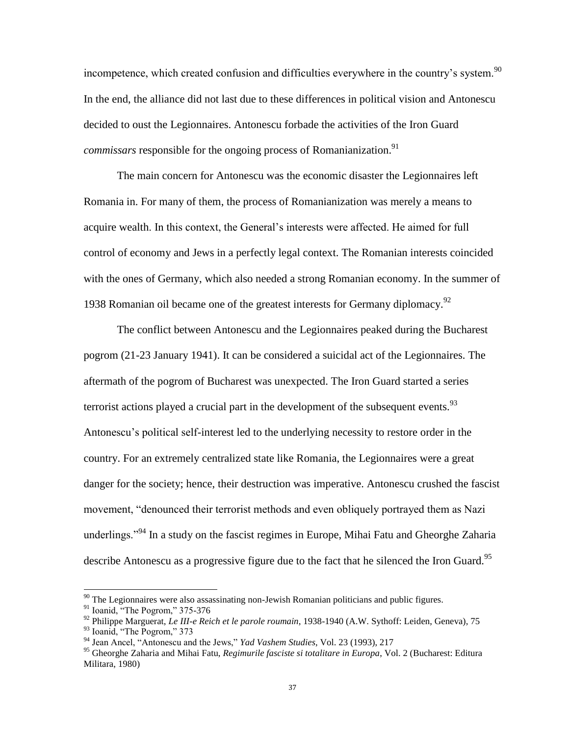incompetence, which created confusion and difficulties everywhere in the country's system.[90] In the end, the alliance did not last due to these differences in political vision and Antonescu decided to oust the Legionnaires. Antonescu forbade the activities of the Iron Guard *commissars* responsible for the ongoing process of Romanianization.[91]

The main concern for Antonescu was the economic disaster the Legionnaires left Romania in. For many of them, the process of Romanianization was merely a means to acquire wealth. In this context, the General's interests were affected. He aimed for full control of economy and Jews in a perfectly legal context. The Romanian interests coincided with the ones of Germany, which also needed a strong Romanian economy. In the summer of 1938 Romanian oil became one of the greatest interests for Germany diplomacy.[92]

The conflict between Antonescu and the Legionnaires peaked during the Bucharest pogrom (21-23 January 1941). It can be considered a suicidal act of the Legionnaires. The aftermath of the pogrom of Bucharest was unexpected. The Iron Guard started a series terrorist actions played a crucial part in the development of the subsequent events.[93] Antonescu's political self-interest led to the underlying necessity to restore order in the country. For an extremely centralized state like Romania, the Legionnaires were a great danger for the society; hence, their destruction was imperative. Antonescu crushed the fascist movement, "denounced their terrorist methods and even obliquely portrayed them as Nazi underlings."[94] In a study on the fascist regimes in Europe, Mihai Fatu and Gheorghe Zaharia describe Antonescu as a progressive figure due to the fact that he silenced the Iron Guard.[95]

---

[90] The Legionnaires were also assassinating non-Jewish Romanian politicians and public figures.

[91] Ioanid, "The Pogrom," 375-376

[92] Philippe Marguerat, *Le III-e Reich et le parole roumain*, 1938-1940 (A.W. Sythoff: Leiden, Geneva), 75

[93] Ioanid, "The Pogrom," 373

[94] Jean Ancel, "Antonescu and the Jews," *Yad Vashem Studies*, Vol. 23 (1993), 217

[95] Gheorghe Zaharia and Mihai Fatu, *Regimurile fasciste si totalitare in Europa*, Vol. 2 (Bucharest: Editura Militara, 1980)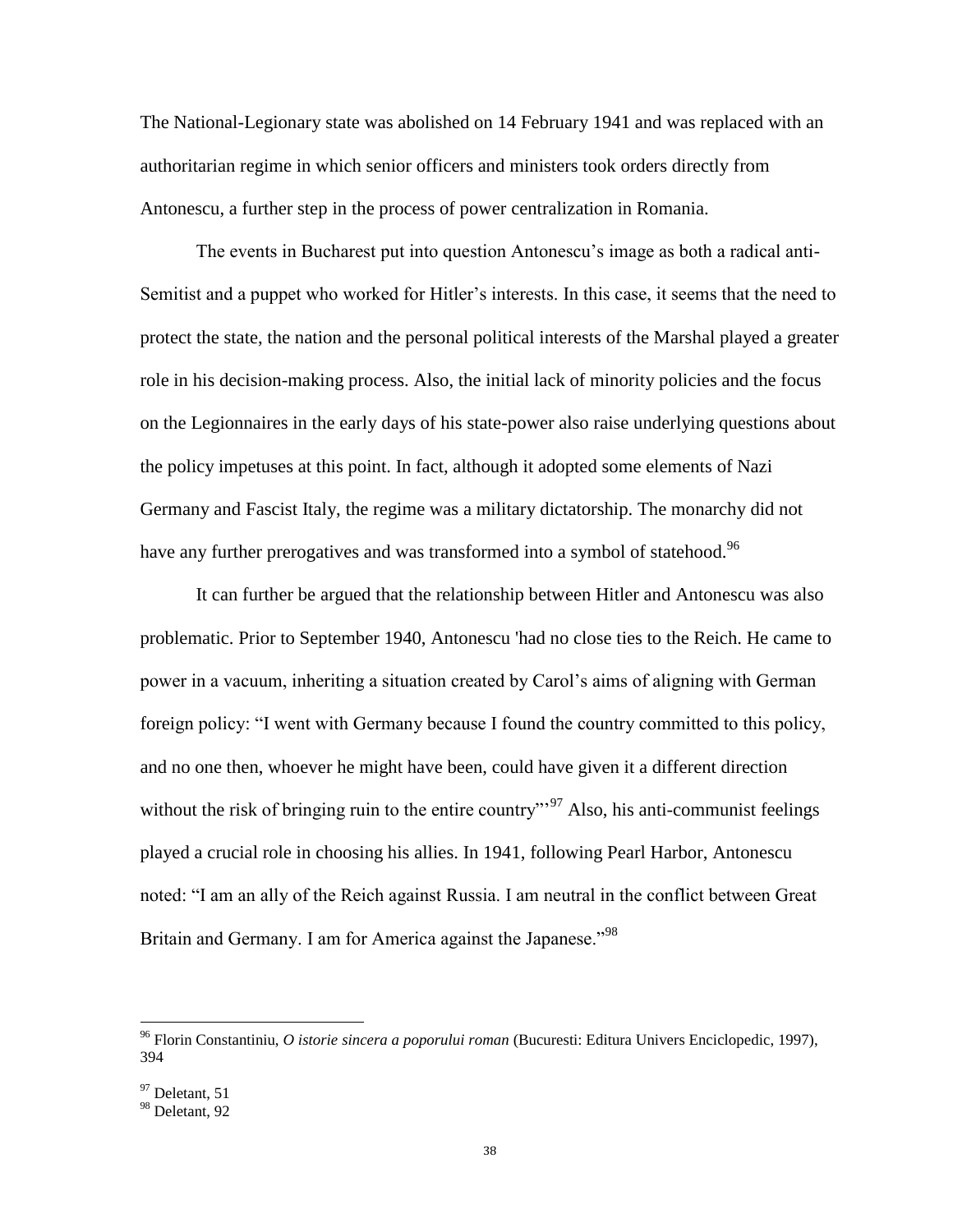The National-Legionary state was abolished on 14 February 1941 and was replaced with an authoritarian regime in which senior officers and ministers took orders directly from Antonescu, a further step in the process of power centralization in Romania.

The events in Bucharest put into question Antonescu's image as both a radical anti-Semitist and a puppet who worked for Hitler's interests. In this case, it seems that the need to protect the state, the nation and the personal political interests of the Marshal played a greater role in his decision-making process. Also, the initial lack of minority policies and the focus on the Legionnaires in the early days of his state-power also raise underlying questions about the policy impetuses at this point. In fact, although it adopted some elements of Nazi Germany and Fascist Italy, the regime was a military dictatorship. The monarchy did not have any further prerogatives and was transformed into a symbol of statehood.[96]

It can further be argued that the relationship between Hitler and Antonescu was also problematic. Prior to September 1940, Antonescu 'had no close ties to the Reich. He came to power in a vacuum, inheriting a situation created by Carol's aims of aligning with German foreign policy: "I went with Germany because I found the country committed to this policy, and no one then, whoever he might have been, could have given it a different direction without the risk of bringing ruin to the entire country"'[97] Also, his anti-communist feelings played a crucial role in choosing his allies. In 1941, following Pearl Harbor, Antonescu noted: "I am an ally of the Reich against Russia. I am neutral in the conflict between Great Britain and Germany. I am for America against the Japanese."[98]

---

[96] Florin Constantiniu, *O istorie sincera a poporului roman* (Bucuresti: Editura Univers Enciclopedic, 1997), 394

[97] Deletant, 51

[98] Deletant, 92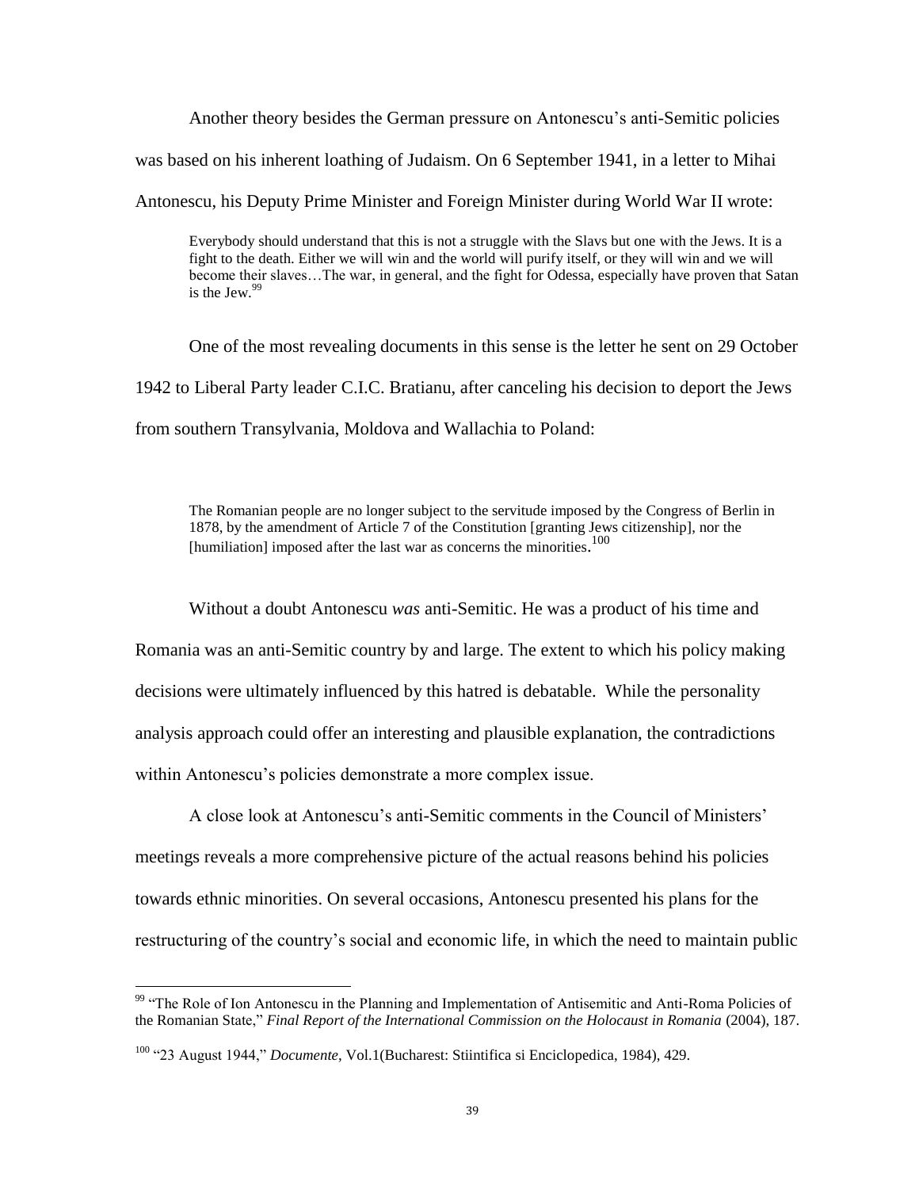Another theory besides the German pressure on Antonescu's anti-Semitic policies was based on his inherent loathing of Judaism. On 6 September 1941, in a letter to Mihai Antonescu, his Deputy Prime Minister and Foreign Minister during World War II wrote:

> Everybody should understand that this is not a struggle with the Slavs but one with the Jews. It is a fight to the death. Either we will win and the world will purify itself, or they will win and we will become their slaves…The war, in general, and the fight for Odessa, especially have proven that Satan is the Jew.[99]

One of the most revealing documents in this sense is the letter he sent on 29 October 1942 to Liberal Party leader C.I.C. Bratianu, after canceling his decision to deport the Jews from southern Transylvania, Moldova and Wallachia to Poland:

> The Romanian people are no longer subject to the servitude imposed by the Congress of Berlin in 1878, by the amendment of Article 7 of the Constitution [granting Jews citizenship], nor the [humiliation] imposed after the last war as concerns the minorities.[100]

Without a doubt Antonescu *was* anti-Semitic. He was a product of his time and Romania was an anti-Semitic country by and large. The extent to which his policy making decisions were ultimately influenced by this hatred is debatable. While the personality analysis approach could offer an interesting and plausible explanation, the contradictions within Antonescu's policies demonstrate a more complex issue.

A close look at Antonescu's anti-Semitic comments in the Council of Ministers' meetings reveals a more comprehensive picture of the actual reasons behind his policies towards ethnic minorities. On several occasions, Antonescu presented his plans for the restructuring of the country's social and economic life, in which the need to maintain public

---

[99] "The Role of Ion Antonescu in the Planning and Implementation of Antisemitic and Anti-Roma Policies of the Romanian State," *Final Report of the International Commission on the Holocaust in Romania* (2004), 187.

[100] "23 August 1944," *Documente*, Vol.1(Bucharest: Stiintifica si Enciclopedica, 1984), 429.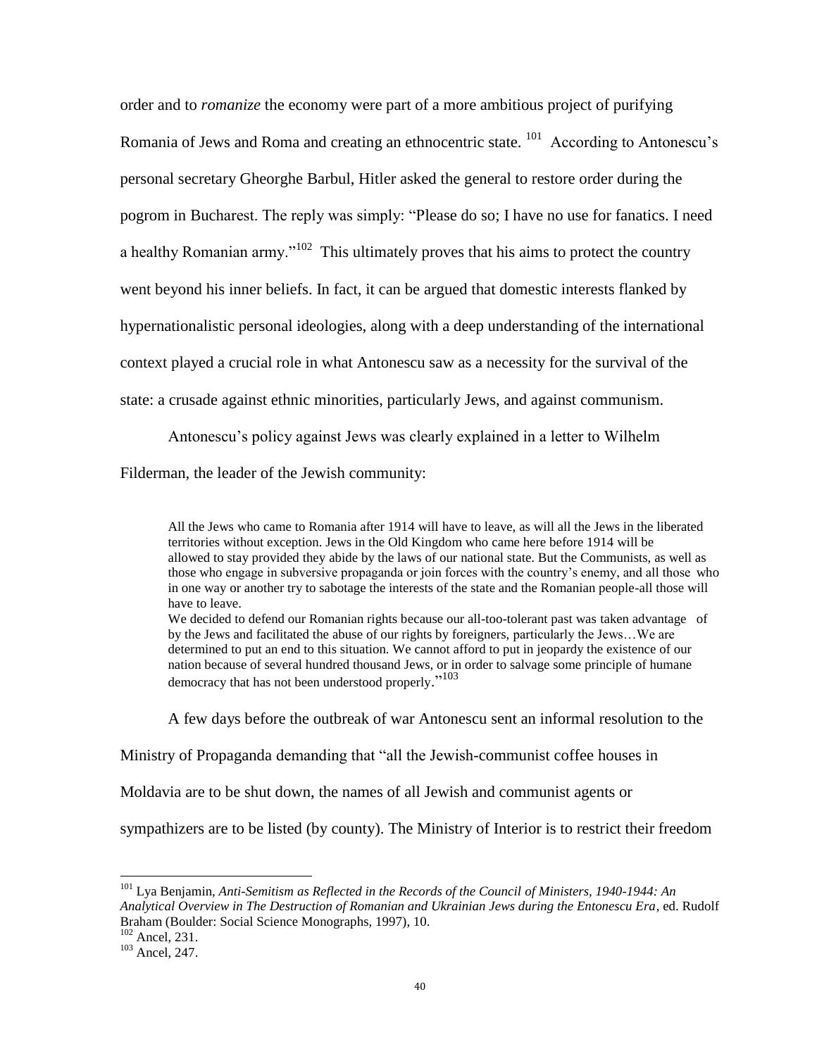order and to *romanize* the economy were part of a more ambitious project of purifying Romania of Jews and Roma and creating an ethnocentric state. [101] According to Antonescu's personal secretary Gheorghe Barbul, Hitler asked the general to restore order during the pogrom in Bucharest. The reply was simply: "Please do so; I have no use for fanatics. I need a healthy Romanian army."[102] This ultimately proves that his aims to protect the country went beyond his inner beliefs. In fact, it can be argued that domestic interests flanked by hypernationalistic personal ideologies, along with a deep understanding of the international context played a crucial role in what Antonescu saw as a necessity for the survival of the state: a crusade against ethnic minorities, particularly Jews, and against communism.

Antonescu's policy against Jews was clearly explained in a letter to Wilhelm Filderman, the leader of the Jewish community:

> All the Jews who came to Romania after 1914 will have to leave, as will all the Jews in the liberated territories without exception. Jews in the Old Kingdom who came here before 1914 will be allowed to stay provided they abide by the laws of our national state. But the Communists, as well as those who engage in subversive propaganda or join forces with the country's enemy, and all those who in one way or another try to sabotage the interests of the state and the Romanian people-all those will have to leave.
>
> We decided to defend our Romanian rights because our all-too-tolerant past was taken advantage of by the Jews and facilitated the abuse of our rights by foreigners, particularly the Jews…We are determined to put an end to this situation. We cannot afford to put in jeopardy the existence of our nation because of several hundred thousand Jews, or in order to salvage some principle of humane democracy that has not been understood properly."[103]

A few days before the outbreak of war Antonescu sent an informal resolution to the Ministry of Propaganda demanding that "all the Jewish-communist coffee houses in Moldavia are to be shut down, the names of all Jewish and communist agents or sympathizers are to be listed (by county). The Ministry of Interior is to restrict their freedom

---

[101] Lya Benjamin, *Anti-Semitism as Reflected in the Records of the Council of Ministers, 1940-1944: An Analytical Overview in The Destruction of Romanian and Ukrainian Jews during the Entonescu Era*, ed. Rudolf Braham (Boulder: Social Science Monographs, 1997), 10.

[102] Ancel, 231.

[103] Ancel, 247.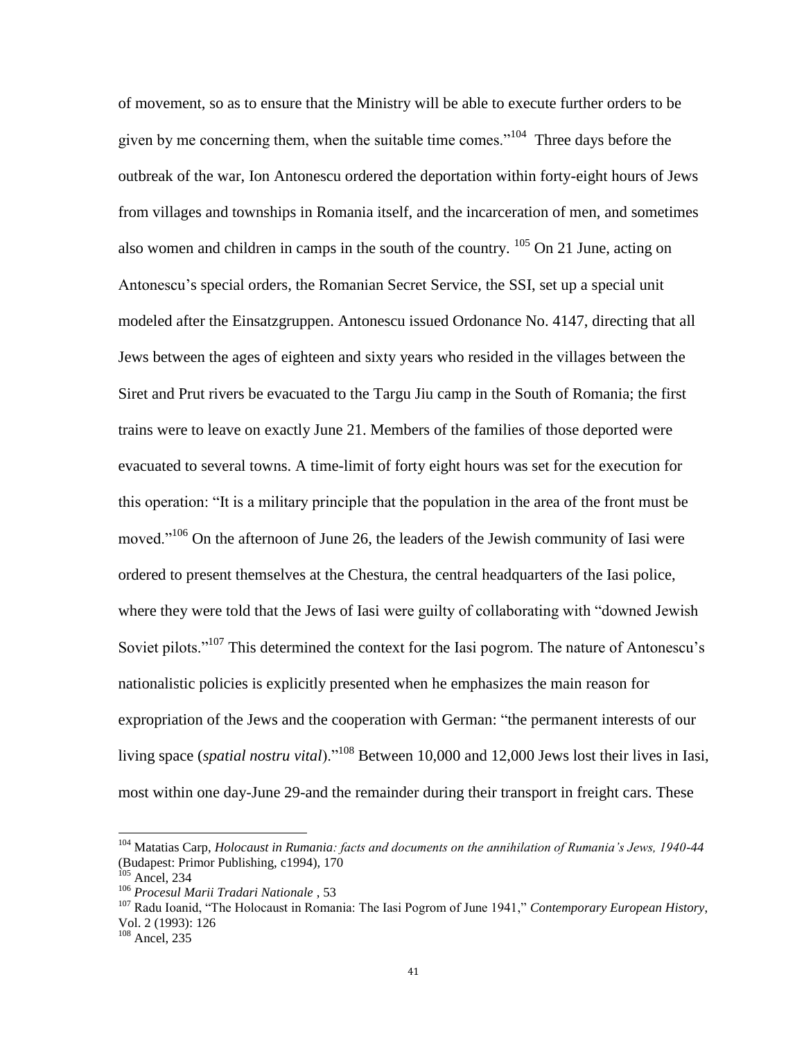of movement, so as to ensure that the Ministry will be able to execute further orders to be given by me concerning them, when the suitable time comes."[104] Three days before the outbreak of the war, Ion Antonescu ordered the deportation within forty-eight hours of Jews from villages and townships in Romania itself, and the incarceration of men, and sometimes also women and children in camps in the south of the country. [105] On 21 June, acting on Antonescu's special orders, the Romanian Secret Service, the SSI, set up a special unit modeled after the Einsatzgruppen. Antonescu issued Ordonance No. 4147, directing that all Jews between the ages of eighteen and sixty years who resided in the villages between the Siret and Prut rivers be evacuated to the Targu Jiu camp in the South of Romania; the first trains were to leave on exactly June 21. Members of the families of those deported were evacuated to several towns. A time-limit of forty eight hours was set for the execution for this operation: "It is a military principle that the population in the area of the front must be moved."[106] On the afternoon of June 26, the leaders of the Jewish community of Iasi were ordered to present themselves at the Chestura, the central headquarters of the Iasi police, where they were told that the Jews of Iasi were guilty of collaborating with "downed Jewish Soviet pilots."[107] This determined the context for the Iasi pogrom. The nature of Antonescu's nationalistic policies is explicitly presented when he emphasizes the main reason for expropriation of the Jews and the cooperation with German: "the permanent interests of our living space (*spatial nostru vital*)."[108] Between 10,000 and 12,000 Jews lost their lives in Iasi, most within one day-June 29-and the remainder during their transport in freight cars. These

---

[104] Matatias Carp, *Holocaust in Rumania: facts and documents on the annihilation of Rumania's Jews, 1940-44* (Budapest: Primor Publishing, c1994), 170

[105] Ancel, 234

[106] *Procesul Marii Tradari Nationale* , 53

[107] Radu Ioanid, "The Holocaust in Romania: The Iasi Pogrom of June 1941," *Contemporary European History*, Vol. 2 (1993): 126

[108] Ancel, 235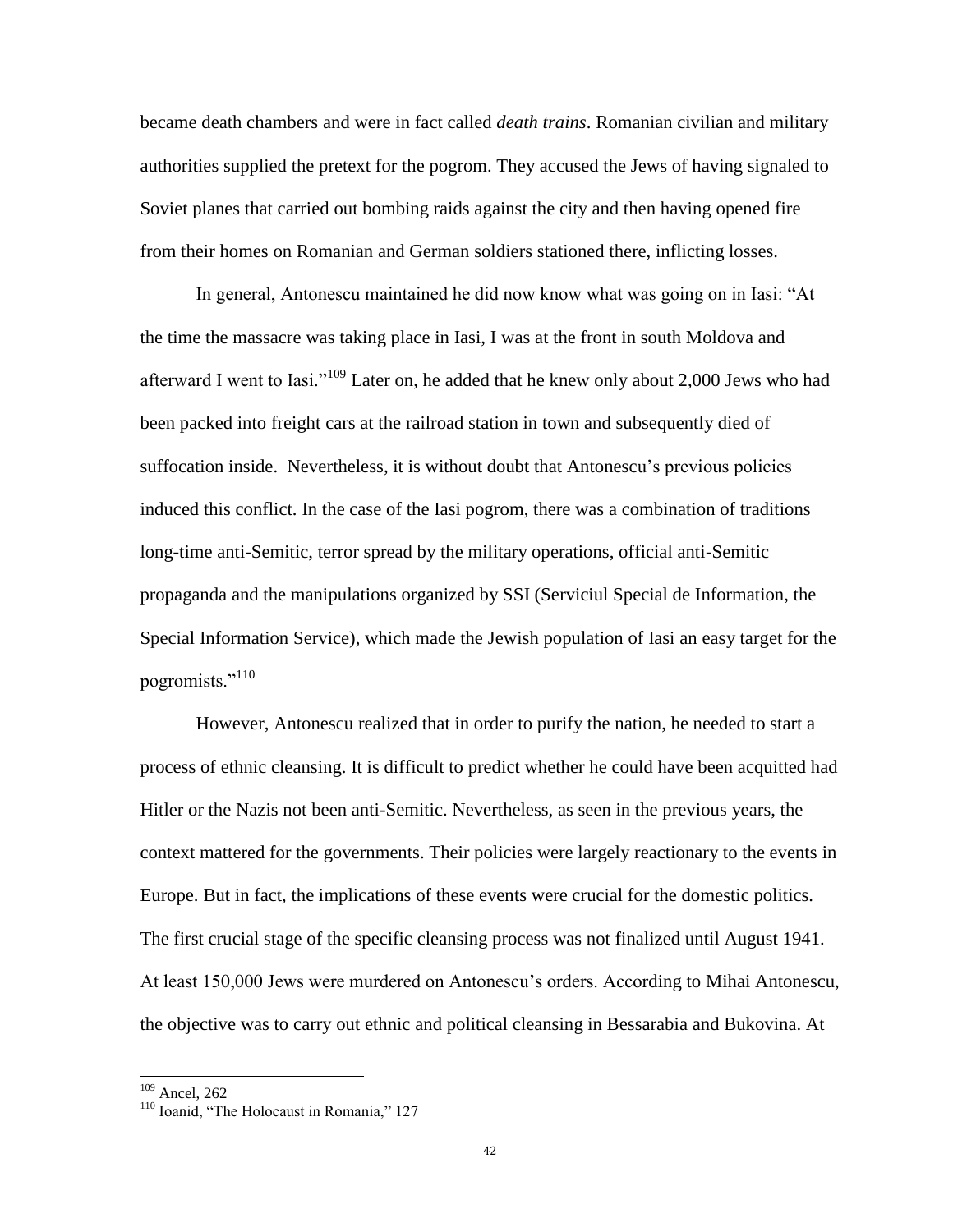became death chambers and were in fact called *death trains*. Romanian civilian and military authorities supplied the pretext for the pogrom. They accused the Jews of having signaled to Soviet planes that carried out bombing raids against the city and then having opened fire from their homes on Romanian and German soldiers stationed there, inflicting losses.

In general, Antonescu maintained he did now know what was going on in Iasi: "At the time the massacre was taking place in Iasi, I was at the front in south Moldova and afterward I went to Iasi."[109] Later on, he added that he knew only about 2,000 Jews who had been packed into freight cars at the railroad station in town and subsequently died of suffocation inside. Nevertheless, it is without doubt that Antonescu's previous policies induced this conflict. In the case of the Iasi pogrom, there was a combination of traditions long-time anti-Semitic, terror spread by the military operations, official anti-Semitic propaganda and the manipulations organized by SSI (Serviciul Special de Information, the Special Information Service), which made the Jewish population of Iasi an easy target for the pogromists."[110]

However, Antonescu realized that in order to purify the nation, he needed to start a process of ethnic cleansing. It is difficult to predict whether he could have been acquitted had Hitler or the Nazis not been anti-Semitic. Nevertheless, as seen in the previous years, the context mattered for the governments. Their policies were largely reactionary to the events in Europe. But in fact, the implications of these events were crucial for the domestic politics. The first crucial stage of the specific cleansing process was not finalized until August 1941. At least 150,000 Jews were murdered on Antonescu's orders. According to Mihai Antonescu, the objective was to carry out ethnic and political cleansing in Bessarabia and Bukovina. At

---

[109] Ancel, 262

[110] Ioanid, "The Holocaust in Romania," 127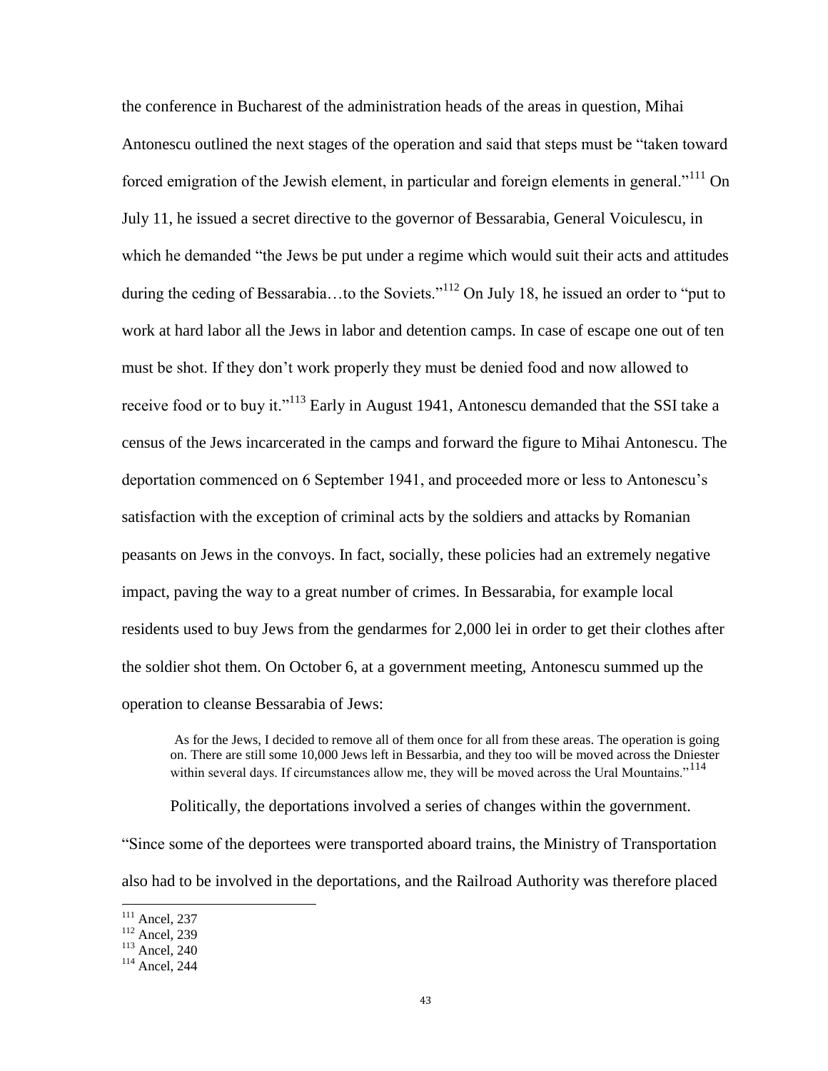the conference in Bucharest of the administration heads of the areas in question, Mihai Antonescu outlined the next stages of the operation and said that steps must be "taken toward forced emigration of the Jewish element, in particular and foreign elements in general."[111] On July 11, he issued a secret directive to the governor of Bessarabia, General Voiculescu, in which he demanded "the Jews be put under a regime which would suit their acts and attitudes during the ceding of Bessarabia…to the Soviets."[112] On July 18, he issued an order to "put to work at hard labor all the Jews in labor and detention camps. In case of escape one out of ten must be shot. If they don't work properly they must be denied food and now allowed to receive food or to buy it."[113] Early in August 1941, Antonescu demanded that the SSI take a census of the Jews incarcerated in the camps and forward the figure to Mihai Antonescu. The deportation commenced on 6 September 1941, and proceeded more or less to Antonescu's satisfaction with the exception of criminal acts by the soldiers and attacks by Romanian peasants on Jews in the convoys. In fact, socially, these policies had an extremely negative impact, paving the way to a great number of crimes. In Bessarabia, for example local residents used to buy Jews from the gendarmes for 2,000 lei in order to get their clothes after the soldier shot them. On October 6, at a government meeting, Antonescu summed up the operation to cleanse Bessarabia of Jews:

> As for the Jews, I decided to remove all of them once for all from these areas. The operation is going on. There are still some 10,000 Jews left in Bessarbia, and they too will be moved across the Dniester within several days. If circumstances allow me, they will be moved across the Ural Mountains."[114]

Politically, the deportations involved a series of changes within the government. "Since some of the deportees were transported aboard trains, the Ministry of Transportation also had to be involved in the deportations, and the Railroad Authority was therefore placed

---

[111] Ancel, 237
[112] Ancel, 239
[113] Ancel, 240
[114] Ancel, 244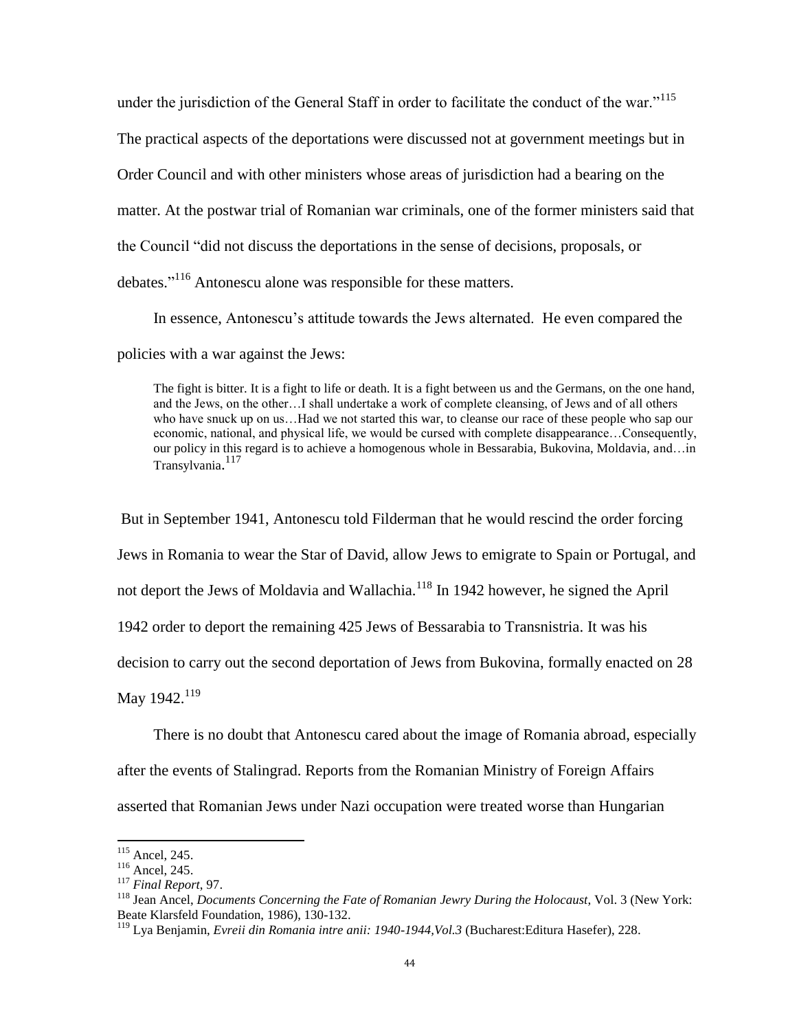under the jurisdiction of the General Staff in order to facilitate the conduct of the war."[115] The practical aspects of the deportations were discussed not at government meetings but in Order Council and with other ministers whose areas of jurisdiction had a bearing on the matter. At the postwar trial of Romanian war criminals, one of the former ministers said that the Council "did not discuss the deportations in the sense of decisions, proposals, or debates."[116] Antonescu alone was responsible for these matters.

In essence, Antonescu's attitude towards the Jews alternated. He even compared the policies with a war against the Jews:

> The fight is bitter. It is a fight to life or death. It is a fight between us and the Germans, on the one hand, and the Jews, on the other…I shall undertake a work of complete cleansing, of Jews and of all others who have snuck up on us…Had we not started this war, to cleanse our race of these people who sap our economic, national, and physical life, we would be cursed with complete disappearance…Consequently, our policy in this regard is to achieve a homogenous whole in Bessarabia, Bukovina, Moldavia, and…in Transylvania.[117]

But in September 1941, Antonescu told Filderman that he would rescind the order forcing Jews in Romania to wear the Star of David, allow Jews to emigrate to Spain or Portugal, and not deport the Jews of Moldavia and Wallachia.[118] In 1942 however, he signed the April 1942 order to deport the remaining 425 Jews of Bessarabia to Transnistria. It was his decision to carry out the second deportation of Jews from Bukovina, formally enacted on 28 May 1942.[119]

There is no doubt that Antonescu cared about the image of Romania abroad, especially after the events of Stalingrad. Reports from the Romanian Ministry of Foreign Affairs asserted that Romanian Jews under Nazi occupation were treated worse than Hungarian

---

[115] Ancel, 245.

[116] Ancel, 245.

[117] *Final Report*, 97.

[118] Jean Ancel, *Documents Concerning the Fate of Romanian Jewry During the Holocaust*, Vol. 3 (New York: Beate Klarsfeld Foundation, 1986), 130-132.

[119] Lya Benjamin, *Evreii din Romania intre anii: 1940-1944,Vol.3* (Bucharest:Editura Hasefer), 228.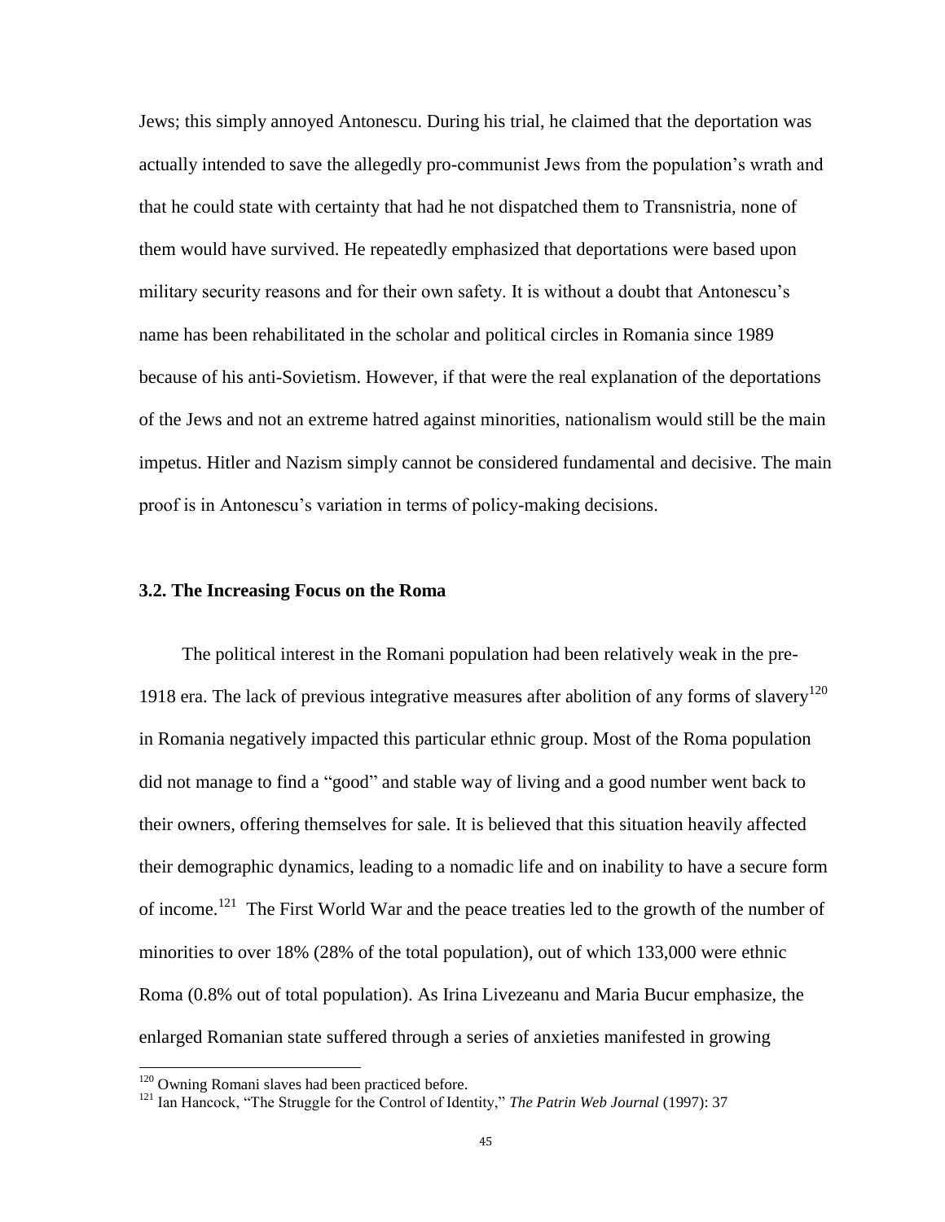Jews; this simply annoyed Antonescu. During his trial, he claimed that the deportation was actually intended to save the allegedly pro-communist Jews from the population's wrath and that he could state with certainty that had he not dispatched them to Transnistria, none of them would have survived. He repeatedly emphasized that deportations were based upon military security reasons and for their own safety. It is without a doubt that Antonescu's name has been rehabilitated in the scholar and political circles in Romania since 1989 because of his anti-Sovietism. However, if that were the real explanation of the deportations of the Jews and not an extreme hatred against minorities, nationalism would still be the main impetus. Hitler and Nazism simply cannot be considered fundamental and decisive. The main proof is in Antonescu's variation in terms of policy-making decisions.

### 3.2. The Increasing Focus on the Roma

The political interest in the Romani population had been relatively weak in the pre-1918 era. The lack of previous integrative measures after abolition of any forms of slavery[120] in Romania negatively impacted this particular ethnic group. Most of the Roma population did not manage to find a "good" and stable way of living and a good number went back to their owners, offering themselves for sale. It is believed that this situation heavily affected their demographic dynamics, leading to a nomadic life and on inability to have a secure form of income.[121] The First World War and the peace treaties led to the growth of the number of minorities to over 18% (28% of the total population), out of which 133,000 were ethnic Roma (0.8% out of total population). As Irina Livezeanu and Maria Bucur emphasize, the enlarged Romanian state suffered through a series of anxieties manifested in growing

[120] Owning Romani slaves had been practiced before.

[121] Ian Hancock, "The Struggle for the Control of Identity," *The Patrin Web Journal* (1997): 37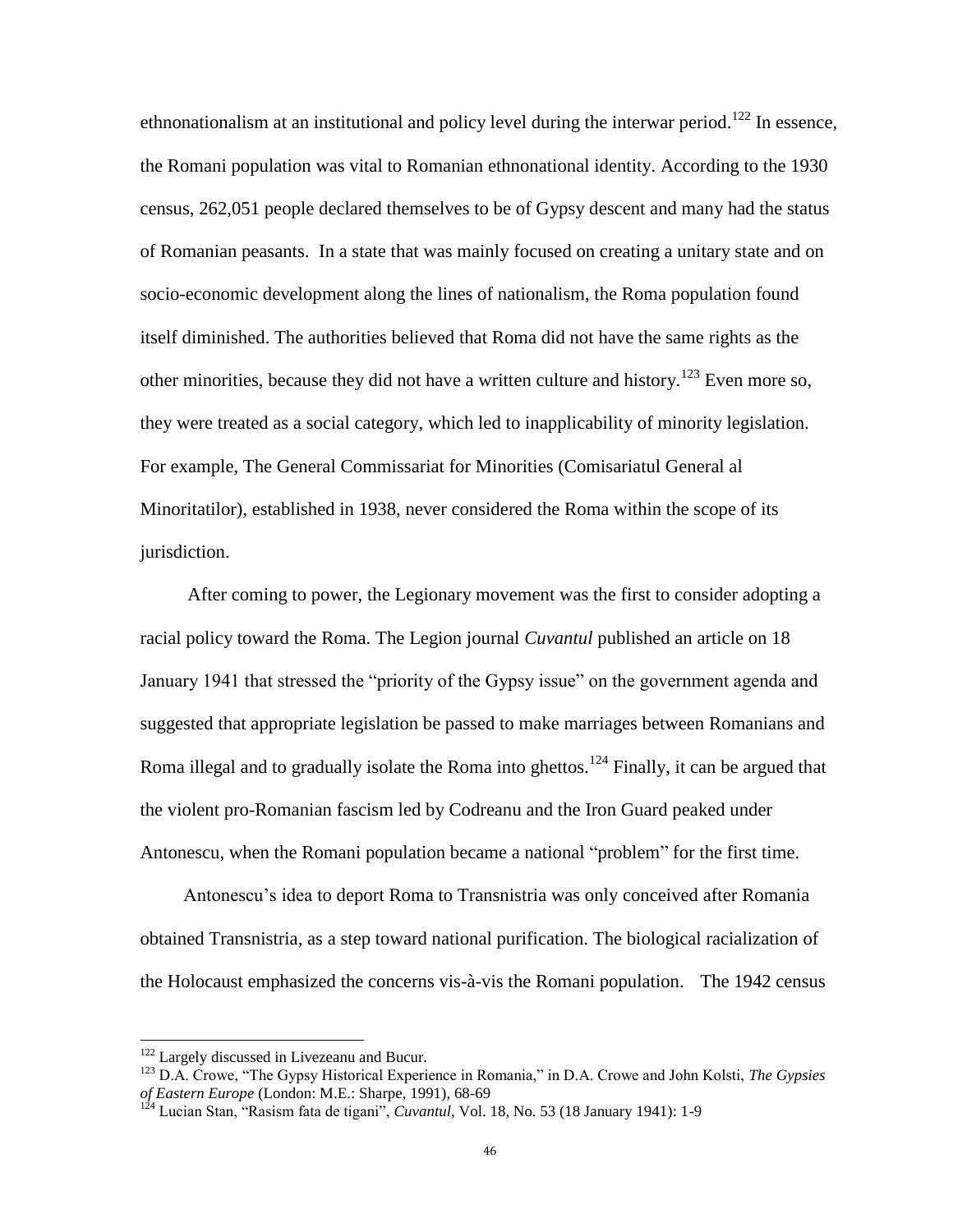ethnonationalism at an institutional and policy level during the interwar period.[122] In essence, the Romani population was vital to Romanian ethnonational identity. According to the 1930 census, 262,051 people declared themselves to be of Gypsy descent and many had the status of Romanian peasants. In a state that was mainly focused on creating a unitary state and on socio-economic development along the lines of nationalism, the Roma population found itself diminished. The authorities believed that Roma did not have the same rights as the other minorities, because they did not have a written culture and history.[123] Even more so, they were treated as a social category, which led to inapplicability of minority legislation. For example, The General Commissariat for Minorities (Comisariatul General al Minoritatilor), established in 1938, never considered the Roma within the scope of its jurisdiction.

After coming to power, the Legionary movement was the first to consider adopting a racial policy toward the Roma. The Legion journal *Cuvantul* published an article on 18 January 1941 that stressed the "priority of the Gypsy issue" on the government agenda and suggested that appropriate legislation be passed to make marriages between Romanians and Roma illegal and to gradually isolate the Roma into ghettos.[124] Finally, it can be argued that the violent pro-Romanian fascism led by Codreanu and the Iron Guard peaked under Antonescu, when the Romani population became a national "problem" for the first time.

Antonescu's idea to deport Roma to Transnistria was only conceived after Romania obtained Transnistria, as a step toward national purification. The biological racialization of the Holocaust emphasized the concerns vis-à-vis the Romani population. The 1942 census

---

[122] Largely discussed in Livezeanu and Bucur.

[123] D.A. Crowe, "The Gypsy Historical Experience in Romania," in D.A. Crowe and John Kolsti, *The Gypsies of Eastern Europe* (London: M.E.: Sharpe, 1991), 68-69

[124] Lucian Stan, "Rasism fata de tigani", *Cuvantul*, Vol. 18, No. 53 (18 January 1941): 1-9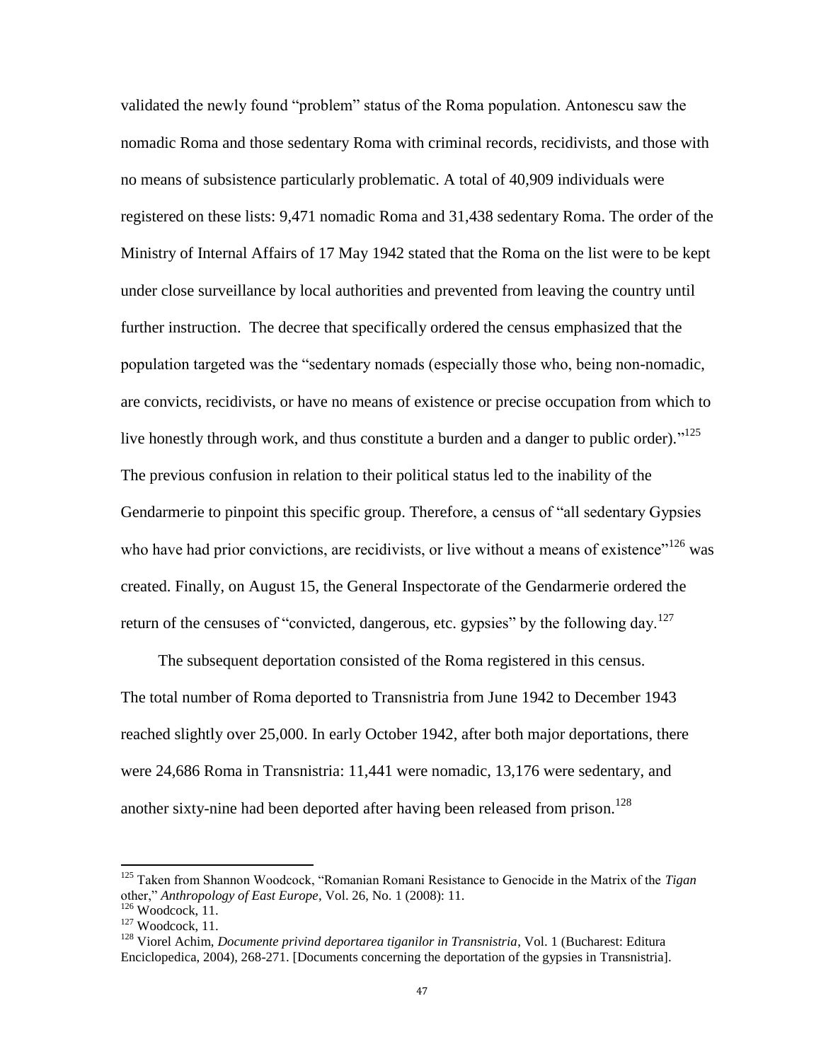validated the newly found "problem" status of the Roma population. Antonescu saw the nomadic Roma and those sedentary Roma with criminal records, recidivists, and those with no means of subsistence particularly problematic. A total of 40,909 individuals were registered on these lists: 9,471 nomadic Roma and 31,438 sedentary Roma. The order of the Ministry of Internal Affairs of 17 May 1942 stated that the Roma on the list were to be kept under close surveillance by local authorities and prevented from leaving the country until further instruction. The decree that specifically ordered the census emphasized that the population targeted was the "sedentary nomads (especially those who, being non-nomadic, are convicts, recidivists, or have no means of existence or precise occupation from which to live honestly through work, and thus constitute a burden and a danger to public order)."[125] The previous confusion in relation to their political status led to the inability of the Gendarmerie to pinpoint this specific group. Therefore, a census of "all sedentary Gypsies who have had prior convictions, are recidivists, or live without a means of existence"[126] was created. Finally, on August 15, the General Inspectorate of the Gendarmerie ordered the return of the censuses of "convicted, dangerous, etc. gypsies" by the following day.[127]

The subsequent deportation consisted of the Roma registered in this census. The total number of Roma deported to Transnistria from June 1942 to December 1943 reached slightly over 25,000. In early October 1942, after both major deportations, there were 24,686 Roma in Transnistria: 11,441 were nomadic, 13,176 were sedentary, and another sixty-nine had been deported after having been released from prison.[128]

---

[125] Taken from Shannon Woodcock, "Romanian Romani Resistance to Genocide in the Matrix of the *Tigan* other," *Anthropology of East Europe*, Vol. 26, No. 1 (2008): 11.

[126] Woodcock, 11.

[127] Woodcock, 11.

[128] Viorel Achim, *Documente privind deportarea tiganilor in Transnistria*, Vol. 1 (Bucharest: Editura Enciclopedica, 2004), 268-271. [Documents concerning the deportation of the gypsies in Transnistria].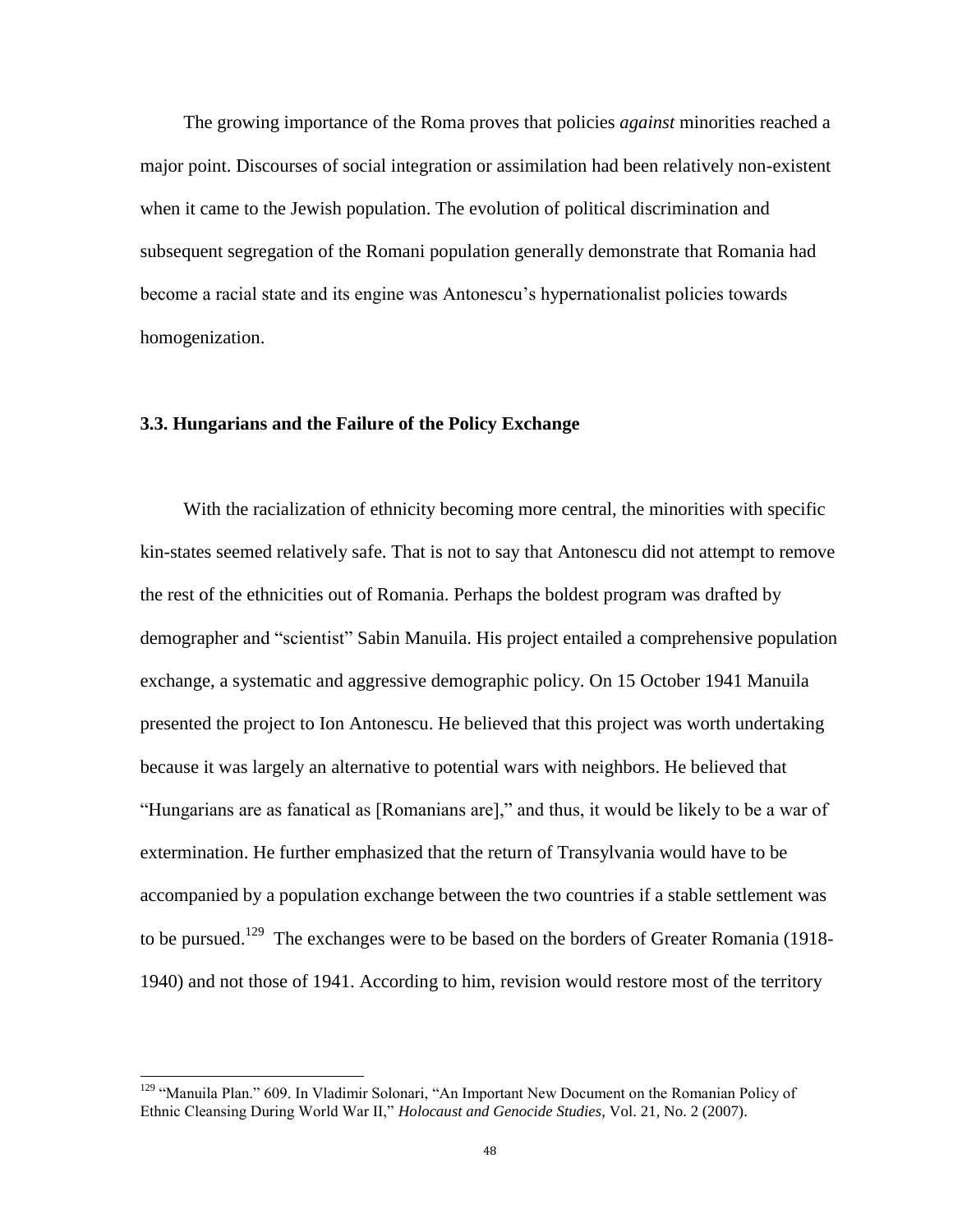The growing importance of the Roma proves that policies *against* minorities reached a major point. Discourses of social integration or assimilation had been relatively non-existent when it came to the Jewish population. The evolution of political discrimination and subsequent segregation of the Romani population generally demonstrate that Romania had become a racial state and its engine was Antonescu's hypernationalist policies towards homogenization.

### 3.3. Hungarians and the Failure of the Policy Exchange

With the racialization of ethnicity becoming more central, the minorities with specific kin-states seemed relatively safe. That is not to say that Antonescu did not attempt to remove the rest of the ethnicities out of Romania. Perhaps the boldest program was drafted by demographer and "scientist" Sabin Manuila. His project entailed a comprehensive population exchange, a systematic and aggressive demographic policy. On 15 October 1941 Manuila presented the project to Ion Antonescu. He believed that this project was worth undertaking because it was largely an alternative to potential wars with neighbors. He believed that "Hungarians are as fanatical as [Romanians are]," and thus, it would be likely to be a war of extermination. He further emphasized that the return of Transylvania would have to be accompanied by a population exchange between the two countries if a stable settlement was to be pursued.[129] The exchanges were to be based on the borders of Greater Romania (1918-1940) and not those of 1941. According to him, revision would restore most of the territory

---

[129] "Manuila Plan." 609. In Vladimir Solonari, "An Important New Document on the Romanian Policy of Ethnic Cleansing During World War II," *Holocaust and Genocide Studies*, Vol. 21, No. 2 (2007).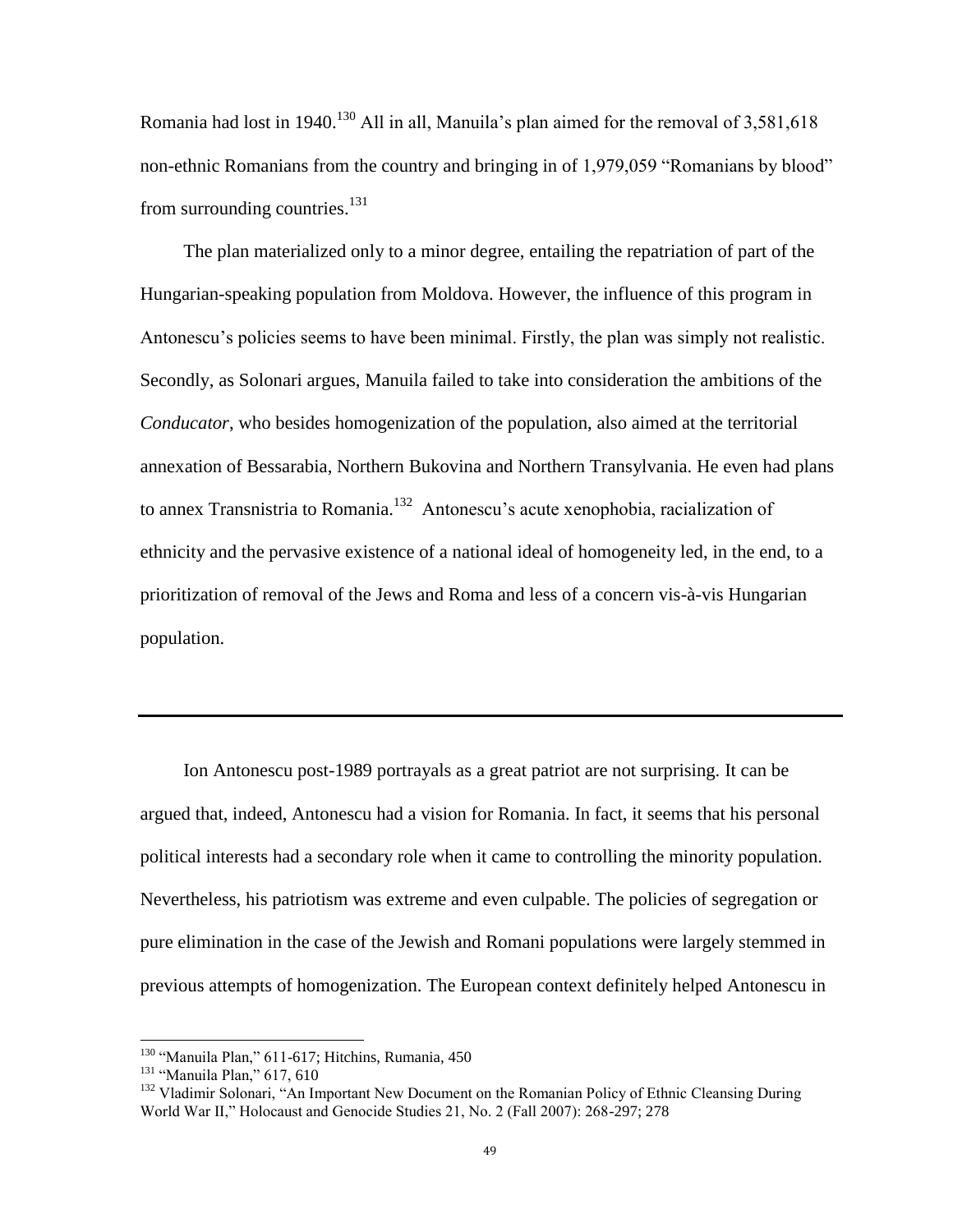Romania had lost in 1940.[130] All in all, Manuila's plan aimed for the removal of 3,581,618 non-ethnic Romanians from the country and bringing in of 1,979,059 "Romanians by blood" from surrounding countries.[131]

The plan materialized only to a minor degree, entailing the repatriation of part of the Hungarian-speaking population from Moldova. However, the influence of this program in Antonescu's policies seems to have been minimal. Firstly, the plan was simply not realistic. Secondly, as Solonari argues, Manuila failed to take into consideration the ambitions of the *Conducator*, who besides homogenization of the population, also aimed at the territorial annexation of Bessarabia, Northern Bukovina and Northern Transylvania. He even had plans to annex Transnistria to Romania.[132] Antonescu's acute xenophobia, racialization of ethnicity and the pervasive existence of a national ideal of homogeneity led, in the end, to a prioritization of removal of the Jews and Roma and less of a concern vis-à-vis Hungarian population.

---

Ion Antonescu post-1989 portrayals as a great patriot are not surprising. It can be argued that, indeed, Antonescu had a vision for Romania. In fact, it seems that his personal political interests had a secondary role when it came to controlling the minority population. Nevertheless, his patriotism was extreme and even culpable. The policies of segregation or pure elimination in the case of the Jewish and Romani populations were largely stemmed in previous attempts of homogenization. The European context definitely helped Antonescu in

---

[130] "Manuila Plan," 611-617; Hitchins, Rumania, 450

[131] "Manuila Plan," 617, 610

[132] Vladimir Solonari, "An Important New Document on the Romanian Policy of Ethnic Cleansing During World War II," Holocaust and Genocide Studies 21, No. 2 (Fall 2007): 268-297; 278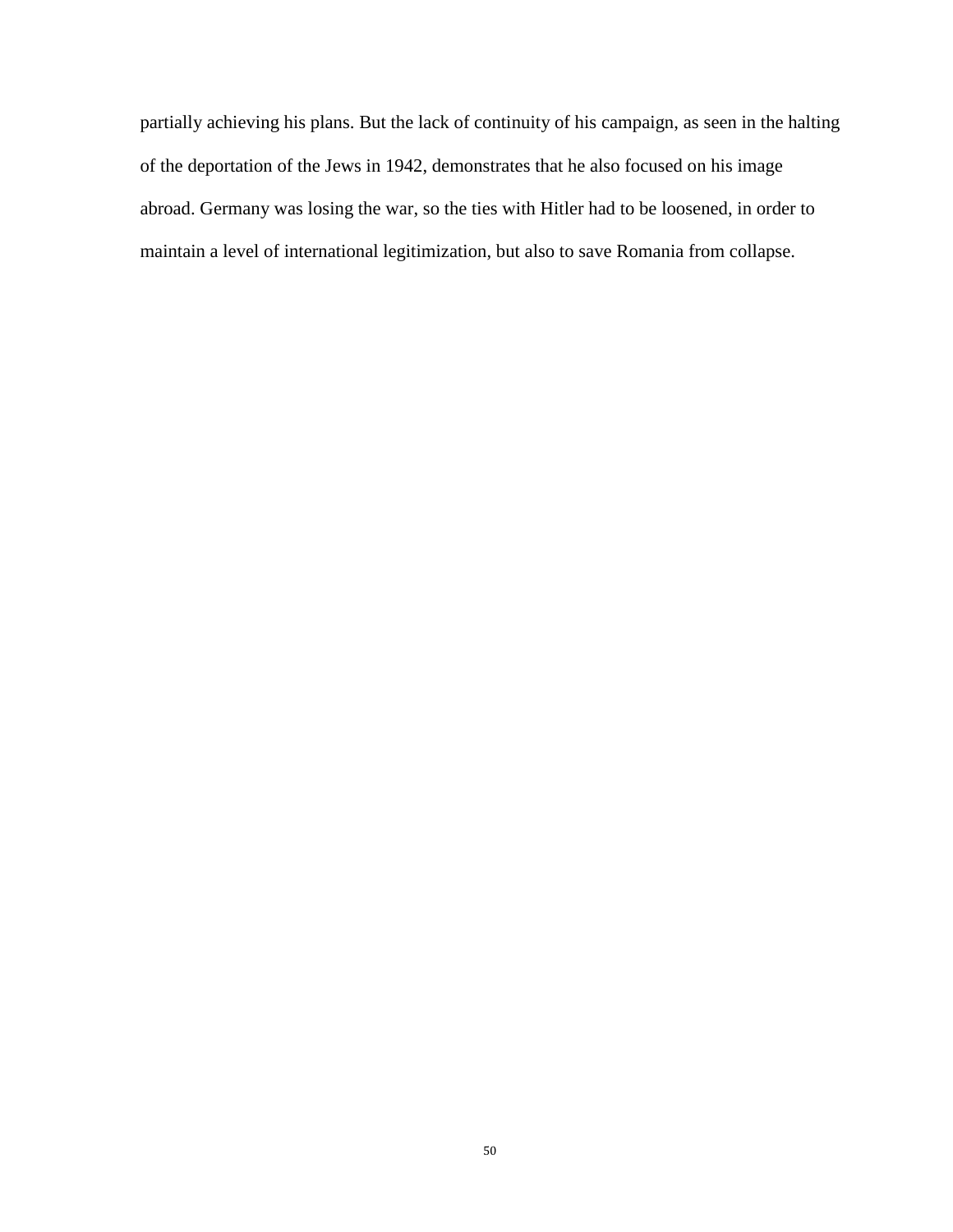partially achieving his plans. But the lack of continuity of his campaign, as seen in the halting of the deportation of the Jews in 1942, demonstrates that he also focused on his image abroad. Germany was losing the war, so the ties with Hitler had to be loosened, in order to maintain a level of international legitimization, but also to save Romania from collapse.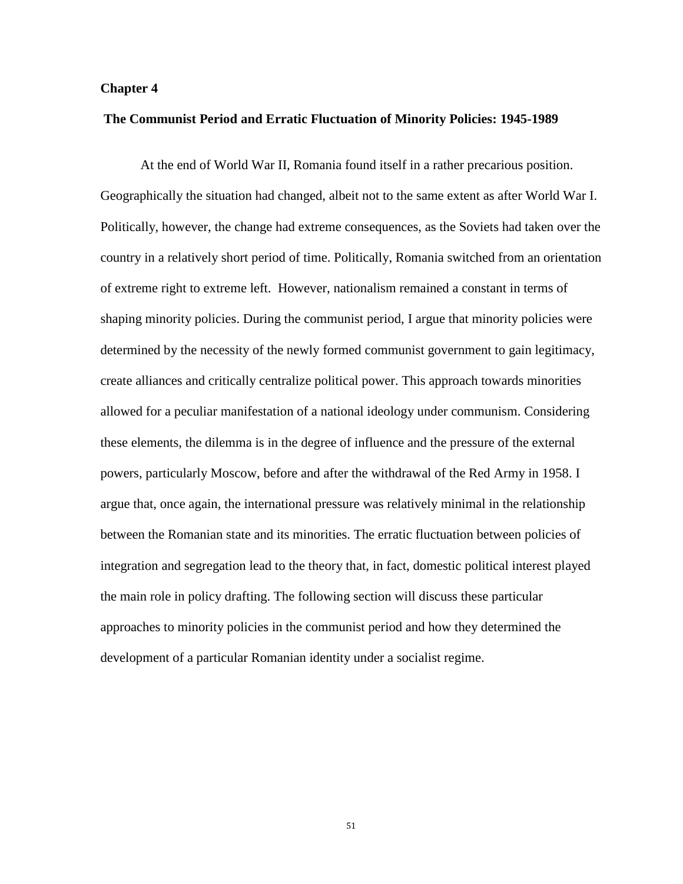# Chapter 4

## The Communist Period and Erratic Fluctuation of Minority Policies: 1945-1989

At the end of World War II, Romania found itself in a rather precarious position. Geographically the situation had changed, albeit not to the same extent as after World War I. Politically, however, the change had extreme consequences, as the Soviets had taken over the country in a relatively short period of time. Politically, Romania switched from an orientation of extreme right to extreme left. However, nationalism remained a constant in terms of shaping minority policies. During the communist period, I argue that minority policies were determined by the necessity of the newly formed communist government to gain legitimacy, create alliances and critically centralize political power. This approach towards minorities allowed for a peculiar manifestation of a national ideology under communism. Considering these elements, the dilemma is in the degree of influence and the pressure of the external powers, particularly Moscow, before and after the withdrawal of the Red Army in 1958. I argue that, once again, the international pressure was relatively minimal in the relationship between the Romanian state and its minorities. The erratic fluctuation between policies of integration and segregation lead to the theory that, in fact, domestic political interest played the main role in policy drafting. The following section will discuss these particular approaches to minority policies in the communist period and how they determined the development of a particular Romanian identity under a socialist regime.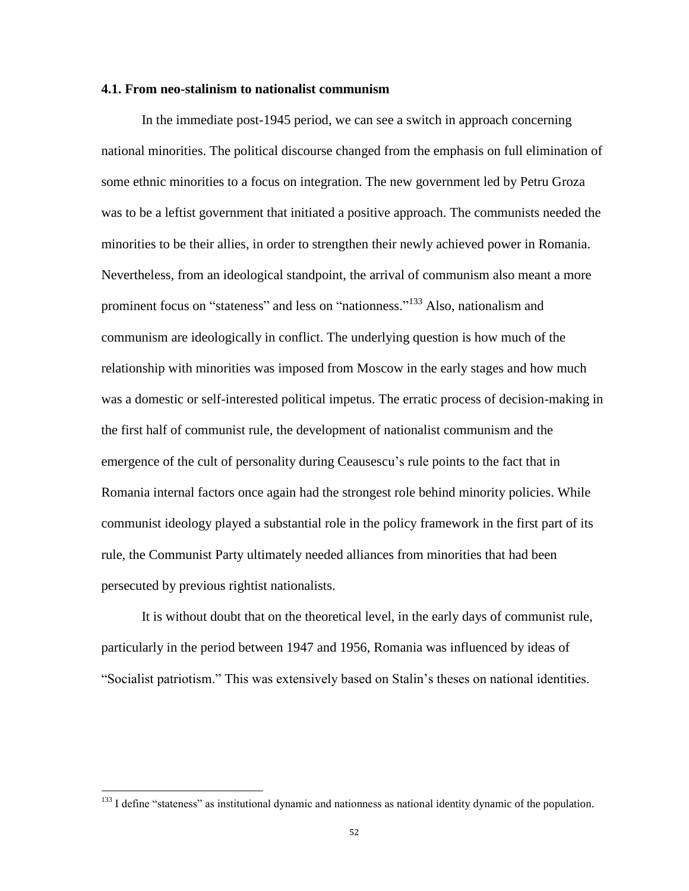### 4.1. From neo-stalinism to nationalist communism

In the immediate post-1945 period, we can see a switch in approach concerning national minorities. The political discourse changed from the emphasis on full elimination of some ethnic minorities to a focus on integration. The new government led by Petru Groza was to be a leftist government that initiated a positive approach. The communists needed the minorities to be their allies, in order to strengthen their newly achieved power in Romania. Nevertheless, from an ideological standpoint, the arrival of communism also meant a more prominent focus on "stateness" and less on "nationness."[133] Also, nationalism and communism are ideologically in conflict. The underlying question is how much of the relationship with minorities was imposed from Moscow in the early stages and how much was a domestic or self-interested political impetus. The erratic process of decision-making in the first half of communist rule, the development of nationalist communism and the emergence of the cult of personality during Ceausescu's rule points to the fact that in Romania internal factors once again had the strongest role behind minority policies. While communist ideology played a substantial role in the policy framework in the first part of its rule, the Communist Party ultimately needed alliances from minorities that had been persecuted by previous rightist nationalists.

It is without doubt that on the theoretical level, in the early days of communist rule, particularly in the period between 1947 and 1956, Romania was influenced by ideas of "Socialist patriotism." This was extensively based on Stalin's theses on national identities.

---

[133] I define "stateness" as institutional dynamic and nationness as national identity dynamic of the population.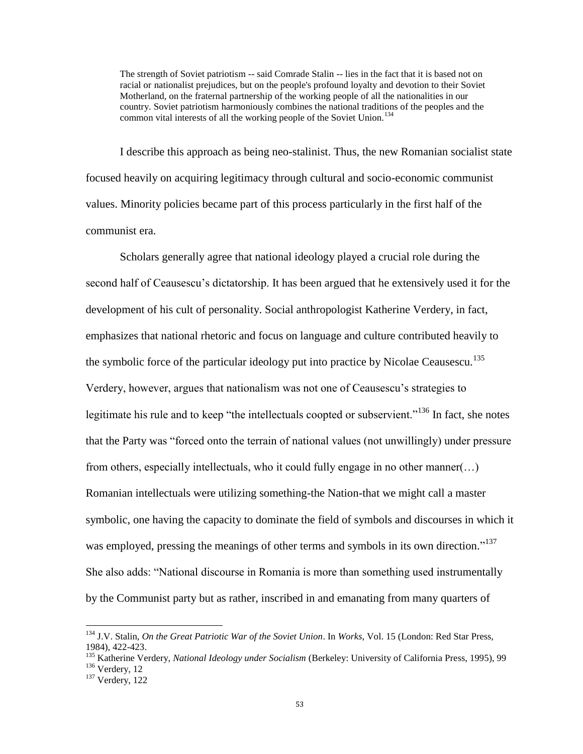> The strength of Soviet patriotism -- said Comrade Stalin -- lies in the fact that it is based not on racial or nationalist prejudices, but on the people's profound loyalty and devotion to their Soviet Motherland, on the fraternal partnership of the working people of all the nationalities in our country. Soviet patriotism harmoniously combines the national traditions of the peoples and the common vital interests of all the working people of the Soviet Union.[134]

I describe this approach as being neo-stalinist. Thus, the new Romanian socialist state focused heavily on acquiring legitimacy through cultural and socio-economic communist values. Minority policies became part of this process particularly in the first half of the communist era.

Scholars generally agree that national ideology played a crucial role during the second half of Ceausescu's dictatorship. It has been argued that he extensively used it for the development of his cult of personality. Social anthropologist Katherine Verdery, in fact, emphasizes that national rhetoric and focus on language and culture contributed heavily to the symbolic force of the particular ideology put into practice by Nicolae Ceausescu.[135] Verdery, however, argues that nationalism was not one of Ceausescu's strategies to legitimate his rule and to keep "the intellectuals coopted or subservient."[136] In fact, she notes that the Party was "forced onto the terrain of national values (not unwillingly) under pressure from others, especially intellectuals, who it could fully engage in no other manner(…) Romanian intellectuals were utilizing something-the Nation-that we might call a master symbolic, one having the capacity to dominate the field of symbols and discourses in which it was employed, pressing the meanings of other terms and symbols in its own direction."[137] She also adds: "National discourse in Romania is more than something used instrumentally by the Communist party but as rather, inscribed in and emanating from many quarters of

---

[134] J.V. Stalin, *On the Great Patriotic War of the Soviet Union*. In *Works*, Vol. 15 (London: Red Star Press, 1984), 422-423.

[135] Katherine Verdery, *National Ideology under Socialism* (Berkeley: University of California Press, 1995), 99

[136] Verdery, 12

[137] Verdery, 122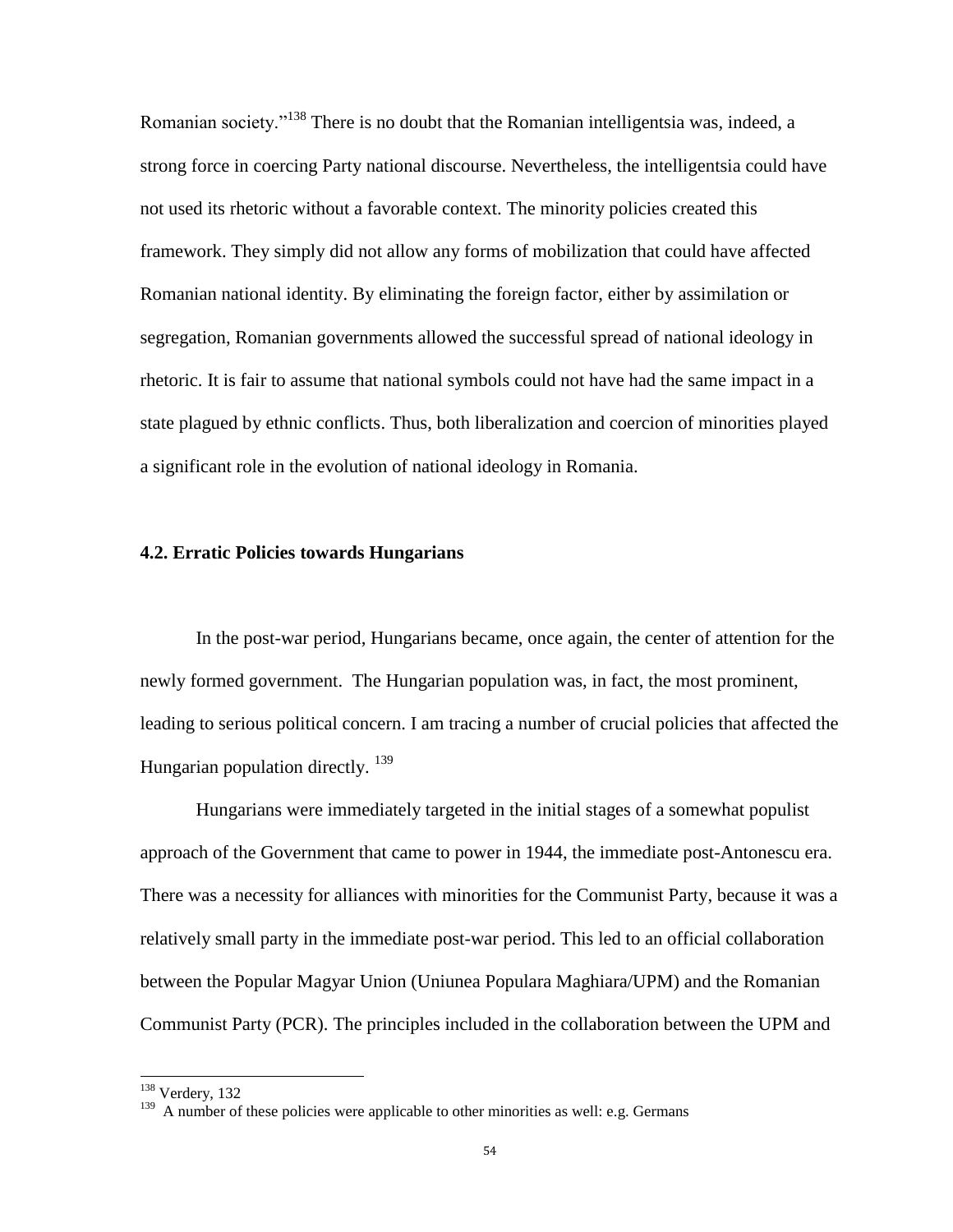Romanian society."[138] There is no doubt that the Romanian intelligentsia was, indeed, a strong force in coercing Party national discourse. Nevertheless, the intelligentsia could have not used its rhetoric without a favorable context. The minority policies created this framework. They simply did not allow any forms of mobilization that could have affected Romanian national identity. By eliminating the foreign factor, either by assimilation or segregation, Romanian governments allowed the successful spread of national ideology in rhetoric. It is fair to assume that national symbols could not have had the same impact in a state plagued by ethnic conflicts. Thus, both liberalization and coercion of minorities played a significant role in the evolution of national ideology in Romania.

### 4.2. Erratic Policies towards Hungarians

In the post-war period, Hungarians became, once again, the center of attention for the newly formed government. The Hungarian population was, in fact, the most prominent, leading to serious political concern. I am tracing a number of crucial policies that affected the Hungarian population directly. [139]

Hungarians were immediately targeted in the initial stages of a somewhat populist approach of the Government that came to power in 1944, the immediate post-Antonescu era. There was a necessity for alliances with minorities for the Communist Party, because it was a relatively small party in the immediate post-war period. This led to an official collaboration between the Popular Magyar Union (Uniunea Populara Maghiara/UPM) and the Romanian Communist Party (PCR). The principles included in the collaboration between the UPM and

---

[138] Verdery, 132

[139] A number of these policies were applicable to other minorities as well: e.g. Germans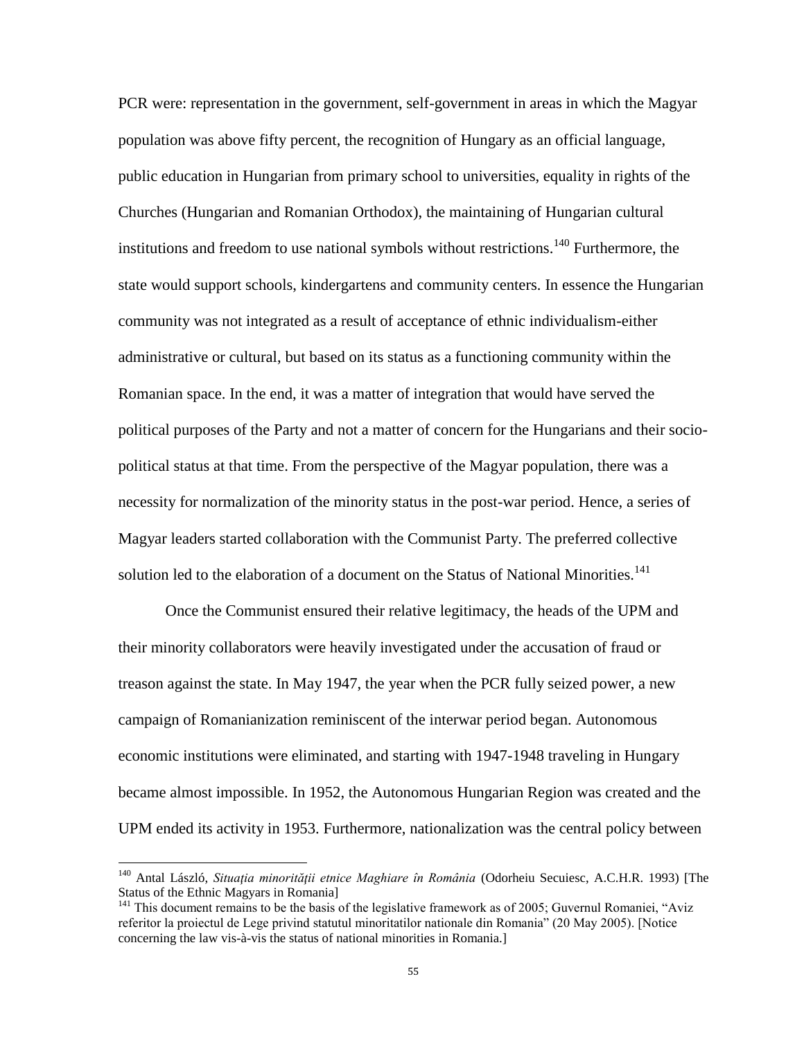PCR were: representation in the government, self-government in areas in which the Magyar population was above fifty percent, the recognition of Hungary as an official language, public education in Hungarian from primary school to universities, equality in rights of the Churches (Hungarian and Romanian Orthodox), the maintaining of Hungarian cultural institutions and freedom to use national symbols without restrictions.[140] Furthermore, the state would support schools, kindergartens and community centers. In essence the Hungarian community was not integrated as a result of acceptance of ethnic individualism-either administrative or cultural, but based on its status as a functioning community within the Romanian space. In the end, it was a matter of integration that would have served the political purposes of the Party and not a matter of concern for the Hungarians and their socio-political status at that time. From the perspective of the Magyar population, there was a necessity for normalization of the minority status in the post-war period. Hence, a series of Magyar leaders started collaboration with the Communist Party. The preferred collective solution led to the elaboration of a document on the Status of National Minorities.[141]

Once the Communist ensured their relative legitimacy, the heads of the UPM and their minority collaborators were heavily investigated under the accusation of fraud or treason against the state. In May 1947, the year when the PCR fully seized power, a new campaign of Romanianization reminiscent of the interwar period began. Autonomous economic institutions were eliminated, and starting with 1947-1948 traveling in Hungary became almost impossible. In 1952, the Autonomous Hungarian Region was created and the UPM ended its activity in 1953. Furthermore, nationalization was the central policy between

---

[140] Antal László, *Situaţia minorităţii etnice Maghiare în România* (Odorheiu Secuiesc, A.C.H.R. 1993) [The Status of the Ethnic Magyars in Romania]

[141] This document remains to be the basis of the legislative framework as of 2005; Guvernul Romaniei, "Aviz referitor la proiectul de Lege privind statutul minoritatilor nationale din Romania" (20 May 2005). [Notice concerning the law vis-à-vis the status of national minorities in Romania.]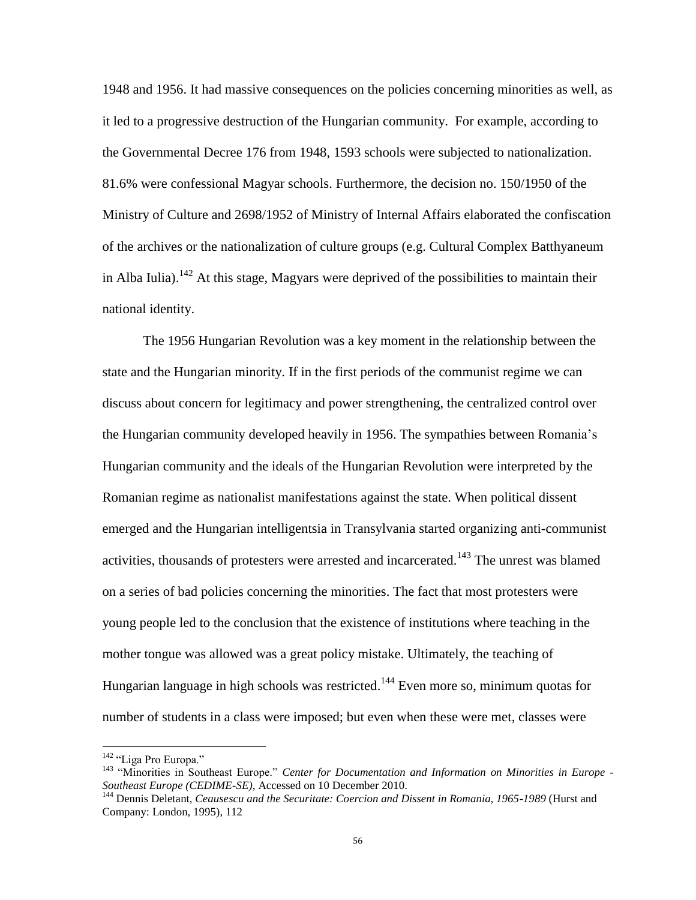1948 and 1956. It had massive consequences on the policies concerning minorities as well, as it led to a progressive destruction of the Hungarian community. For example, according to the Governmental Decree 176 from 1948, 1593 schools were subjected to nationalization. 81.6% were confessional Magyar schools. Furthermore, the decision no. 150/1950 of the Ministry of Culture and 2698/1952 of Ministry of Internal Affairs elaborated the confiscation of the archives or the nationalization of culture groups (e.g. Cultural Complex Batthyaneum in Alba Iulia).[142] At this stage, Magyars were deprived of the possibilities to maintain their national identity.

The 1956 Hungarian Revolution was a key moment in the relationship between the state and the Hungarian minority. If in the first periods of the communist regime we can discuss about concern for legitimacy and power strengthening, the centralized control over the Hungarian community developed heavily in 1956. The sympathies between Romania's Hungarian community and the ideals of the Hungarian Revolution were interpreted by the Romanian regime as nationalist manifestations against the state. When political dissent emerged and the Hungarian intelligentsia in Transylvania started organizing anti-communist activities, thousands of protesters were arrested and incarcerated.[143] The unrest was blamed on a series of bad policies concerning the minorities. The fact that most protesters were young people led to the conclusion that the existence of institutions where teaching in the mother tongue was allowed was a great policy mistake. Ultimately, the teaching of Hungarian language in high schools was restricted.[144] Even more so, minimum quotas for number of students in a class were imposed; but even when these were met, classes were

---

[142] "Liga Pro Europa."

[143] "Minorities in Southeast Europe." *Center for Documentation and Information on Minorities in Europe - Southeast Europe (CEDIME-SE),* Accessed on 10 December 2010.

[144] Dennis Deletant, *Ceausescu and the Securitate: Coercion and Dissent in Romania, 1965-1989* (Hurst and Company: London, 1995), 112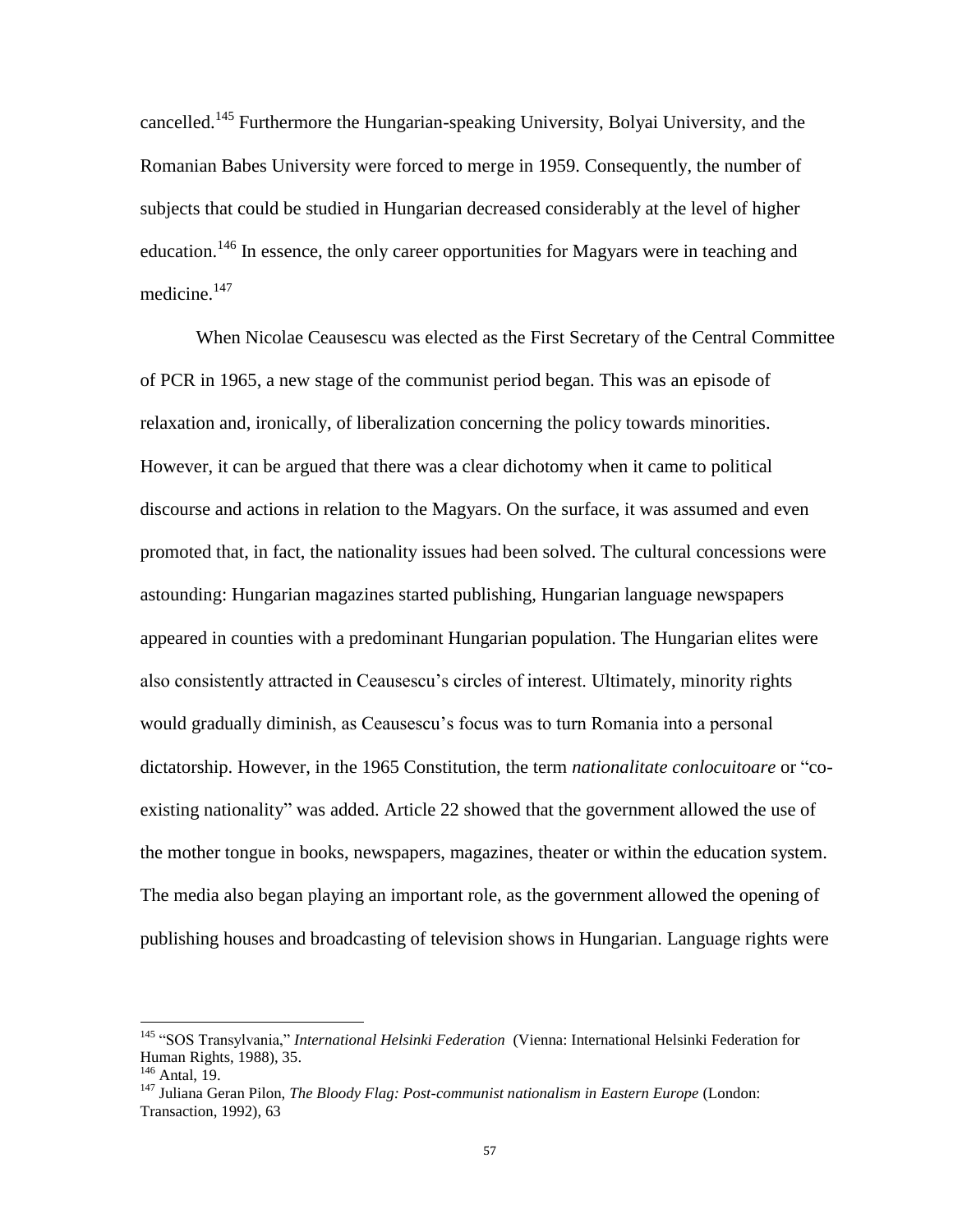cancelled.[145] Furthermore the Hungarian-speaking University, Bolyai University, and the Romanian Babes University were forced to merge in 1959. Consequently, the number of subjects that could be studied in Hungarian decreased considerably at the level of higher education.[146] In essence, the only career opportunities for Magyars were in teaching and medicine.[147]

When Nicolae Ceausescu was elected as the First Secretary of the Central Committee of PCR in 1965, a new stage of the communist period began. This was an episode of relaxation and, ironically, of liberalization concerning the policy towards minorities. However, it can be argued that there was a clear dichotomy when it came to political discourse and actions in relation to the Magyars. On the surface, it was assumed and even promoted that, in fact, the nationality issues had been solved. The cultural concessions were astounding: Hungarian magazines started publishing, Hungarian language newspapers appeared in counties with a predominant Hungarian population. The Hungarian elites were also consistently attracted in Ceausescu's circles of interest. Ultimately, minority rights would gradually diminish, as Ceausescu's focus was to turn Romania into a personal dictatorship. However, in the 1965 Constitution, the term *nationalitate conlocuitoare* or "co-existing nationality" was added. Article 22 showed that the government allowed the use of the mother tongue in books, newspapers, magazines, theater or within the education system. The media also began playing an important role, as the government allowed the opening of publishing houses and broadcasting of television shows in Hungarian. Language rights were

---

[145] "SOS Transylvania," *International Helsinki Federation* (Vienna: International Helsinki Federation for Human Rights, 1988), 35.

[146] Antal, 19.

[147] Juliana Geran Pilon, *The Bloody Flag: Post-communist nationalism in Eastern Europe* (London: Transaction, 1992), 63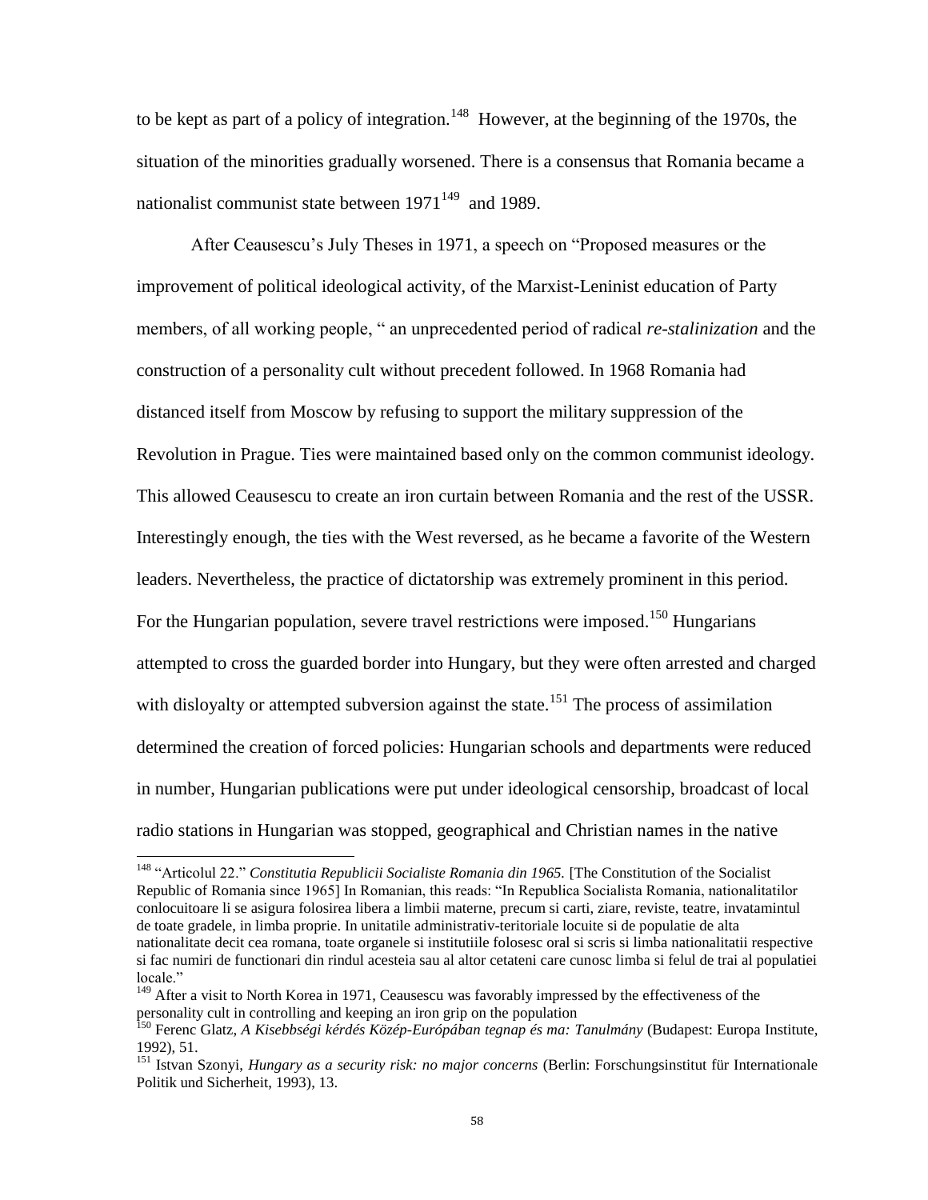to be kept as part of a policy of integration.[148] However, at the beginning of the 1970s, the situation of the minorities gradually worsened. There is a consensus that Romania became a nationalist communist state between 1971[149] and 1989.

After Ceausescu's July Theses in 1971, a speech on "Proposed measures or the improvement of political ideological activity, of the Marxist-Leninist education of Party members, of all working people, " an unprecedented period of radical *re-stalinization* and the construction of a personality cult without precedent followed. In 1968 Romania had distanced itself from Moscow by refusing to support the military suppression of the Revolution in Prague. Ties were maintained based only on the common communist ideology. This allowed Ceausescu to create an iron curtain between Romania and the rest of the USSR. Interestingly enough, the ties with the West reversed, as he became a favorite of the Western leaders. Nevertheless, the practice of dictatorship was extremely prominent in this period. For the Hungarian population, severe travel restrictions were imposed.[150] Hungarians attempted to cross the guarded border into Hungary, but they were often arrested and charged with disloyalty or attempted subversion against the state.[151] The process of assimilation determined the creation of forced policies: Hungarian schools and departments were reduced in number, Hungarian publications were put under ideological censorship, broadcast of local radio stations in Hungarian was stopped, geographical and Christian names in the native

---

[148] "Articolul 22." *Constitutia Republicii Socialiste Romania din 1965.* [The Constitution of the Socialist Republic of Romania since 1965] In Romanian, this reads: "In Republica Socialista Romania, nationalitatilor conlocuitoare li se asigura folosirea libera a limbii materne, precum si carti, ziare, reviste, teatre, invatamintul de toate gradele, in limba proprie. In unitatile administrativ-teritoriale locuite si de populatie de alta nationalitate decit cea romana, toate organele si institutiile folosesc oral si scris si limba nationalitatii respective si fac numiri de functionari din rindul acesteia sau al altor cetateni care cunosc limba si felul de trai al populatiei locale."

[149] After a visit to North Korea in 1971, Ceausescu was favorably impressed by the effectiveness of the personality cult in controlling and keeping an iron grip on the population

[150] Ferenc Glatz, *A Kisebbségi kérdés Közép-Európában tegnap és ma: Tanulmány* (Budapest: Europa Institute, 1992), 51.

[151] Istvan Szonyi, *Hungary as a security risk: no major concerns* (Berlin: Forschungsinstitut für Internationale Politik und Sicherheit, 1993), 13.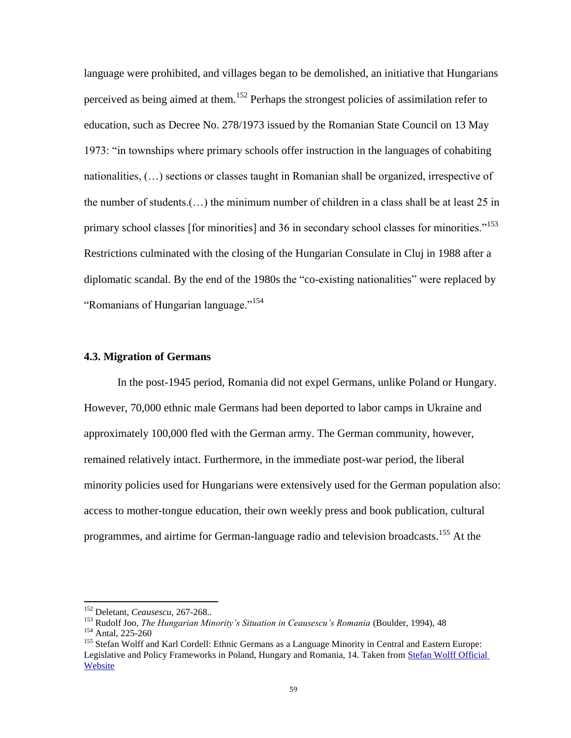language were prohibited, and villages began to be demolished, an initiative that Hungarians perceived as being aimed at them.[152] Perhaps the strongest policies of assimilation refer to education, such as Decree No. 278/1973 issued by the Romanian State Council on 13 May 1973: "in townships where primary schools offer instruction in the languages of cohabiting nationalities, (…) sections or classes taught in Romanian shall be organized, irrespective of the number of students.(…) the minimum number of children in a class shall be at least 25 in primary school classes [for minorities] and 36 in secondary school classes for minorities."[153] Restrictions culminated with the closing of the Hungarian Consulate in Cluj in 1988 after a diplomatic scandal. By the end of the 1980s the "co-existing nationalities" were replaced by "Romanians of Hungarian language."[154]

### 4.3. Migration of Germans

In the post-1945 period, Romania did not expel Germans, unlike Poland or Hungary. However, 70,000 ethnic male Germans had been deported to labor camps in Ukraine and approximately 100,000 fled with the German army. The German community, however, remained relatively intact. Furthermore, in the immediate post-war period, the liberal minority policies used for Hungarians were extensively used for the German population also: access to mother-tongue education, their own weekly press and book publication, cultural programmes, and airtime for German-language radio and television broadcasts.[155] At the

---

[152] Deletant, *Ceausescu*, 267-268..

[153] Rudolf Joo, *The Hungarian Minority's Situation in Ceausescu's Romania* (Boulder, 1994), 48

[154] Antal, 225-260

[155] Stefan Wolff and Karl Cordell: Ethnic Germans as a Language Minority in Central and Eastern Europe: Legislative and Policy Frameworks in Poland, Hungary and Romania, 14. Taken from Stefan Wolff Official Website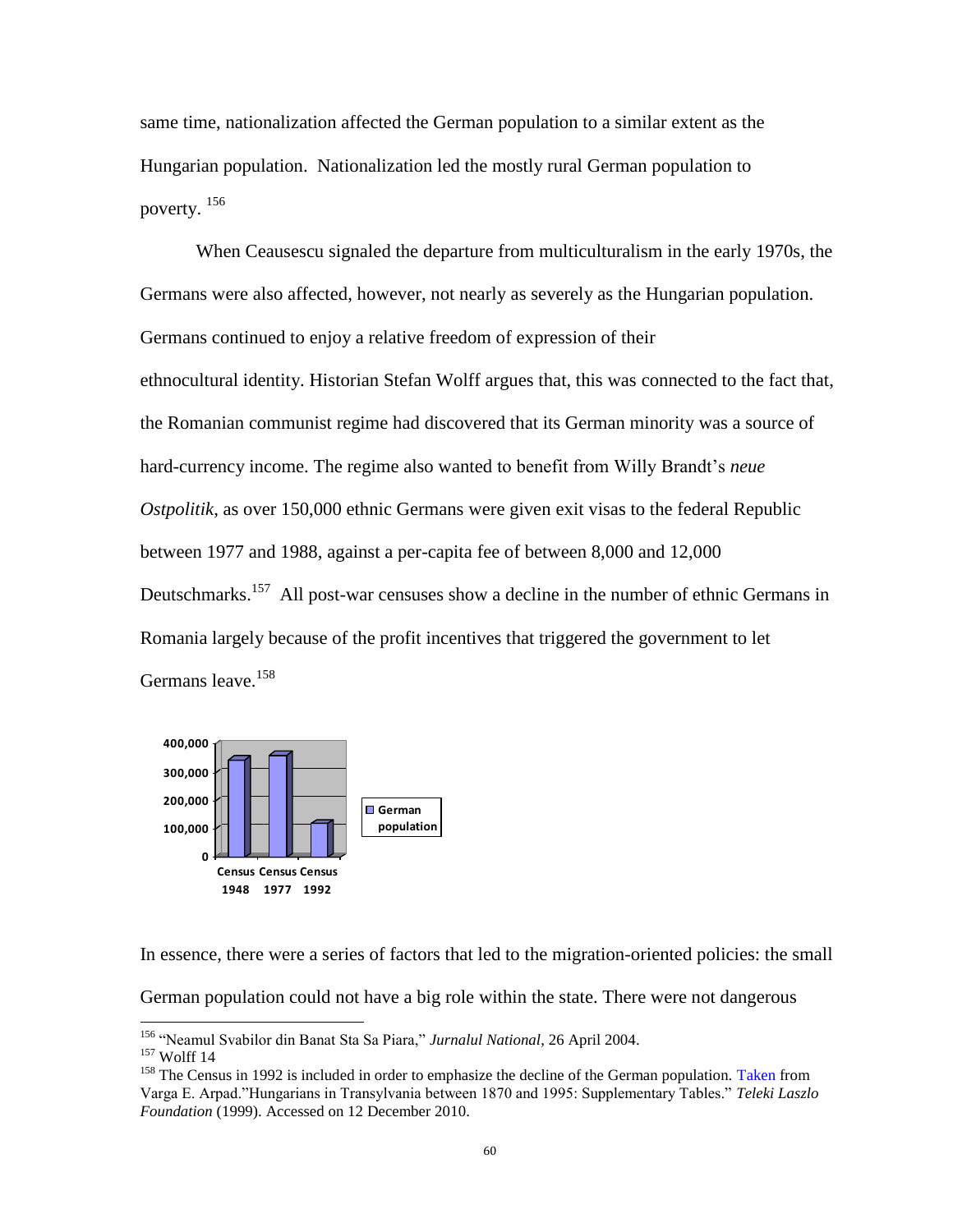same time, nationalization affected the German population to a similar extent as the Hungarian population. Nationalization led the mostly rural German population to poverty. [156]

When Ceausescu signaled the departure from multiculturalism in the early 1970s, the Germans were also affected, however, not nearly as severely as the Hungarian population. Germans continued to enjoy a relative freedom of expression of their ethnocultural identity. Historian Stefan Wolff argues that, this was connected to the fact that, the Romanian communist regime had discovered that its German minority was a source of hard-currency income. The regime also wanted to benefit from Willy Brandt's *neue Ostpolitik*, as over 150,000 ethnic Germans were given exit visas to the federal Republic between 1977 and 1988, against a per-capita fee of between 8,000 and 12,000 Deutschmarks.[157] All post-war censuses show a decline in the number of ethnic Germans in Romania largely because of the profit incentives that triggered the government to let Germans leave.[158]

In essence, there were a series of factors that led to the migration-oriented policies: the small German population could not have a big role within the state. There were not dangerous

---

[156] "Neamul Svabilor din Banat Sta Sa Piara," *Jurnalul National*, 26 April 2004.

[157] Wolff 14

[158] The Census in 1992 is included in order to emphasize the decline of the German population. Taken from Varga E. Arpad."Hungarians in Transylvania between 1870 and 1995: Supplementary Tables." *Teleki Laszlo Foundation* (1999). Accessed on 12 December 2010.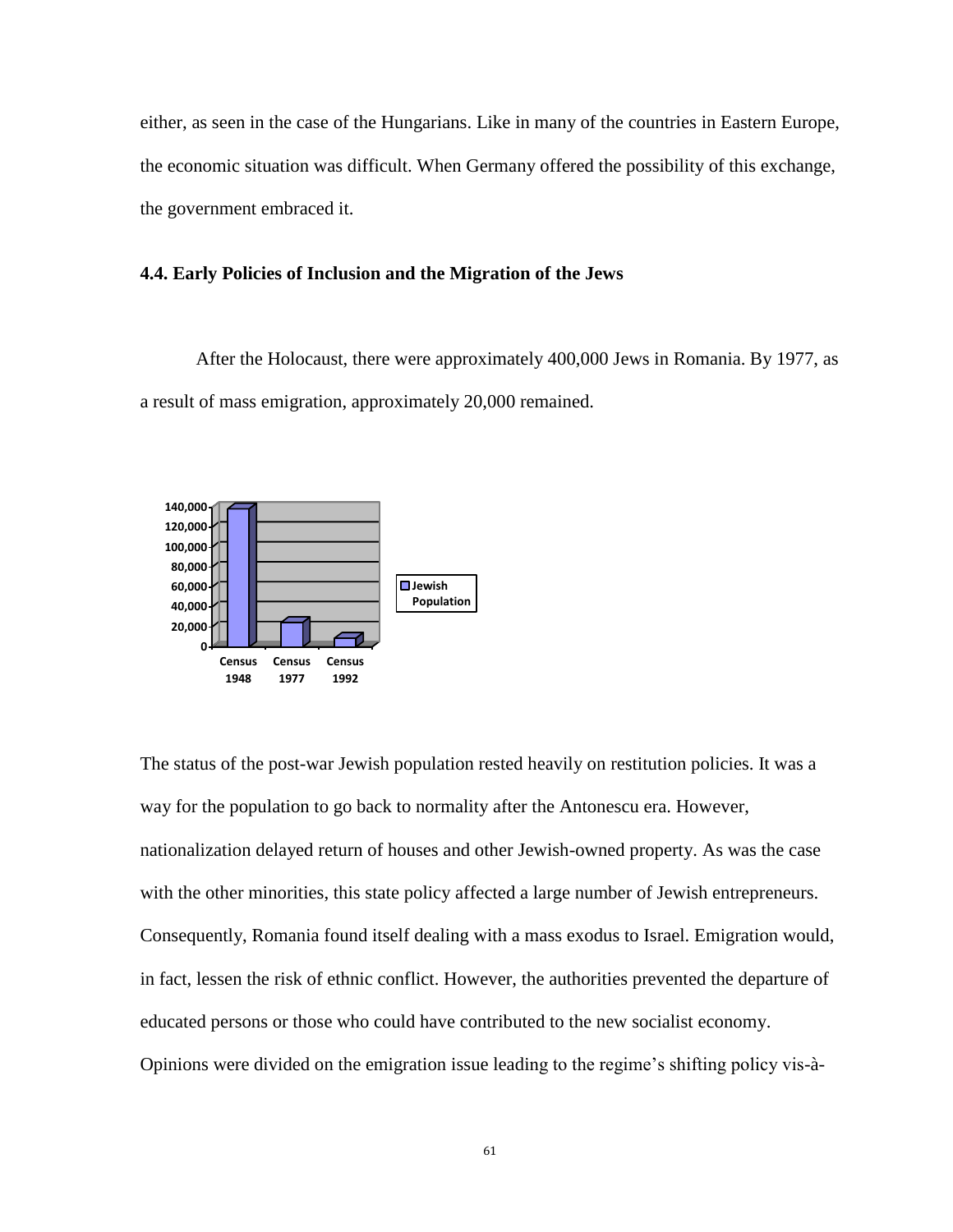either, as seen in the case of the Hungarians. Like in many of the countries in Eastern Europe, the economic situation was difficult. When Germany offered the possibility of this exchange, the government embraced it.

### 4.4. Early Policies of Inclusion and the Migration of the Jews

After the Holocaust, there were approximately 400,000 Jews in Romania. By 1977, as a result of mass emigration, approximately 20,000 remained.

The status of the post-war Jewish population rested heavily on restitution policies. It was a way for the population to go back to normality after the Antonescu era. However, nationalization delayed return of houses and other Jewish-owned property. As was the case with the other minorities, this state policy affected a large number of Jewish entrepreneurs. Consequently, Romania found itself dealing with a mass exodus to Israel. Emigration would, in fact, lessen the risk of ethnic conflict. However, the authorities prevented the departure of educated persons or those who could have contributed to the new socialist economy. Opinions were divided on the emigration issue leading to the regime's shifting policy vis-à-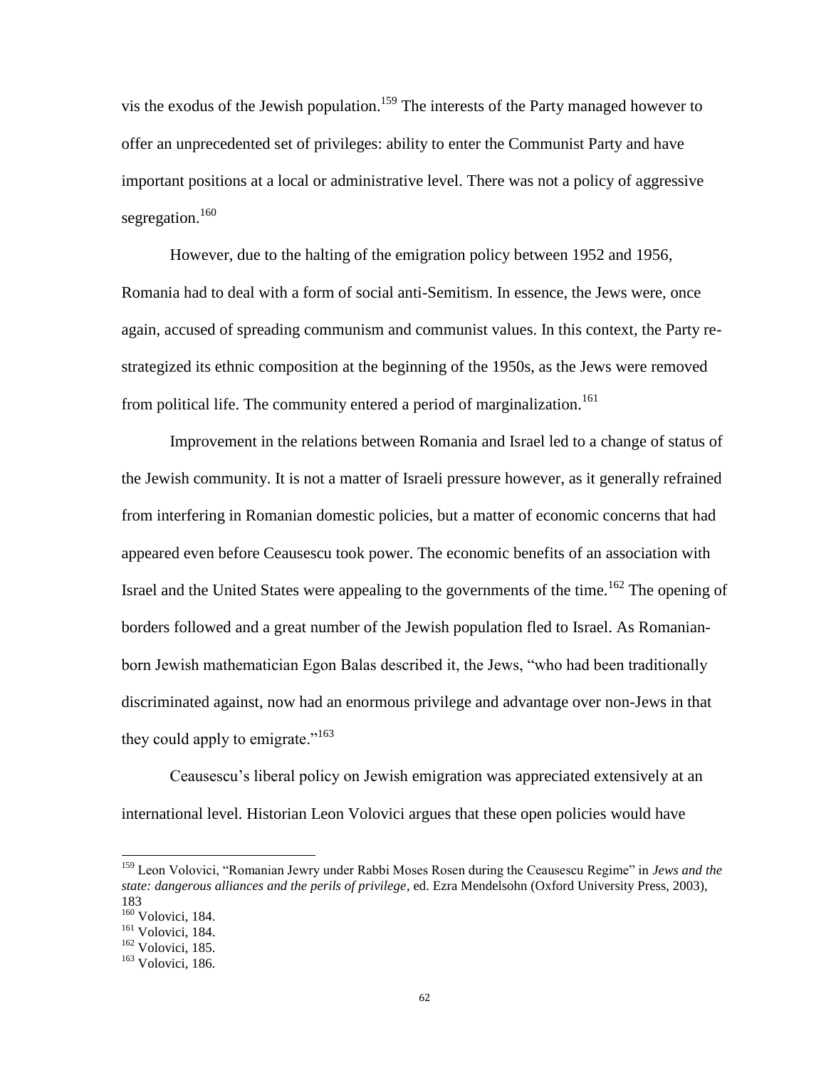vis the exodus of the Jewish population.[159] The interests of the Party managed however to offer an unprecedented set of privileges: ability to enter the Communist Party and have important positions at a local or administrative level. There was not a policy of aggressive segregation.[160]

However, due to the halting of the emigration policy between 1952 and 1956, Romania had to deal with a form of social anti-Semitism. In essence, the Jews were, once again, accused of spreading communism and communist values. In this context, the Party re-strategized its ethnic composition at the beginning of the 1950s, as the Jews were removed from political life. The community entered a period of marginalization.[161]

Improvement in the relations between Romania and Israel led to a change of status of the Jewish community. It is not a matter of Israeli pressure however, as it generally refrained from interfering in Romanian domestic policies, but a matter of economic concerns that had appeared even before Ceausescu took power. The economic benefits of an association with Israel and the United States were appealing to the governments of the time.[162] The opening of borders followed and a great number of the Jewish population fled to Israel. As Romanian-born Jewish mathematician Egon Balas described it, the Jews, "who had been traditionally discriminated against, now had an enormous privilege and advantage over non-Jews in that they could apply to emigrate."[163]

Ceausescu's liberal policy on Jewish emigration was appreciated extensively at an international level. Historian Leon Volovici argues that these open policies would have

---

[159] Leon Volovici, "Romanian Jewry under Rabbi Moses Rosen during the Ceausescu Regime" in *Jews and the state: dangerous alliances and the perils of privilege*, ed. Ezra Mendelsohn (Oxford University Press, 2003), 183

[160] Volovici, 184.

[161] Volovici, 184.

[162] Volovici, 185.

[163] Volovici, 186.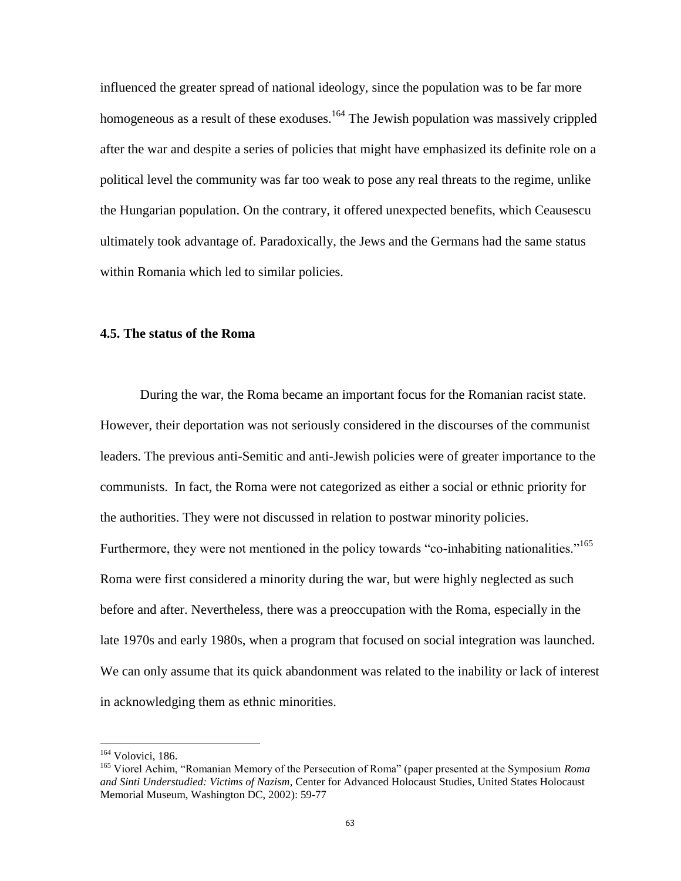influenced the greater spread of national ideology, since the population was to be far more homogeneous as a result of these exoduses.[164] The Jewish population was massively crippled after the war and despite a series of policies that might have emphasized its definite role on a political level the community was far too weak to pose any real threats to the regime, unlike the Hungarian population. On the contrary, it offered unexpected benefits, which Ceausescu ultimately took advantage of. Paradoxically, the Jews and the Germans had the same status within Romania which led to similar policies.

### 4.5. The status of the Roma

During the war, the Roma became an important focus for the Romanian racist state. However, their deportation was not seriously considered in the discourses of the communist leaders. The previous anti-Semitic and anti-Jewish policies were of greater importance to the communists. In fact, the Roma were not categorized as either a social or ethnic priority for the authorities. They were not discussed in relation to postwar minority policies. Furthermore, they were not mentioned in the policy towards "co-inhabiting nationalities."[165] Roma were first considered a minority during the war, but were highly neglected as such before and after. Nevertheless, there was a preoccupation with the Roma, especially in the late 1970s and early 1980s, when a program that focused on social integration was launched. We can only assume that its quick abandonment was related to the inability or lack of interest in acknowledging them as ethnic minorities.

---

[164] Volovici, 186.

[165] Viorel Achim, "Romanian Memory of the Persecution of Roma" (paper presented at the Symposium *Roma and Sinti Understudied: Victims of Nazism*, Center for Advanced Holocaust Studies, United States Holocaust Memorial Museum, Washington DC, 2002): 59-77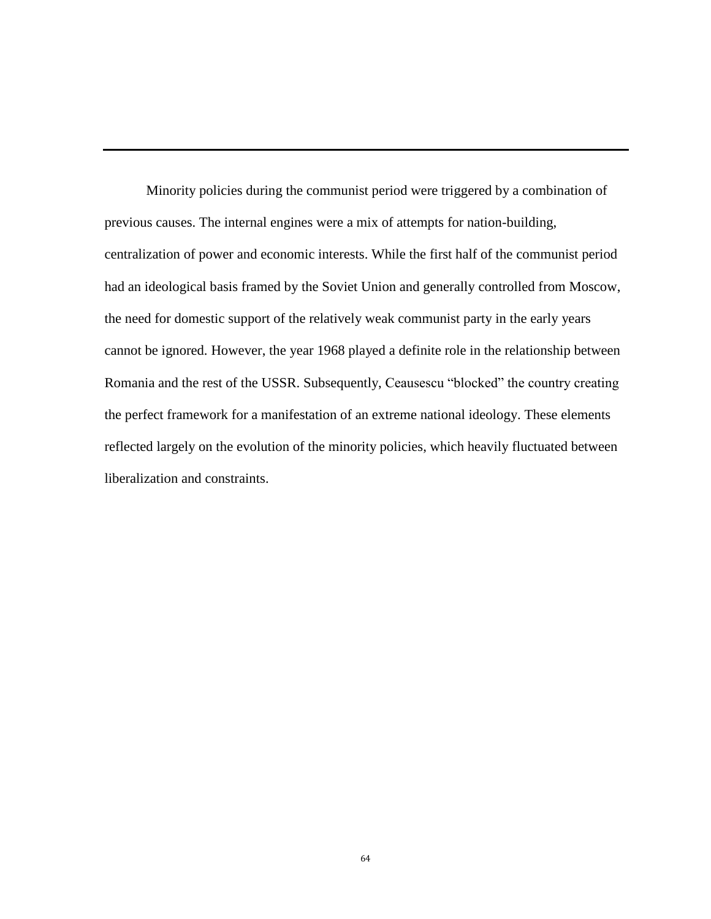---

Minority policies during the communist period were triggered by a combination of previous causes. The internal engines were a mix of attempts for nation-building, centralization of power and economic interests. While the first half of the communist period had an ideological basis framed by the Soviet Union and generally controlled from Moscow, the need for domestic support of the relatively weak communist party in the early years cannot be ignored. However, the year 1968 played a definite role in the relationship between Romania and the rest of the USSR. Subsequently, Ceausescu "blocked" the country creating the perfect framework for a manifestation of an extreme national ideology. These elements reflected largely on the evolution of the minority policies, which heavily fluctuated between liberalization and constraints.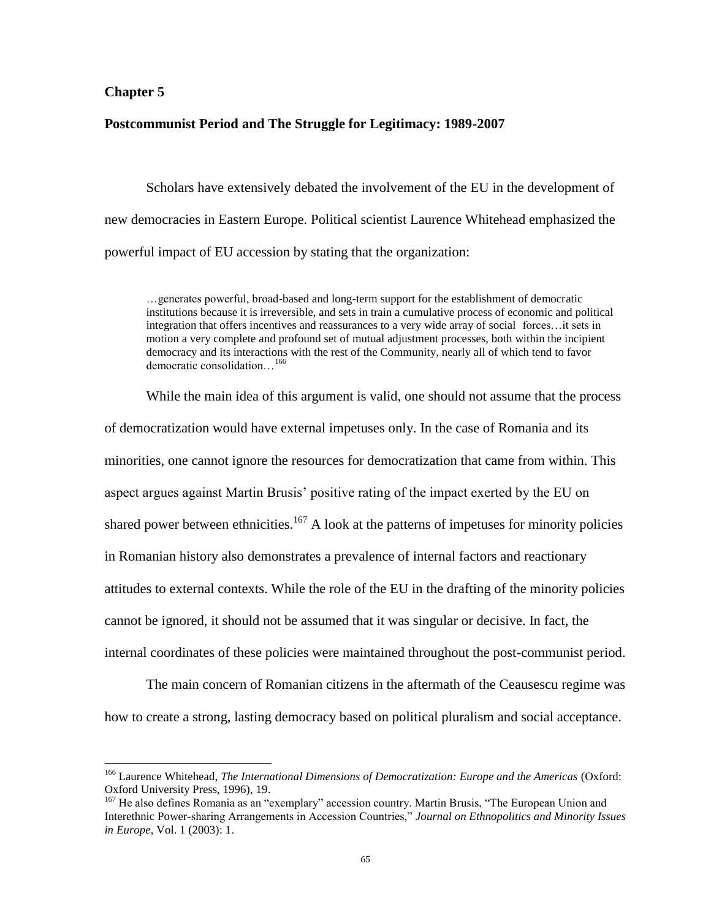# Chapter 5

## Postcommunist Period and The Struggle for Legitimacy: 1989-2007

Scholars have extensively debated the involvement of the EU in the development of new democracies in Eastern Europe. Political scientist Laurence Whitehead emphasized the powerful impact of EU accession by stating that the organization:

> …generates powerful, broad-based and long-term support for the establishment of democratic institutions because it is irreversible, and sets in train a cumulative process of economic and political integration that offers incentives and reassurances to a very wide array of social forces…it sets in motion a very complete and profound set of mutual adjustment processes, both within the incipient democracy and its interactions with the rest of the Community, nearly all of which tend to favor democratic consolidation…[166]

While the main idea of this argument is valid, one should not assume that the process of democratization would have external impetuses only. In the case of Romania and its minorities, one cannot ignore the resources for democratization that came from within. This aspect argues against Martin Brusis' positive rating of the impact exerted by the EU on shared power between ethnicities.[167] A look at the patterns of impetuses for minority policies in Romanian history also demonstrates a prevalence of internal factors and reactionary attitudes to external contexts. While the role of the EU in the drafting of the minority policies cannot be ignored, it should not be assumed that it was singular or decisive. In fact, the internal coordinates of these policies were maintained throughout the post-communist period.

The main concern of Romanian citizens in the aftermath of the Ceausescu regime was how to create a strong, lasting democracy based on political pluralism and social acceptance.

---

[166] Laurence Whitehead, *The International Dimensions of Democratization: Europe and the Americas* (Oxford: Oxford University Press, 1996), 19.

[167] He also defines Romania as an "exemplary" accession country. Martin Brusis, "The European Union and Interethnic Power-sharing Arrangements in Accession Countries," *Journal on Ethnopolitics and Minority Issues in Europe*, Vol. 1 (2003): 1.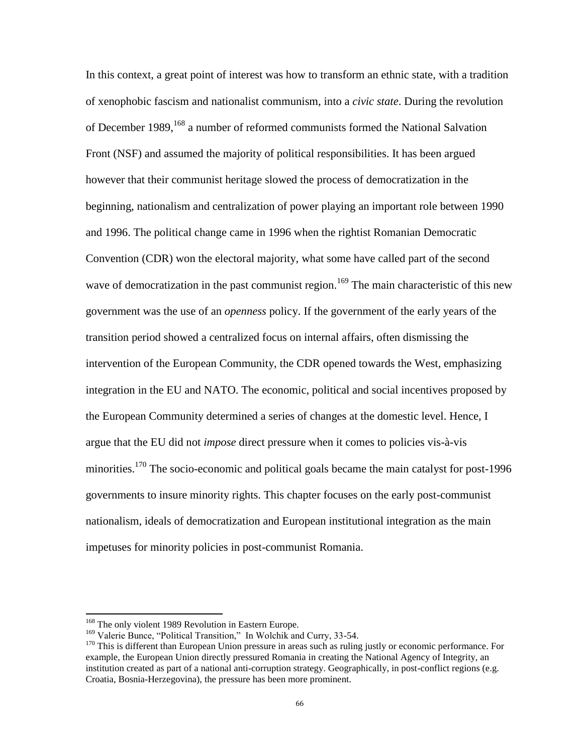In this context, a great point of interest was how to transform an ethnic state, with a tradition of xenophobic fascism and nationalist communism, into a *civic state*. During the revolution of December 1989,[168] a number of reformed communists formed the National Salvation Front (NSF) and assumed the majority of political responsibilities. It has been argued however that their communist heritage slowed the process of democratization in the beginning, nationalism and centralization of power playing an important role between 1990 and 1996. The political change came in 1996 when the rightist Romanian Democratic Convention (CDR) won the electoral majority, what some have called part of the second wave of democratization in the past communist region.[169] The main characteristic of this new government was the use of an *openness* policy. If the government of the early years of the transition period showed a centralized focus on internal affairs, often dismissing the intervention of the European Community, the CDR opened towards the West, emphasizing integration in the EU and NATO. The economic, political and social incentives proposed by the European Community determined a series of changes at the domestic level. Hence, I argue that the EU did not *impose* direct pressure when it comes to policies vis-à-vis minorities.[170] The socio-economic and political goals became the main catalyst for post-1996 governments to insure minority rights. This chapter focuses on the early post-communist nationalism, ideals of democratization and European institutional integration as the main impetuses for minority policies in post-communist Romania.

---

[168] The only violent 1989 Revolution in Eastern Europe.

[169] Valerie Bunce, "Political Transition," In Wolchik and Curry, 33-54.

[170] This is different than European Union pressure in areas such as ruling justly or economic performance. For example, the European Union directly pressured Romania in creating the National Agency of Integrity, an institution created as part of a national anti-corruption strategy. Geographically, in post-conflict regions (e.g. Croatia, Bosnia-Herzegovina), the pressure has been more prominent.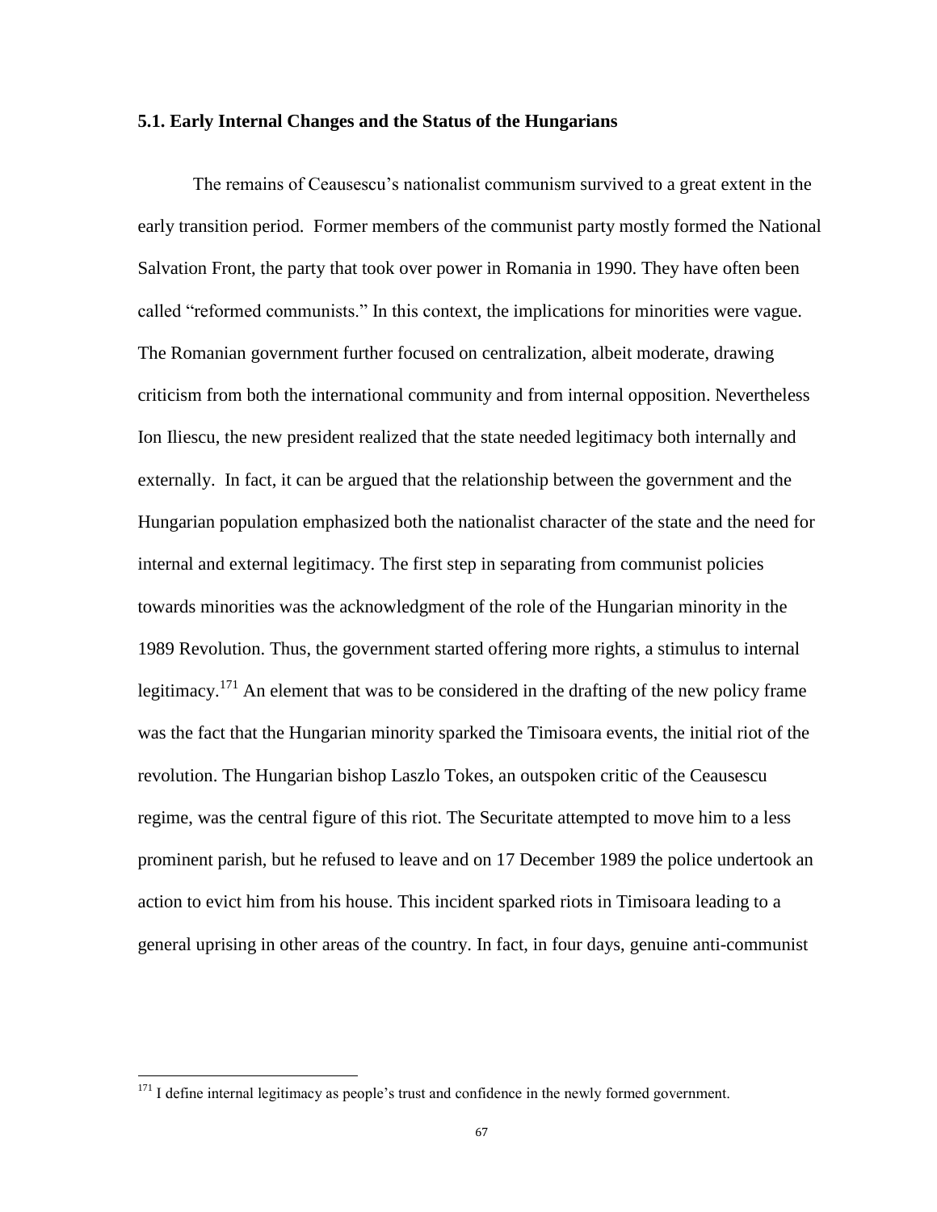### 5.1. Early Internal Changes and the Status of the Hungarians

The remains of Ceausescu's nationalist communism survived to a great extent in the early transition period. Former members of the communist party mostly formed the National Salvation Front, the party that took over power in Romania in 1990. They have often been called "reformed communists." In this context, the implications for minorities were vague. The Romanian government further focused on centralization, albeit moderate, drawing criticism from both the international community and from internal opposition. Nevertheless Ion Iliescu, the new president realized that the state needed legitimacy both internally and externally. In fact, it can be argued that the relationship between the government and the Hungarian population emphasized both the nationalist character of the state and the need for internal and external legitimacy. The first step in separating from communist policies towards minorities was the acknowledgment of the role of the Hungarian minority in the 1989 Revolution. Thus, the government started offering more rights, a stimulus to internal legitimacy.[171] An element that was to be considered in the drafting of the new policy frame was the fact that the Hungarian minority sparked the Timisoara events, the initial riot of the revolution. The Hungarian bishop Laszlo Tokes, an outspoken critic of the Ceausescu regime, was the central figure of this riot. The Securitate attempted to move him to a less prominent parish, but he refused to leave and on 17 December 1989 the police undertook an action to evict him from his house. This incident sparked riots in Timisoara leading to a general uprising in other areas of the country. In fact, in four days, genuine anti-communist

---

[171] I define internal legitimacy as people's trust and confidence in the newly formed government.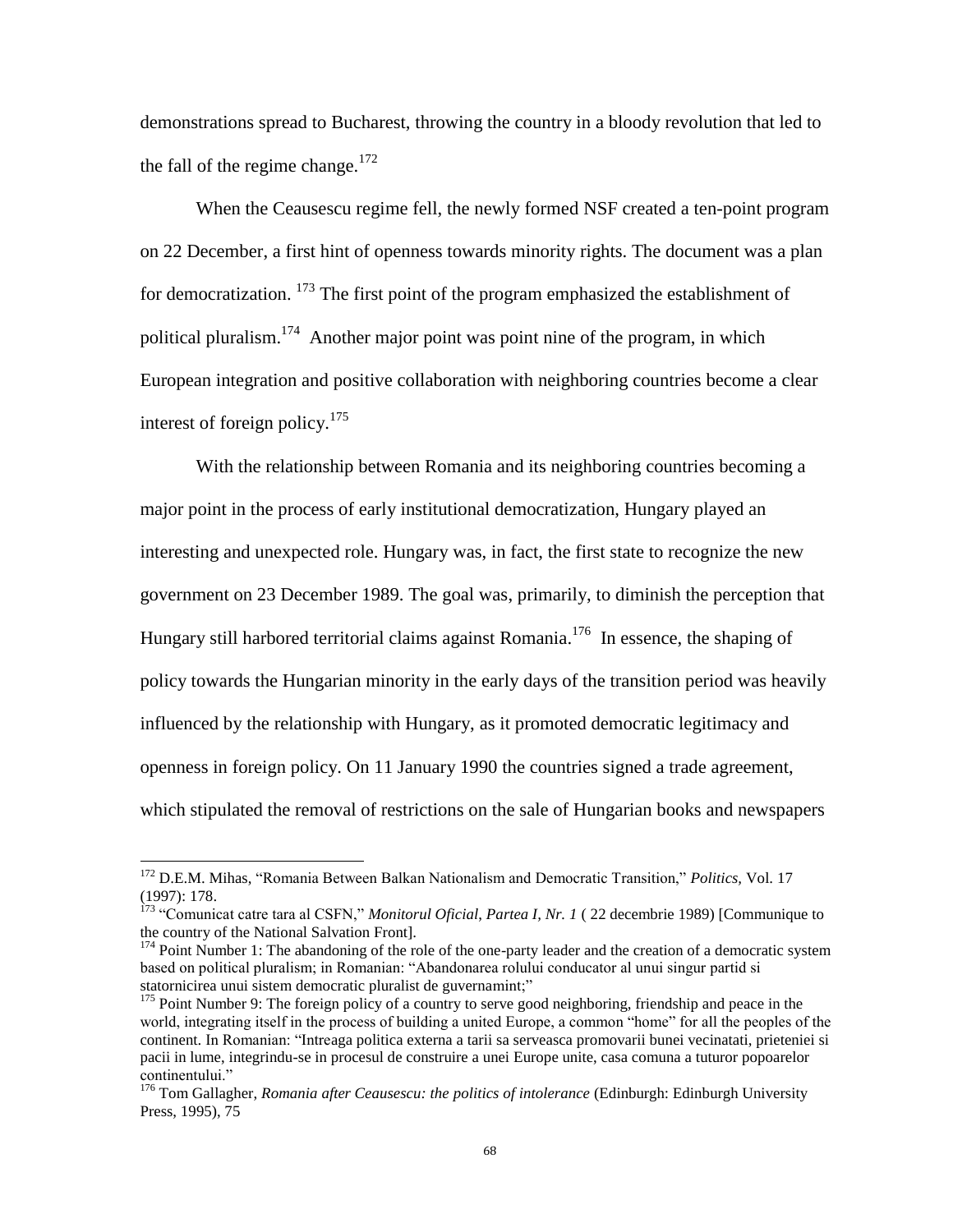demonstrations spread to Bucharest, throwing the country in a bloody revolution that led to the fall of the regime change.[172]

When the Ceausescu regime fell, the newly formed NSF created a ten-point program on 22 December, a first hint of openness towards minority rights. The document was a plan for democratization. [173] The first point of the program emphasized the establishment of political pluralism.[174] Another major point was point nine of the program, in which European integration and positive collaboration with neighboring countries become a clear interest of foreign policy.[175]

With the relationship between Romania and its neighboring countries becoming a major point in the process of early institutional democratization, Hungary played an interesting and unexpected role. Hungary was, in fact, the first state to recognize the new government on 23 December 1989. The goal was, primarily, to diminish the perception that Hungary still harbored territorial claims against Romania.[176] In essence, the shaping of policy towards the Hungarian minority in the early days of the transition period was heavily influenced by the relationship with Hungary, as it promoted democratic legitimacy and openness in foreign policy. On 11 January 1990 the countries signed a trade agreement, which stipulated the removal of restrictions on the sale of Hungarian books and newspapers

---

[172] D.E.M. Mihas, "Romania Between Balkan Nationalism and Democratic Transition," *Politics,* Vol. 17 (1997): 178.

[173] "Comunicat catre tara al CSFN," *Monitorul Oficial, Partea I, Nr. 1* ( 22 decembrie 1989) [Communique to the country of the National Salvation Front].

[174] Point Number 1: The abandoning of the role of the one-party leader and the creation of a democratic system based on political pluralism; in Romanian: "Abandonarea rolului conducator al unui singur partid si statornicirea unui sistem democratic pluralist de guvernamint;"

[175] Point Number 9: The foreign policy of a country to serve good neighboring, friendship and peace in the world, integrating itself in the process of building a united Europe, a common "home" for all the peoples of the continent. In Romanian: "Intreaga politica externa a tarii sa serveasca promovarii bunei vecinatati, prieteniei si pacii in lume, integrindu-se in procesul de construire a unei Europe unite, casa comuna a tuturor popoarelor continentului."

[176] Tom Gallagher, *Romania after Ceausescu: the politics of intolerance* (Edinburgh: Edinburgh University Press, 1995), 75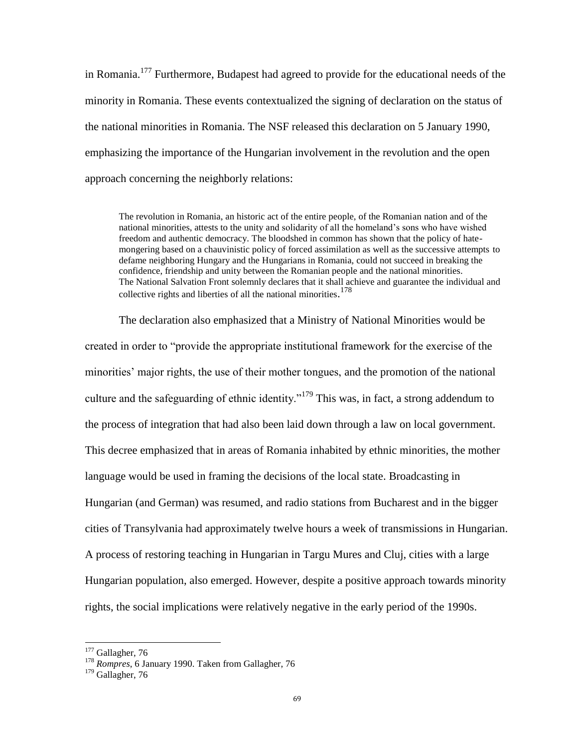in Romania.[177] Furthermore, Budapest had agreed to provide for the educational needs of the minority in Romania. These events contextualized the signing of declaration on the status of the national minorities in Romania. The NSF released this declaration on 5 January 1990, emphasizing the importance of the Hungarian involvement in the revolution and the open approach concerning the neighborly relations:

> The revolution in Romania, an historic act of the entire people, of the Romanian nation and of the national minorities, attests to the unity and solidarity of all the homeland's sons who have wished freedom and authentic democracy. The bloodshed in common has shown that the policy of hate-mongering based on a chauvinistic policy of forced assimilation as well as the successive attempts to defame neighboring Hungary and the Hungarians in Romania, could not succeed in breaking the confidence, friendship and unity between the Romanian people and the national minorities.
> The National Salvation Front solemnly declares that it shall achieve and guarantee the individual and collective rights and liberties of all the national minorities.[178]

The declaration also emphasized that a Ministry of National Minorities would be created in order to "provide the appropriate institutional framework for the exercise of the minorities' major rights, the use of their mother tongues, and the promotion of the national culture and the safeguarding of ethnic identity."[179] This was, in fact, a strong addendum to the process of integration that had also been laid down through a law on local government. This decree emphasized that in areas of Romania inhabited by ethnic minorities, the mother language would be used in framing the decisions of the local state. Broadcasting in Hungarian (and German) was resumed, and radio stations from Bucharest and in the bigger cities of Transylvania had approximately twelve hours a week of transmissions in Hungarian. A process of restoring teaching in Hungarian in Targu Mures and Cluj, cities with a large Hungarian population, also emerged. However, despite a positive approach towards minority rights, the social implications were relatively negative in the early period of the 1990s.

---

[177] Gallagher, 76

[178] *Rompres*, 6 January 1990. Taken from Gallagher, 76

[179] Gallagher, 76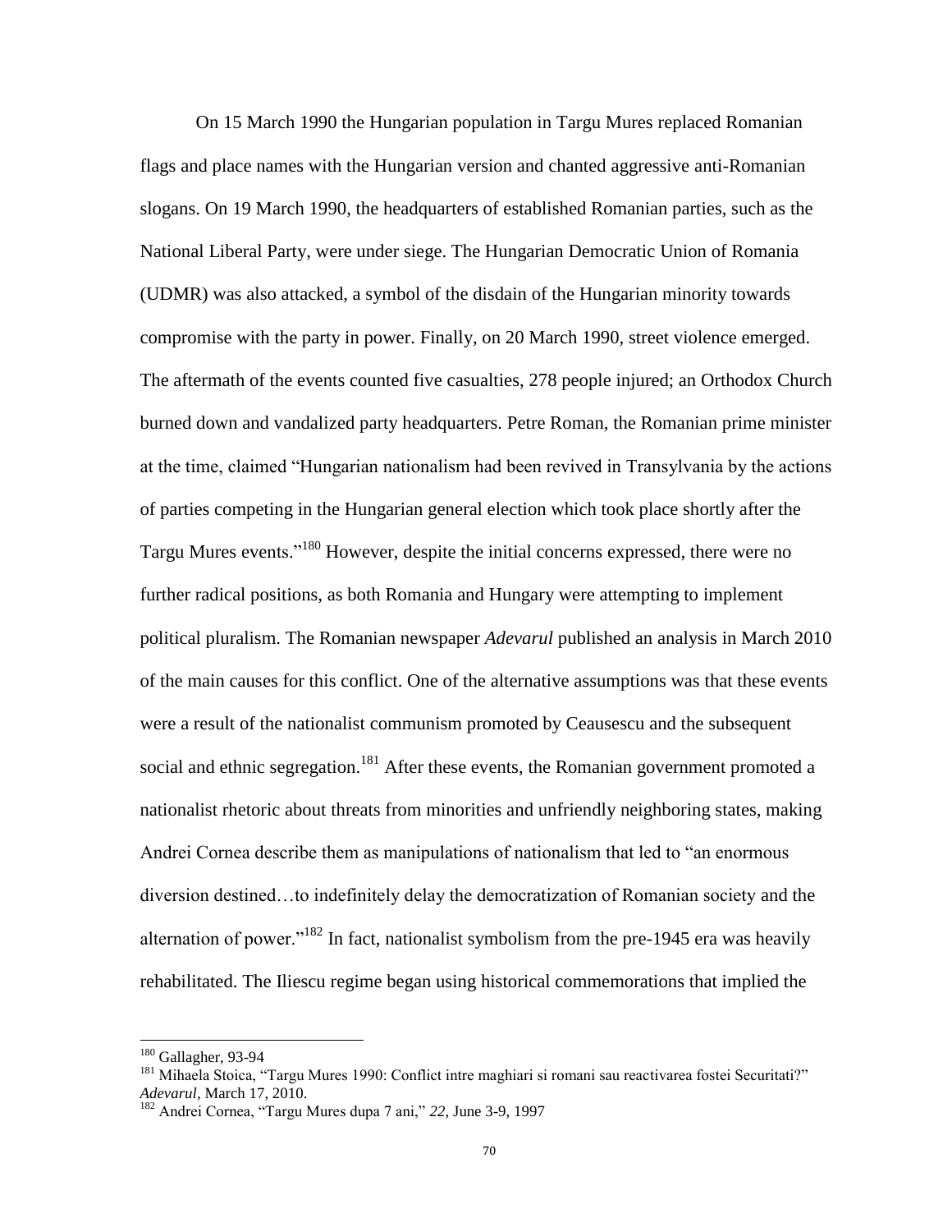On 15 March 1990 the Hungarian population in Targu Mures replaced Romanian flags and place names with the Hungarian version and chanted aggressive anti-Romanian slogans. On 19 March 1990, the headquarters of established Romanian parties, such as the National Liberal Party, were under siege. The Hungarian Democratic Union of Romania (UDMR) was also attacked, a symbol of the disdain of the Hungarian minority towards compromise with the party in power. Finally, on 20 March 1990, street violence emerged. The aftermath of the events counted five casualties, 278 people injured; an Orthodox Church burned down and vandalized party headquarters. Petre Roman, the Romanian prime minister at the time, claimed "Hungarian nationalism had been revived in Transylvania by the actions of parties competing in the Hungarian general election which took place shortly after the Targu Mures events."[180] However, despite the initial concerns expressed, there were no further radical positions, as both Romania and Hungary were attempting to implement political pluralism. The Romanian newspaper *Adevarul* published an analysis in March 2010 of the main causes for this conflict. One of the alternative assumptions was that these events were a result of the nationalist communism promoted by Ceausescu and the subsequent social and ethnic segregation.[181] After these events, the Romanian government promoted a nationalist rhetoric about threats from minorities and unfriendly neighboring states, making Andrei Cornea describe them as manipulations of nationalism that led to "an enormous diversion destined…to indefinitely delay the democratization of Romanian society and the alternation of power."[182] In fact, nationalist symbolism from the pre-1945 era was heavily rehabilitated. The Iliescu regime began using historical commemorations that implied the

---

[180] Gallagher, 93-94

[181] Mihaela Stoica, "Targu Mures 1990: Conflict intre maghiari si romani sau reactivarea fostei Securitati?" *Adevarul*, March 17, 2010.

[182] Andrei Cornea, "Targu Mures dupa 7 ani," *22*, June 3-9, 1997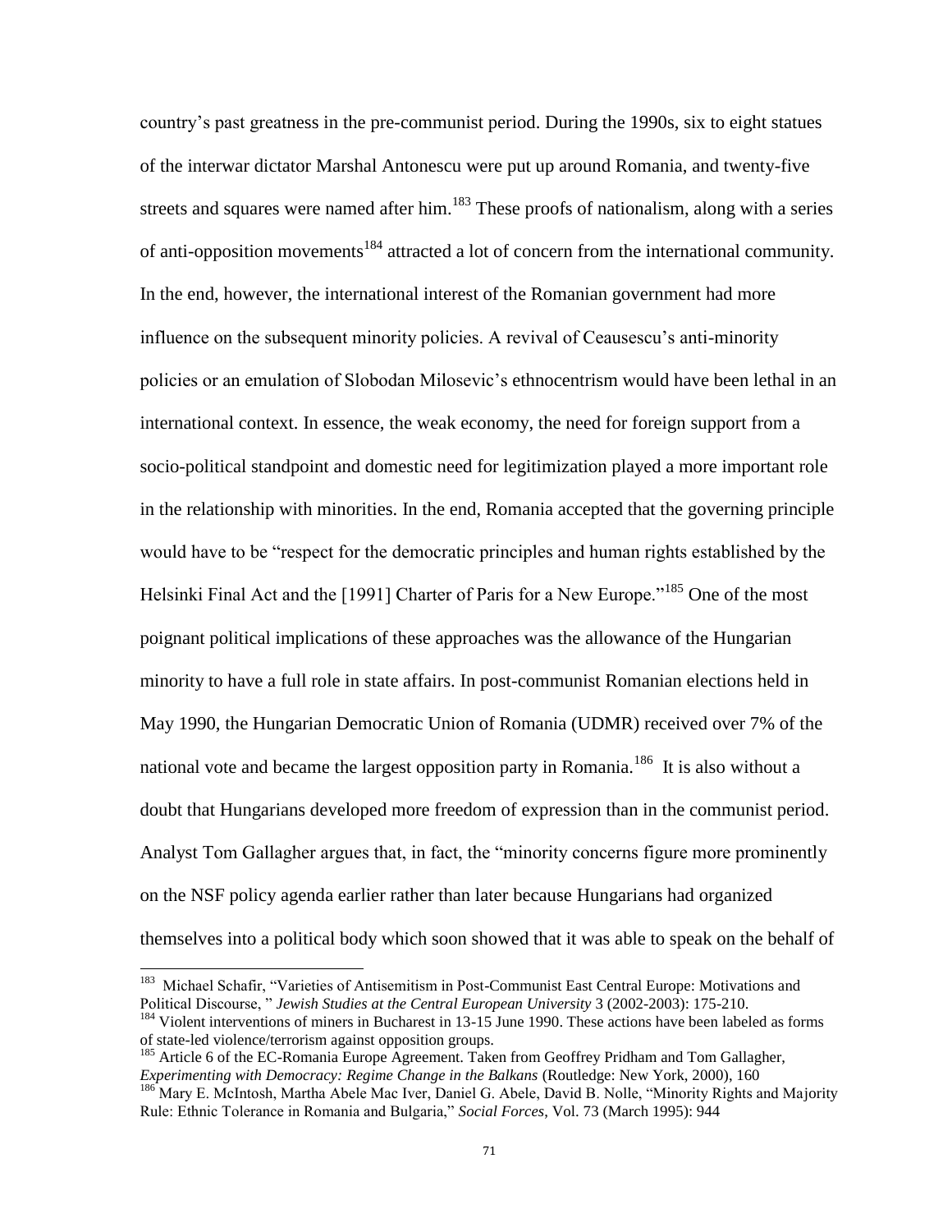country's past greatness in the pre-communist period. During the 1990s, six to eight statues of the interwar dictator Marshal Antonescu were put up around Romania, and twenty-five streets and squares were named after him.[183] These proofs of nationalism, along with a series of anti-opposition movements[184] attracted a lot of concern from the international community. In the end, however, the international interest of the Romanian government had more influence on the subsequent minority policies. A revival of Ceausescu's anti-minority policies or an emulation of Slobodan Milosevic's ethnocentrism would have been lethal in an international context. In essence, the weak economy, the need for foreign support from a socio-political standpoint and domestic need for legitimization played a more important role in the relationship with minorities. In the end, Romania accepted that the governing principle would have to be "respect for the democratic principles and human rights established by the Helsinki Final Act and the [1991] Charter of Paris for a New Europe."[185] One of the most poignant political implications of these approaches was the allowance of the Hungarian minority to have a full role in state affairs. In post-communist Romanian elections held in May 1990, the Hungarian Democratic Union of Romania (UDMR) received over 7% of the national vote and became the largest opposition party in Romania.[186] It is also without a doubt that Hungarians developed more freedom of expression than in the communist period. Analyst Tom Gallagher argues that, in fact, the "minority concerns figure more prominently on the NSF policy agenda earlier rather than later because Hungarians had organized themselves into a political body which soon showed that it was able to speak on the behalf of

---

[183] Michael Schafir, "Varieties of Antisemitism in Post-Communist East Central Europe: Motivations and Political Discourse, " *Jewish Studies at the Central European University* 3 (2002-2003): 175-210.

[184] Violent interventions of miners in Bucharest in 13-15 June 1990. These actions have been labeled as forms of state-led violence/terrorism against opposition groups.

[185] Article 6 of the EC-Romania Europe Agreement. Taken from Geoffrey Pridham and Tom Gallagher, *Experimenting with Democracy: Regime Change in the Balkans* (Routledge: New York, 2000), 160

[186] Mary E. McIntosh, Martha Abele Mac Iver, Daniel G. Abele, David B. Nolle, "Minority Rights and Majority Rule: Ethnic Tolerance in Romania and Bulgaria," *Social Forces*, Vol. 73 (March 1995): 944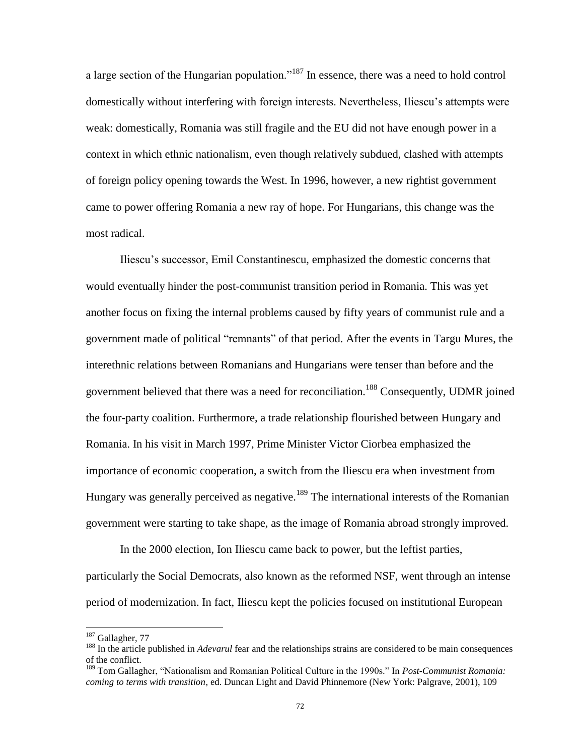a large section of the Hungarian population."[187] In essence, there was a need to hold control domestically without interfering with foreign interests. Nevertheless, Iliescu's attempts were weak: domestically, Romania was still fragile and the EU did not have enough power in a context in which ethnic nationalism, even though relatively subdued, clashed with attempts of foreign policy opening towards the West. In 1996, however, a new rightist government came to power offering Romania a new ray of hope. For Hungarians, this change was the most radical.

Iliescu's successor, Emil Constantinescu, emphasized the domestic concerns that would eventually hinder the post-communist transition period in Romania. This was yet another focus on fixing the internal problems caused by fifty years of communist rule and a government made of political "remnants" of that period. After the events in Targu Mures, the interethnic relations between Romanians and Hungarians were tenser than before and the government believed that there was a need for reconciliation.[188] Consequently, UDMR joined the four-party coalition. Furthermore, a trade relationship flourished between Hungary and Romania. In his visit in March 1997, Prime Minister Victor Ciorbea emphasized the importance of economic cooperation, a switch from the Iliescu era when investment from Hungary was generally perceived as negative.[189] The international interests of the Romanian government were starting to take shape, as the image of Romania abroad strongly improved.

In the 2000 election, Ion Iliescu came back to power, but the leftist parties, particularly the Social Democrats, also known as the reformed NSF, went through an intense period of modernization. In fact, Iliescu kept the policies focused on institutional European

---

[187] Gallagher, 77

[188] In the article published in *Adevarul* fear and the relationships strains are considered to be main consequences of the conflict.

[189] Tom Gallagher, "Nationalism and Romanian Political Culture in the 1990s." In *Post-Communist Romania: coming to terms with transition*, ed. Duncan Light and David Phinnemore (New York: Palgrave, 2001), 109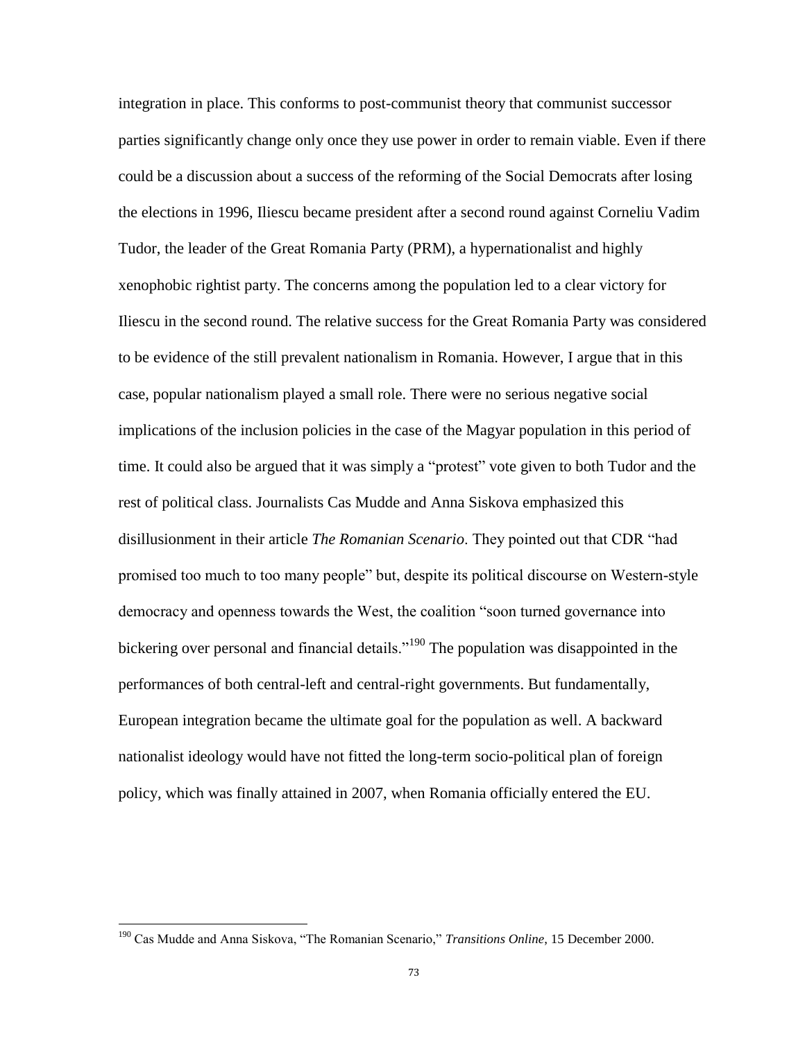integration in place. This conforms to post-communist theory that communist successor parties significantly change only once they use power in order to remain viable. Even if there could be a discussion about a success of the reforming of the Social Democrats after losing the elections in 1996, Iliescu became president after a second round against Corneliu Vadim Tudor, the leader of the Great Romania Party (PRM), a hypernationalist and highly xenophobic rightist party. The concerns among the population led to a clear victory for Iliescu in the second round. The relative success for the Great Romania Party was considered to be evidence of the still prevalent nationalism in Romania. However, I argue that in this case, popular nationalism played a small role. There were no serious negative social implications of the inclusion policies in the case of the Magyar population in this period of time. It could also be argued that it was simply a "protest" vote given to both Tudor and the rest of political class. Journalists Cas Mudde and Anna Siskova emphasized this disillusionment in their article *The Romanian Scenario*. They pointed out that CDR "had promised too much to too many people" but, despite its political discourse on Western-style democracy and openness towards the West, the coalition "soon turned governance into bickering over personal and financial details."[190] The population was disappointed in the performances of both central-left and central-right governments. But fundamentally, European integration became the ultimate goal for the population as well. A backward nationalist ideology would have not fitted the long-term socio-political plan of foreign policy, which was finally attained in 2007, when Romania officially entered the EU.

---

[190] Cas Mudde and Anna Siskova, "The Romanian Scenario," *Transitions Online*, 15 December 2000.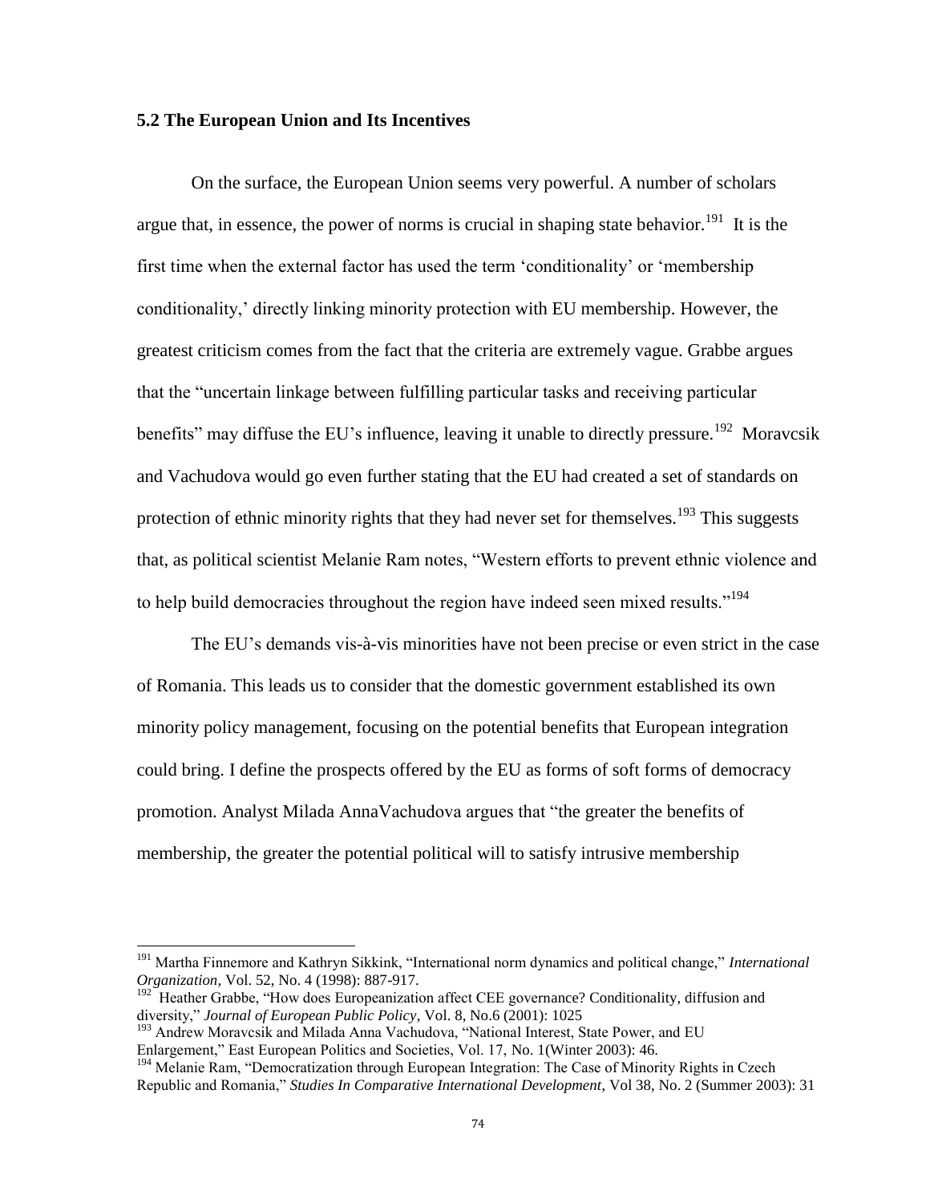### 5.2 The European Union and Its Incentives

On the surface, the European Union seems very powerful. A number of scholars argue that, in essence, the power of norms is crucial in shaping state behavior.[191] It is the first time when the external factor has used the term 'conditionality' or 'membership conditionality,' directly linking minority protection with EU membership. However, the greatest criticism comes from the fact that the criteria are extremely vague. Grabbe argues that the "uncertain linkage between fulfilling particular tasks and receiving particular benefits" may diffuse the EU's influence, leaving it unable to directly pressure.[192] Moravcsik and Vachudova would go even further stating that the EU had created a set of standards on protection of ethnic minority rights that they had never set for themselves.[193] This suggests that, as political scientist Melanie Ram notes, "Western efforts to prevent ethnic violence and to help build democracies throughout the region have indeed seen mixed results."[194]

The EU's demands vis-à-vis minorities have not been precise or even strict in the case of Romania. This leads us to consider that the domestic government established its own minority policy management, focusing on the potential benefits that European integration could bring. I define the prospects offered by the EU as forms of soft forms of democracy promotion. Analyst Milada AnnaVachudova argues that "the greater the benefits of membership, the greater the potential political will to satisfy intrusive membership

---

[191] Martha Finnemore and Kathryn Sikkink, "International norm dynamics and political change," *International Organization*, Vol. 52, No. 4 (1998): 887-917.

[192] Heather Grabbe, "How does Europeanization affect CEE governance? Conditionality, diffusion and diversity," *Journal of European Public Policy*, Vol. 8, No.6 (2001): 1025

[193] Andrew Moravcsik and Milada Anna Vachudova, "National Interest, State Power, and EU Enlargement," East European Politics and Societies, Vol. 17, No. 1(Winter 2003): 46.

[194] Melanie Ram, "Democratization through European Integration: The Case of Minority Rights in Czech Republic and Romania," *Studies In Comparative International Development*, Vol 38, No. 2 (Summer 2003): 31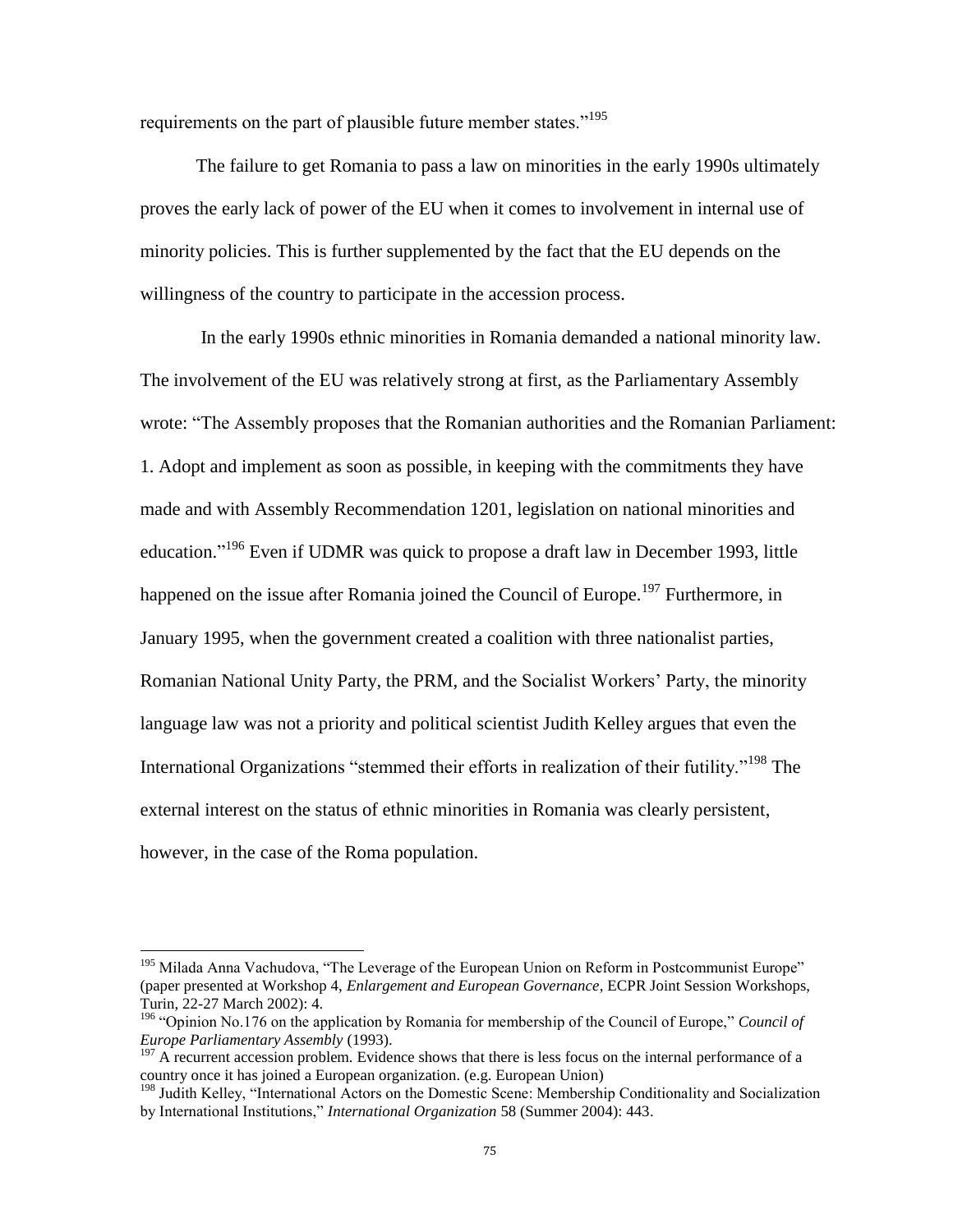requirements on the part of plausible future member states."[195]

The failure to get Romania to pass a law on minorities in the early 1990s ultimately proves the early lack of power of the EU when it comes to involvement in internal use of minority policies. This is further supplemented by the fact that the EU depends on the willingness of the country to participate in the accession process.

In the early 1990s ethnic minorities in Romania demanded a national minority law. The involvement of the EU was relatively strong at first, as the Parliamentary Assembly wrote: "The Assembly proposes that the Romanian authorities and the Romanian Parliament: 1. Adopt and implement as soon as possible, in keeping with the commitments they have made and with Assembly Recommendation 1201, legislation on national minorities and education."[196] Even if UDMR was quick to propose a draft law in December 1993, little happened on the issue after Romania joined the Council of Europe.[197] Furthermore, in January 1995, when the government created a coalition with three nationalist parties, Romanian National Unity Party, the PRM, and the Socialist Workers' Party, the minority language law was not a priority and political scientist Judith Kelley argues that even the International Organizations "stemmed their efforts in realization of their futility."[198] The external interest on the status of ethnic minorities in Romania was clearly persistent, however, in the case of the Roma population.

---

[195] Milada Anna Vachudova, "The Leverage of the European Union on Reform in Postcommunist Europe" (paper presented at Workshop 4, *Enlargement and European Governance*, ECPR Joint Session Workshops, Turin, 22-27 March 2002): 4.

[196] "Opinion No.176 on the application by Romania for membership of the Council of Europe," *Council of Europe Parliamentary Assembly* (1993).

[197] A recurrent accession problem. Evidence shows that there is less focus on the internal performance of a country once it has joined a European organization. (e.g. European Union)

[198] Judith Kelley, "International Actors on the Domestic Scene: Membership Conditionality and Socialization by International Institutions," *International Organization* 58 (Summer 2004): 443.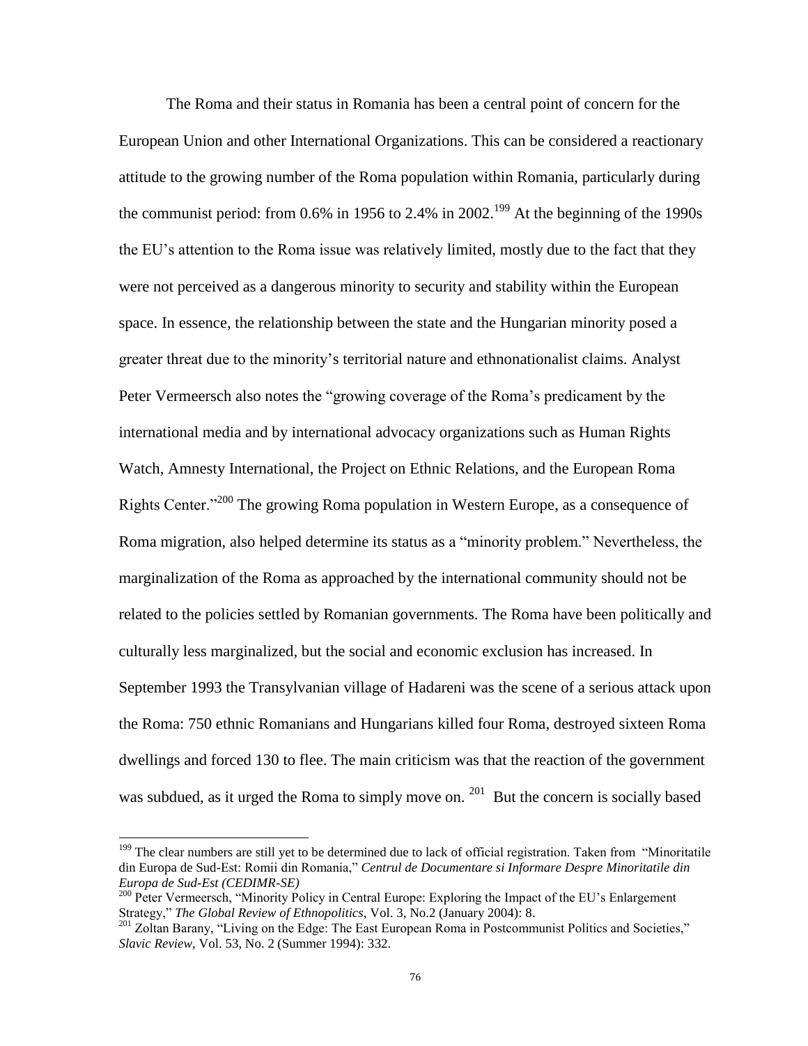The Roma and their status in Romania has been a central point of concern for the European Union and other International Organizations. This can be considered a reactionary attitude to the growing number of the Roma population within Romania, particularly during the communist period: from 0.6% in 1956 to 2.4% in 2002.[199] At the beginning of the 1990s the EU's attention to the Roma issue was relatively limited, mostly due to the fact that they were not perceived as a dangerous minority to security and stability within the European space. In essence, the relationship between the state and the Hungarian minority posed a greater threat due to the minority's territorial nature and ethnonationalist claims. Analyst Peter Vermeersch also notes the "growing coverage of the Roma's predicament by the international media and by international advocacy organizations such as Human Rights Watch, Amnesty International, the Project on Ethnic Relations, and the European Roma Rights Center."[200] The growing Roma population in Western Europe, as a consequence of Roma migration, also helped determine its status as a "minority problem." Nevertheless, the marginalization of the Roma as approached by the international community should not be related to the policies settled by Romanian governments. The Roma have been politically and culturally less marginalized, but the social and economic exclusion has increased. In September 1993 the Transylvanian village of Hadareni was the scene of a serious attack upon the Roma: 750 ethnic Romanians and Hungarians killed four Roma, destroyed sixteen Roma dwellings and forced 130 to flee. The main criticism was that the reaction of the government was subdued, as it urged the Roma to simply move on. [201] But the concern is socially based

---

[199] The clear numbers are still yet to be determined due to lack of official registration. Taken from "Minoritatile din Europa de Sud-Est: Romii din Romania," *Centrul de Documentare si Informare Despre Minoritatile din Europa de Sud-Est (CEDIMR-SE)*

[200] Peter Vermeersch, "Minority Policy in Central Europe: Exploring the Impact of the EU's Enlargement Strategy," *The Global Review of Ethnopolitics*, Vol. 3, No.2 (January 2004): 8.

[201] Zoltan Barany, "Living on the Edge: The East European Roma in Postcommunist Politics and Societies," *Slavic Review*, Vol. 53, No. 2 (Summer 1994): 332.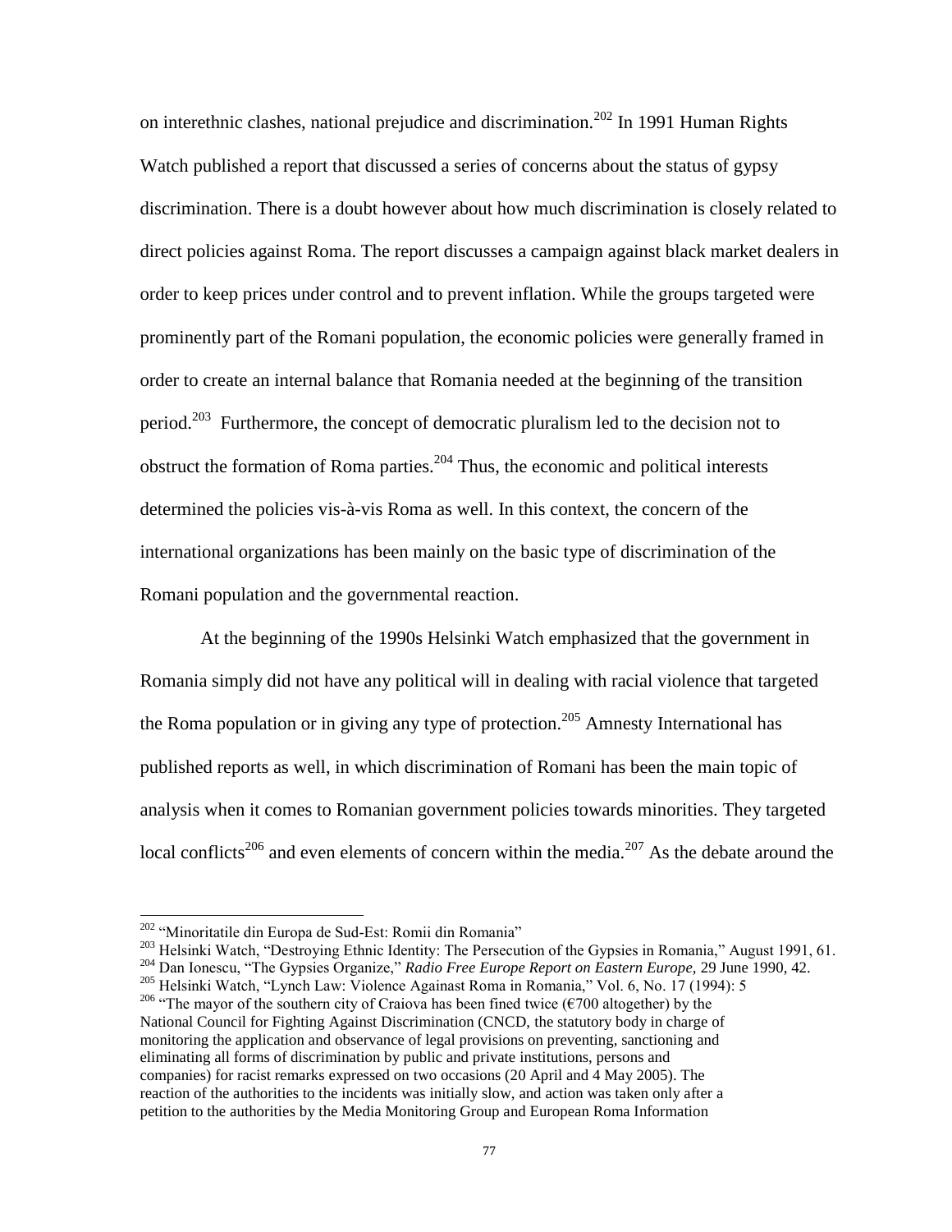on interethnic clashes, national prejudice and discrimination.[202] In 1991 Human Rights Watch published a report that discussed a series of concerns about the status of gypsy discrimination. There is a doubt however about how much discrimination is closely related to direct policies against Roma. The report discusses a campaign against black market dealers in order to keep prices under control and to prevent inflation. While the groups targeted were prominently part of the Romani population, the economic policies were generally framed in order to create an internal balance that Romania needed at the beginning of the transition period.[203] Furthermore, the concept of democratic pluralism led to the decision not to obstruct the formation of Roma parties.[204] Thus, the economic and political interests determined the policies vis-à-vis Roma as well. In this context, the concern of the international organizations has been mainly on the basic type of discrimination of the Romani population and the governmental reaction.

At the beginning of the 1990s Helsinki Watch emphasized that the government in Romania simply did not have any political will in dealing with racial violence that targeted the Roma population or in giving any type of protection.[205] Amnesty International has published reports as well, in which discrimination of Romani has been the main topic of analysis when it comes to Romanian government policies towards minorities. They targeted local conflicts[206] and even elements of concern within the media.[207] As the debate around the

---

[202] "Minoritatile din Europa de Sud-Est: Romii din Romania"

[203] Helsinki Watch, "Destroying Ethnic Identity: The Persecution of the Gypsies in Romania," August 1991, 61.

[204] Dan Ionescu, "The Gypsies Organize," *Radio Free Europe Report on Eastern Europe,* 29 June 1990, 42.

[205] Helsinki Watch, "Lynch Law: Violence Againast Roma in Romania," Vol. 6, No. 17 (1994): 5

[206] "The mayor of the southern city of Craiova has been fined twice (€700 altogether) by the National Council for Fighting Against Discrimination (CNCD, the statutory body in charge of monitoring the application and observance of legal provisions on preventing, sanctioning and eliminating all forms of discrimination by public and private institutions, persons and companies) for racist remarks expressed on two occasions (20 April and 4 May 2005). The reaction of the authorities to the incidents was initially slow, and action was taken only after a petition to the authorities by the Media Monitoring Group and European Roma Information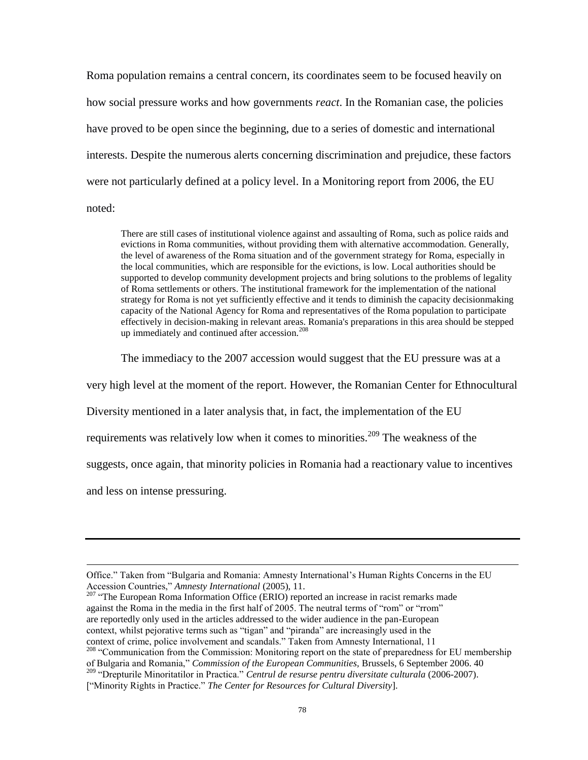Roma population remains a central concern, its coordinates seem to be focused heavily on how social pressure works and how governments *react*. In the Romanian case, the policies have proved to be open since the beginning, due to a series of domestic and international interests. Despite the numerous alerts concerning discrimination and prejudice, these factors were not particularly defined at a policy level. In a Monitoring report from 2006, the EU noted:

> There are still cases of institutional violence against and assaulting of Roma, such as police raids and evictions in Roma communities, without providing them with alternative accommodation. Generally, the level of awareness of the Roma situation and of the government strategy for Roma, especially in the local communities, which are responsible for the evictions, is low. Local authorities should be supported to develop community development projects and bring solutions to the problems of legality of Roma settlements or others. The institutional framework for the implementation of the national strategy for Roma is not yet sufficiently effective and it tends to diminish the capacity decisionmaking capacity of the National Agency for Roma and representatives of the Roma population to participate effectively in decision-making in relevant areas. Romania's preparations in this area should be stepped up immediately and continued after accession.[208]

The immediacy to the 2007 accession would suggest that the EU pressure was at a very high level at the moment of the report. However, the Romanian Center for Ethnocultural Diversity mentioned in a later analysis that, in fact, the implementation of the EU requirements was relatively low when it comes to minorities.[209] The weakness of the suggests, once again, that minority policies in Romania had a reactionary value to incentives and less on intense pressuring.

---

Office." Taken from "Bulgaria and Romania: Amnesty International's Human Rights Concerns in the EU Accession Countries," *Amnesty International* (2005), 11.

[207] "The European Roma Information Office (ERIO) reported an increase in racist remarks made against the Roma in the media in the first half of 2005. The neutral terms of "rom" or "rrom" are reportedly only used in the articles addressed to the wider audience in the pan-European context, whilst pejorative terms such as "tigan" and "piranda" are increasingly used in the context of crime, police involvement and scandals." Taken from Amnesty International, 11

[208] "Communication from the Commission: Monitoring report on the state of preparedness for EU membership of Bulgaria and Romania," *Commission of the European Communities*, Brussels, 6 September 2006. 40

[209] "Drepturile Minoritatilor in Practica." *Centrul de resurse pentru diversitate culturala* (2006-2007). ["Minority Rights in Practice." *The Center for Resources for Cultural Diversity*].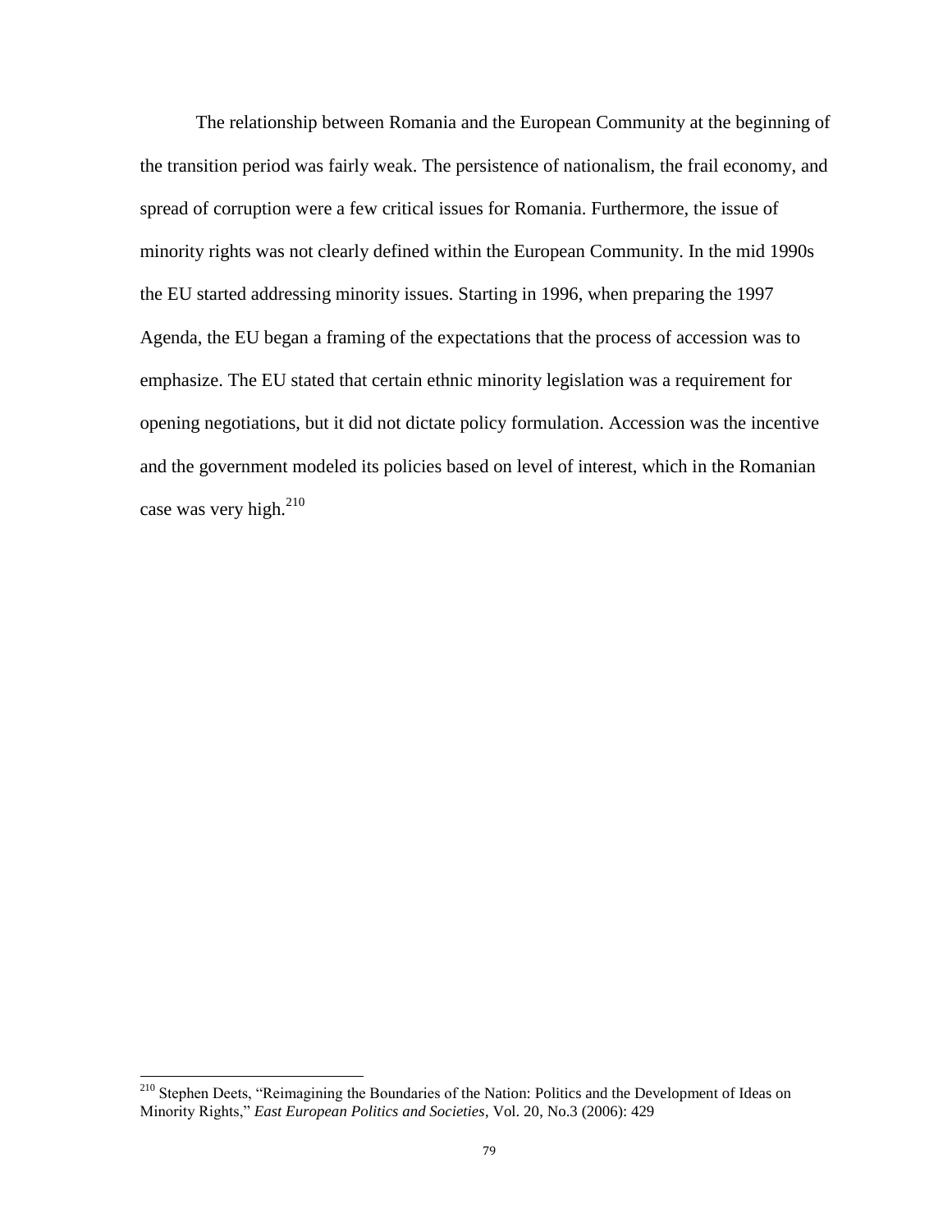The relationship between Romania and the European Community at the beginning of the transition period was fairly weak. The persistence of nationalism, the frail economy, and spread of corruption were a few critical issues for Romania. Furthermore, the issue of minority rights was not clearly defined within the European Community. In the mid 1990s the EU started addressing minority issues. Starting in 1996, when preparing the 1997 Agenda, the EU began a framing of the expectations that the process of accession was to emphasize. The EU stated that certain ethnic minority legislation was a requirement for opening negotiations, but it did not dictate policy formulation. Accession was the incentive and the government modeled its policies based on level of interest, which in the Romanian case was very high.[210]

---

[210] Stephen Deets, "Reimagining the Boundaries of the Nation: Politics and the Development of Ideas on Minority Rights," *East European Politics and Societies*, Vol. 20, No.3 (2006): 429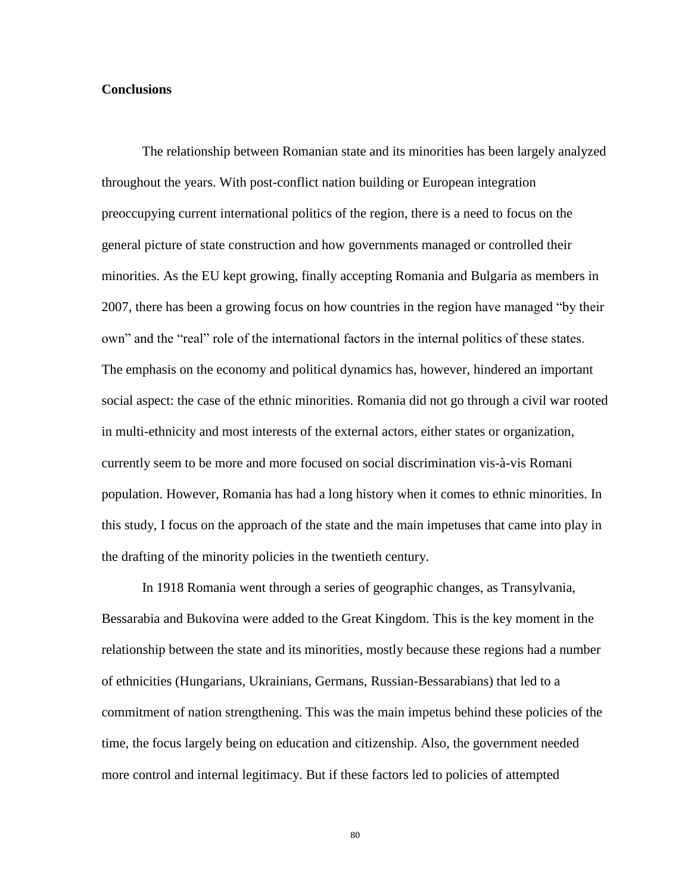**Conclusions**

The relationship between Romanian state and its minorities has been largely analyzed throughout the years. With post-conflict nation building or European integration preoccupying current international politics of the region, there is a need to focus on the general picture of state construction and how governments managed or controlled their minorities. As the EU kept growing, finally accepting Romania and Bulgaria as members in 2007, there has been a growing focus on how countries in the region have managed "by their own" and the "real" role of the international factors in the internal politics of these states. The emphasis on the economy and political dynamics has, however, hindered an important social aspect: the case of the ethnic minorities. Romania did not go through a civil war rooted in multi-ethnicity and most interests of the external actors, either states or organization, currently seem to be more and more focused on social discrimination vis-à-vis Romani population. However, Romania has had a long history when it comes to ethnic minorities. In this study, I focus on the approach of the state and the main impetuses that came into play in the drafting of the minority policies in the twentieth century.

In 1918 Romania went through a series of geographic changes, as Transylvania, Bessarabia and Bukovina were added to the Great Kingdom. This is the key moment in the relationship between the state and its minorities, mostly because these regions had a number of ethnicities (Hungarians, Ukrainians, Germans, Russian-Bessarabians) that led to a commitment of nation strengthening. This was the main impetus behind these policies of the time, the focus largely being on education and citizenship. Also, the government needed more control and internal legitimacy. But if these factors led to policies of attempted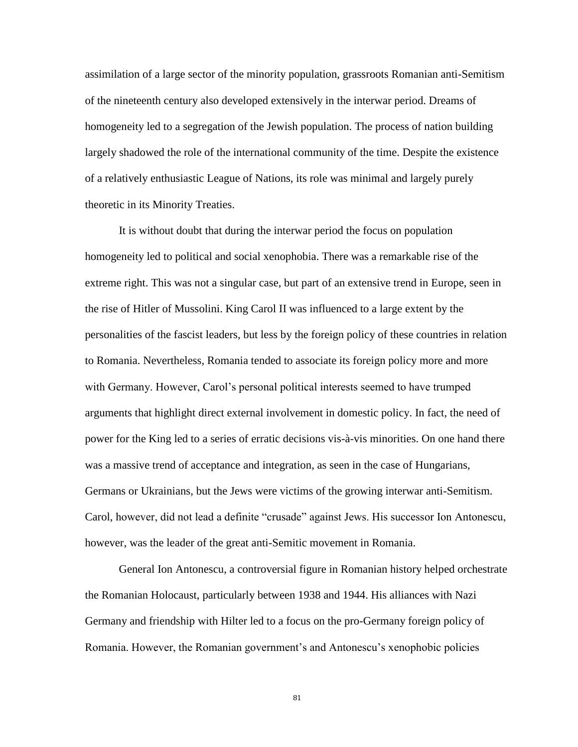assimilation of a large sector of the minority population, grassroots Romanian anti-Semitism of the nineteenth century also developed extensively in the interwar period. Dreams of homogeneity led to a segregation of the Jewish population. The process of nation building largely shadowed the role of the international community of the time. Despite the existence of a relatively enthusiastic League of Nations, its role was minimal and largely purely theoretic in its Minority Treaties.

It is without doubt that during the interwar period the focus on population homogeneity led to political and social xenophobia. There was a remarkable rise of the extreme right. This was not a singular case, but part of an extensive trend in Europe, seen in the rise of Hitler of Mussolini. King Carol II was influenced to a large extent by the personalities of the fascist leaders, but less by the foreign policy of these countries in relation to Romania. Nevertheless, Romania tended to associate its foreign policy more and more with Germany. However, Carol's personal political interests seemed to have trumped arguments that highlight direct external involvement in domestic policy. In fact, the need of power for the King led to a series of erratic decisions vis-à-vis minorities. On one hand there was a massive trend of acceptance and integration, as seen in the case of Hungarians, Germans or Ukrainians, but the Jews were victims of the growing interwar anti-Semitism. Carol, however, did not lead a definite "crusade" against Jews. His successor Ion Antonescu, however, was the leader of the great anti-Semitic movement in Romania.

General Ion Antonescu, a controversial figure in Romanian history helped orchestrate the Romanian Holocaust, particularly between 1938 and 1944. His alliances with Nazi Germany and friendship with Hilter led to a focus on the pro-Germany foreign policy of Romania. However, the Romanian government's and Antonescu's xenophobic policies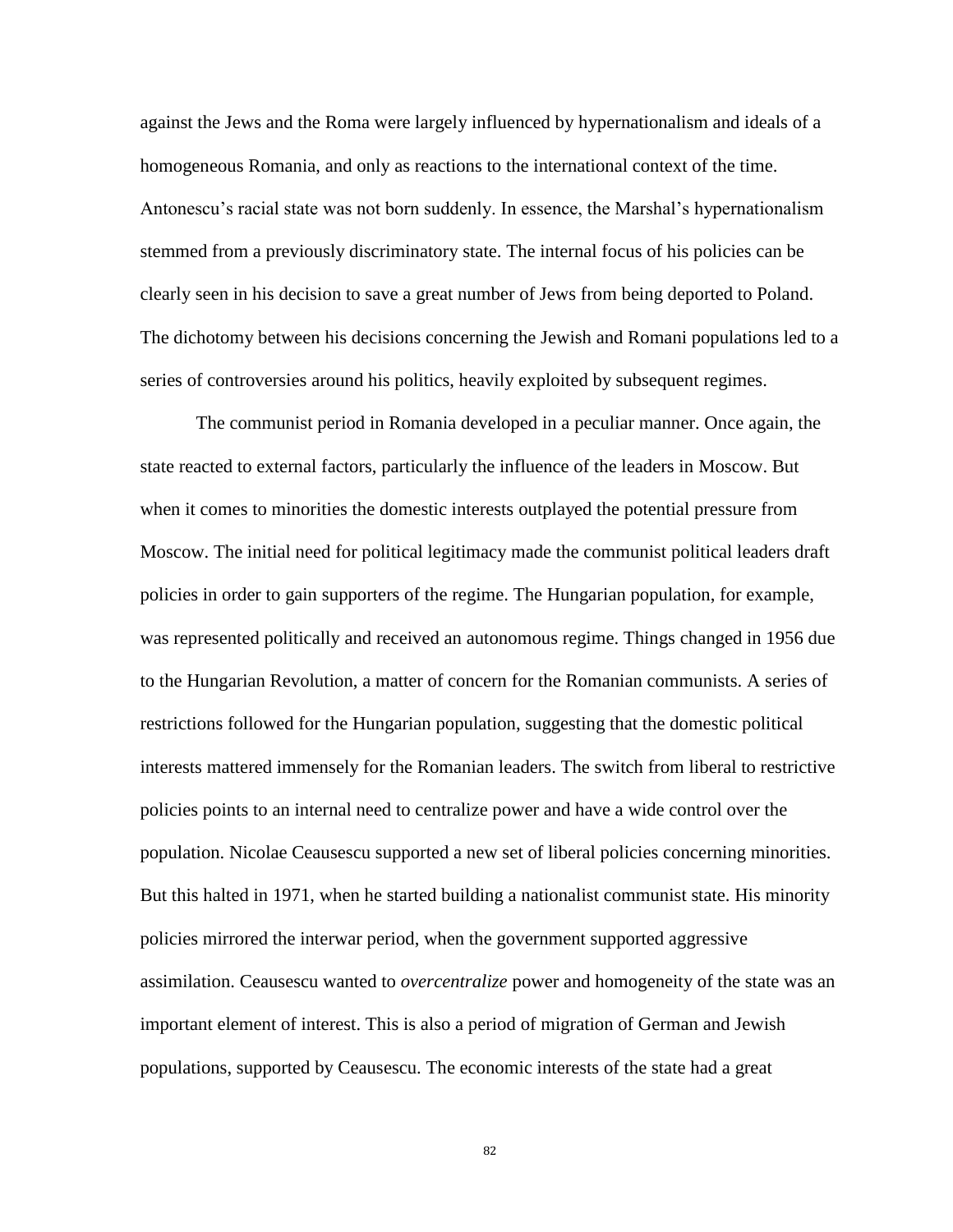against the Jews and the Roma were largely influenced by hypernationalism and ideals of a homogeneous Romania, and only as reactions to the international context of the time. Antonescu's racial state was not born suddenly. In essence, the Marshal's hypernationalism stemmed from a previously discriminatory state. The internal focus of his policies can be clearly seen in his decision to save a great number of Jews from being deported to Poland. The dichotomy between his decisions concerning the Jewish and Romani populations led to a series of controversies around his politics, heavily exploited by subsequent regimes.

The communist period in Romania developed in a peculiar manner. Once again, the state reacted to external factors, particularly the influence of the leaders in Moscow. But when it comes to minorities the domestic interests outplayed the potential pressure from Moscow. The initial need for political legitimacy made the communist political leaders draft policies in order to gain supporters of the regime. The Hungarian population, for example, was represented politically and received an autonomous regime. Things changed in 1956 due to the Hungarian Revolution, a matter of concern for the Romanian communists. A series of restrictions followed for the Hungarian population, suggesting that the domestic political interests mattered immensely for the Romanian leaders. The switch from liberal to restrictive policies points to an internal need to centralize power and have a wide control over the population. Nicolae Ceausescu supported a new set of liberal policies concerning minorities. But this halted in 1971, when he started building a nationalist communist state. His minority policies mirrored the interwar period, when the government supported aggressive assimilation. Ceausescu wanted to *overcentralize* power and homogeneity of the state was an important element of interest. This is also a period of migration of German and Jewish populations, supported by Ceausescu. The economic interests of the state had a great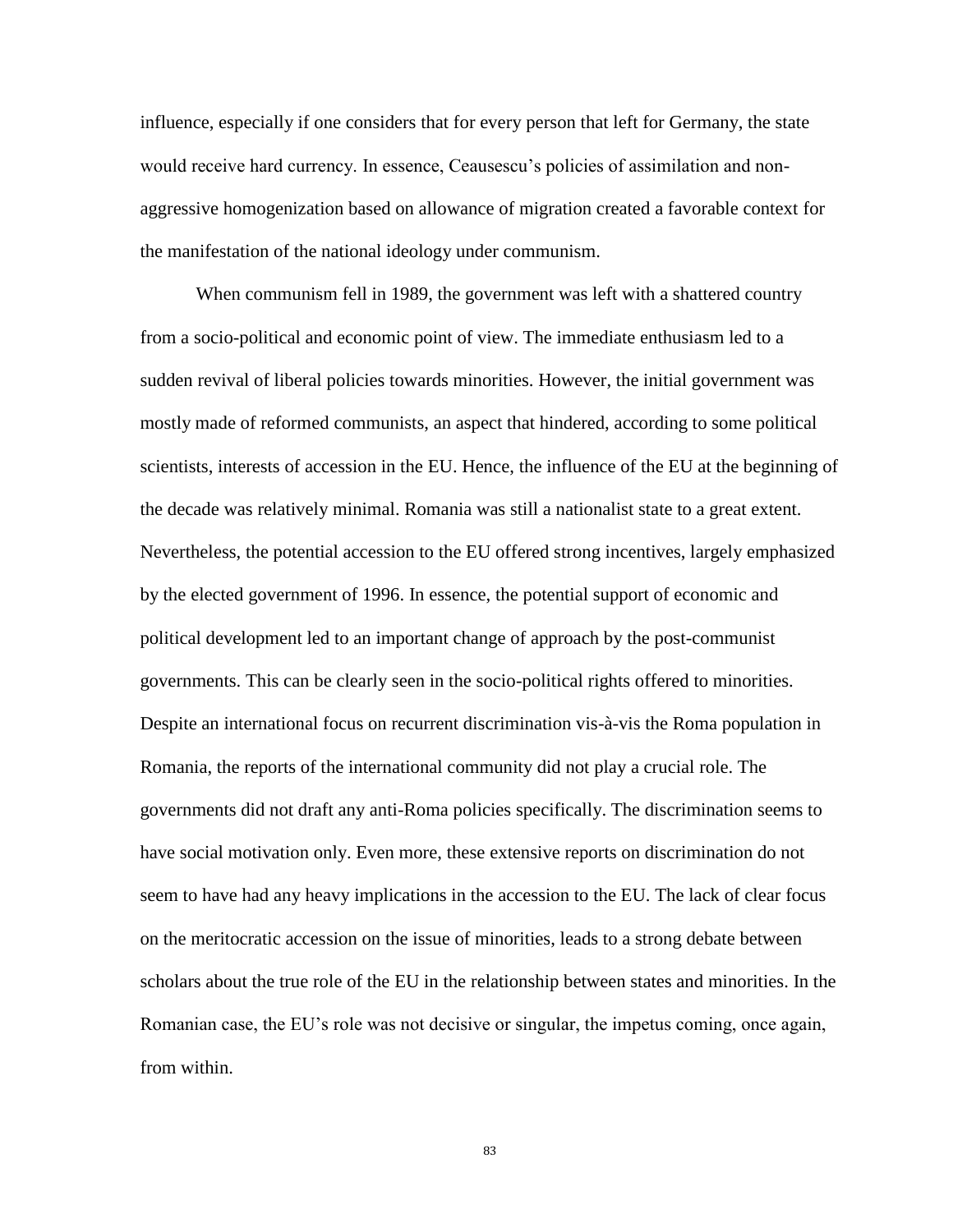influence, especially if one considers that for every person that left for Germany, the state would receive hard currency. In essence, Ceausescu's policies of assimilation and non-aggressive homogenization based on allowance of migration created a favorable context for the manifestation of the national ideology under communism.

When communism fell in 1989, the government was left with a shattered country from a socio-political and economic point of view. The immediate enthusiasm led to a sudden revival of liberal policies towards minorities. However, the initial government was mostly made of reformed communists, an aspect that hindered, according to some political scientists, interests of accession in the EU. Hence, the influence of the EU at the beginning of the decade was relatively minimal. Romania was still a nationalist state to a great extent. Nevertheless, the potential accession to the EU offered strong incentives, largely emphasized by the elected government of 1996. In essence, the potential support of economic and political development led to an important change of approach by the post-communist governments. This can be clearly seen in the socio-political rights offered to minorities. Despite an international focus on recurrent discrimination vis-à-vis the Roma population in Romania, the reports of the international community did not play a crucial role. The governments did not draft any anti-Roma policies specifically. The discrimination seems to have social motivation only. Even more, these extensive reports on discrimination do not seem to have had any heavy implications in the accession to the EU. The lack of clear focus on the meritocratic accession on the issue of minorities, leads to a strong debate between scholars about the true role of the EU in the relationship between states and minorities. In the Romanian case, the EU's role was not decisive or singular, the impetus coming, once again, from within.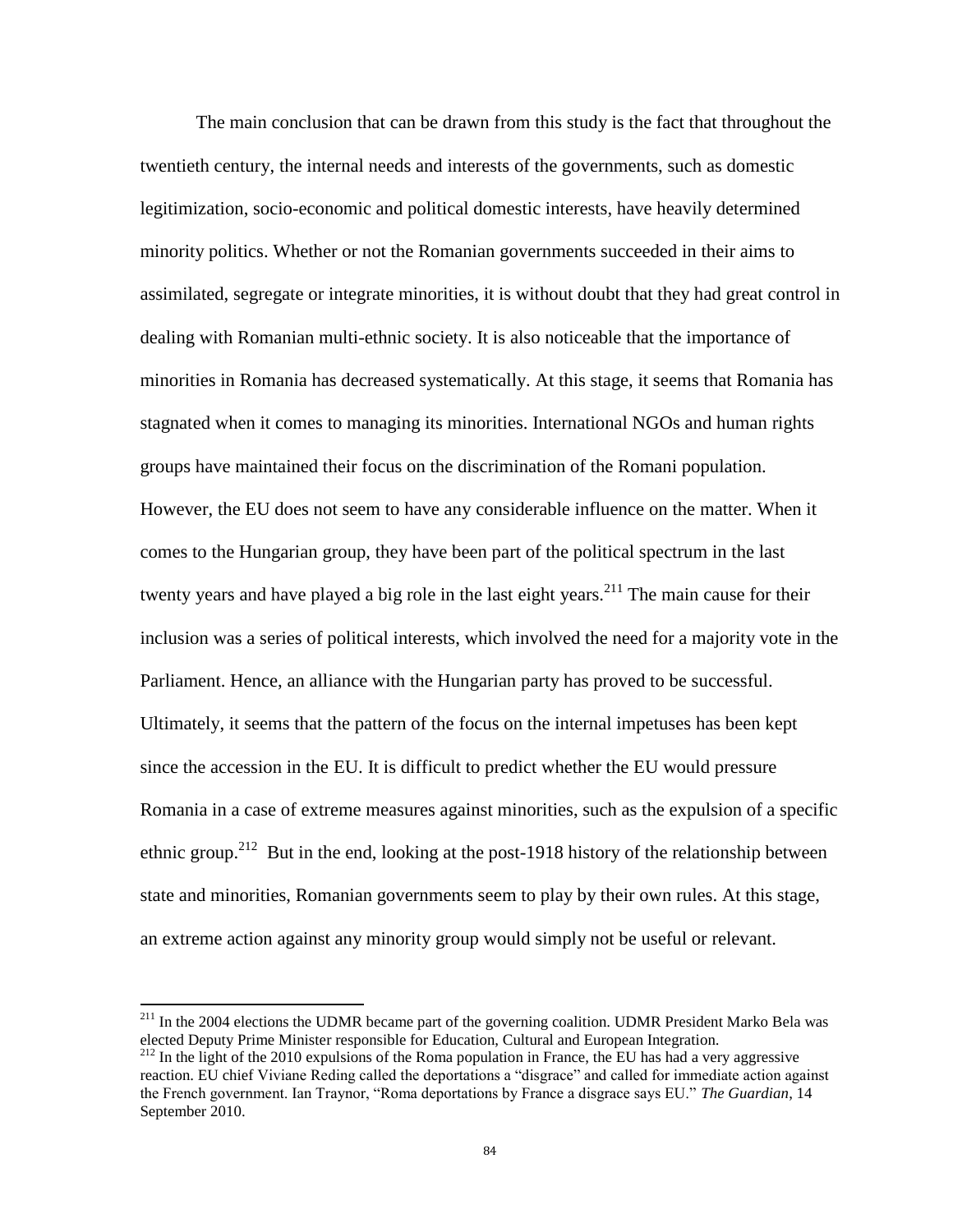The main conclusion that can be drawn from this study is the fact that throughout the twentieth century, the internal needs and interests of the governments, such as domestic legitimization, socio-economic and political domestic interests, have heavily determined minority politics. Whether or not the Romanian governments succeeded in their aims to assimilated, segregate or integrate minorities, it is without doubt that they had great control in dealing with Romanian multi-ethnic society. It is also noticeable that the importance of minorities in Romania has decreased systematically. At this stage, it seems that Romania has stagnated when it comes to managing its minorities. International NGOs and human rights groups have maintained their focus on the discrimination of the Romani population. However, the EU does not seem to have any considerable influence on the matter. When it comes to the Hungarian group, they have been part of the political spectrum in the last twenty years and have played a big role in the last eight years.[211] The main cause for their inclusion was a series of political interests, which involved the need for a majority vote in the Parliament. Hence, an alliance with the Hungarian party has proved to be successful. Ultimately, it seems that the pattern of the focus on the internal impetuses has been kept since the accession in the EU. It is difficult to predict whether the EU would pressure Romania in a case of extreme measures against minorities, such as the expulsion of a specific ethnic group.[212] But in the end, looking at the post-1918 history of the relationship between state and minorities, Romanian governments seem to play by their own rules. At this stage, an extreme action against any minority group would simply not be useful or relevant.

---

[211] In the 2004 elections the UDMR became part of the governing coalition. UDMR President Marko Bela was elected Deputy Prime Minister responsible for Education, Cultural and European Integration.

[212] In the light of the 2010 expulsions of the Roma population in France, the EU has had a very aggressive reaction. EU chief Viviane Reding called the deportations a "disgrace" and called for immediate action against the French government. Ian Traynor, "Roma deportations by France a disgrace says EU." *The Guardian*, 14 September 2010.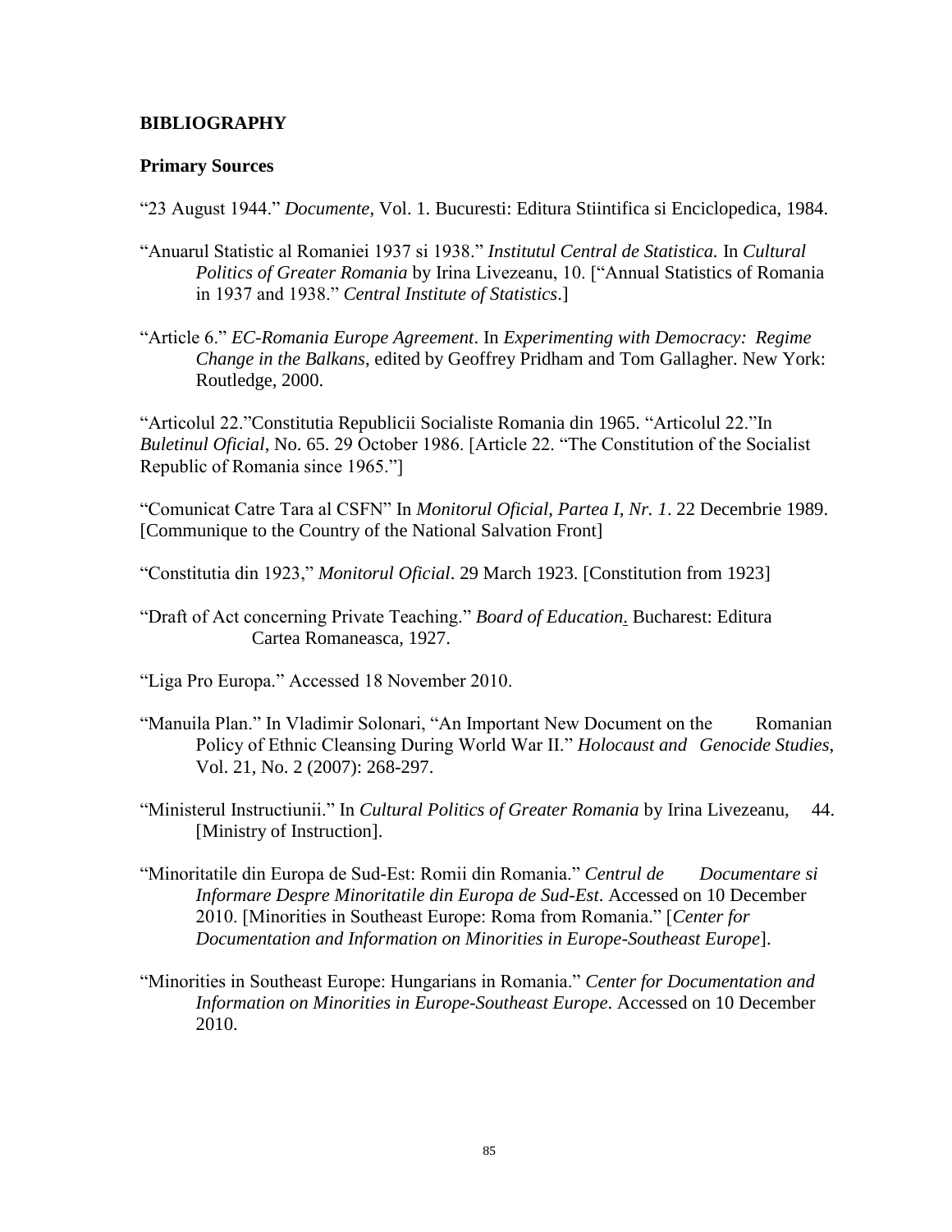**BIBLIOGRAPHY**

**Primary Sources**

"23 August 1944." *Documente*, Vol. 1. Bucuresti: Editura Stiintifica si Enciclopedica, 1984.

"Anuarul Statistic al Romaniei 1937 si 1938." *Institutul Central de Statistica.* In *Cultural Politics of Greater Romania* by Irina Livezeanu, 10. ["Annual Statistics of Romania in 1937 and 1938." *Central Institute of Statistics*.]

"Article 6." *EC-Romania Europe Agreement*. In *Experimenting with Democracy: Regime Change in the Balkans*, edited by Geoffrey Pridham and Tom Gallagher. New York: Routledge, 2000.

"Articolul 22."Constitutia Republicii Socialiste Romania din 1965. "Articolul 22."In *Buletinul Oficial*, No. 65. 29 October 1986. [Article 22. "The Constitution of the Socialist Republic of Romania since 1965."]

"Comunicat Catre Tara al CSFN" In *Monitorul Oficial, Partea I, Nr. 1*. 22 Decembrie 1989. [Communique to the Country of the National Salvation Front]

"Constitutia din 1923," *Monitorul Oficial*. 29 March 1923. [Constitution from 1923]

"Draft of Act concerning Private Teaching." *Board of Education.* Bucharest: Editura Cartea Romaneasca, 1927.

"Liga Pro Europa." Accessed 18 November 2010.

"Manuila Plan." In Vladimir Solonari, "An Important New Document on the Romanian Policy of Ethnic Cleansing During World War II." *Holocaust and Genocide Studies*, Vol. 21, No. 2 (2007): 268-297.

"Ministerul Instructiunii." In *Cultural Politics of Greater Romania* by Irina Livezeanu, 44. [Ministry of Instruction].

"Minoritatile din Europa de Sud-Est: Romii din Romania." *Centrul de Documentare si Informare Despre Minoritatile din Europa de Sud-Est.* Accessed on 10 December 2010. [Minorities in Southeast Europe: Roma from Romania." [*Center for Documentation and Information on Minorities in Europe-Southeast Europe*].

"Minorities in Southeast Europe: Hungarians in Romania." *Center for Documentation and Information on Minorities in Europe-Southeast Europe*. Accessed on 10 December 2010.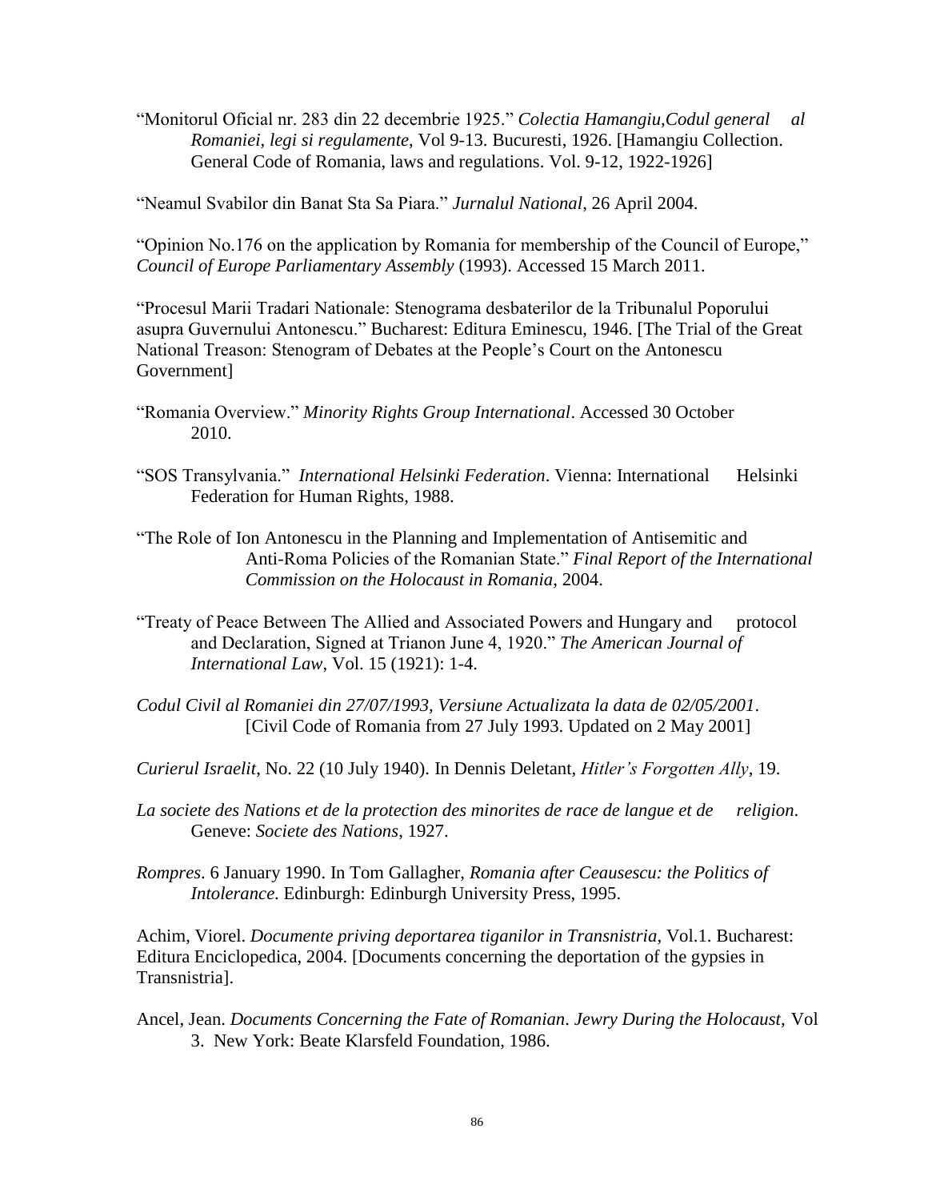"Monitorul Oficial nr. 283 din 22 decembrie 1925." *Colectia Hamangiu,Codul general al Romaniei, legi si regulamente*, Vol 9-13. Bucuresti, 1926. [Hamangiu Collection. General Code of Romania, laws and regulations. Vol. 9-12, 1922-1926]

"Neamul Svabilor din Banat Sta Sa Piara." *Jurnalul National*, 26 April 2004.

"Opinion No.176 on the application by Romania for membership of the Council of Europe," *Council of Europe Parliamentary Assembly* (1993). Accessed 15 March 2011.

"Procesul Marii Tradari Nationale: Stenograma desbaterilor de la Tribunalul Poporului asupra Guvernului Antonescu." Bucharest: Editura Eminescu, 1946. [The Trial of the Great National Treason: Stenogram of Debates at the People's Court on the Antonescu Government]

"Romania Overview." *Minority Rights Group International*. Accessed 30 October 2010.

"SOS Transylvania." *International Helsinki Federation*. Vienna: International Helsinki Federation for Human Rights, 1988.

"The Role of Ion Antonescu in the Planning and Implementation of Antisemitic and Anti-Roma Policies of the Romanian State." *Final Report of the International Commission on the Holocaust in Romania*, 2004.

"Treaty of Peace Between The Allied and Associated Powers and Hungary and protocol and Declaration, Signed at Trianon June 4, 1920." *The American Journal of International Law*, Vol. 15 (1921): 1-4.

*Codul Civil al Romaniei din 27/07/1993, Versiune Actualizata la data de 02/05/2001*. [Civil Code of Romania from 27 July 1993. Updated on 2 May 2001]

*Curierul Israelit*, No. 22 (10 July 1940). In Dennis Deletant, *Hitler's Forgotten Ally*, 19.

*La societe des Nations et de la protection des minorites de race de langue et de religion*. Geneve: *Societe des Nations*, 1927.

*Rompres*. 6 January 1990. In Tom Gallagher, *Romania after Ceausescu: the Politics of Intolerance*. Edinburgh: Edinburgh University Press, 1995.

Achim, Viorel. *Documente priving deportarea tiganilor in Transnistria*, Vol.1. Bucharest: Editura Enciclopedica, 2004. [Documents concerning the deportation of the gypsies in Transnistria].

Ancel, Jean. *Documents Concerning the Fate of Romanian*. *Jewry During the Holocaust*, Vol 3. New York: Beate Klarsfeld Foundation, 1986.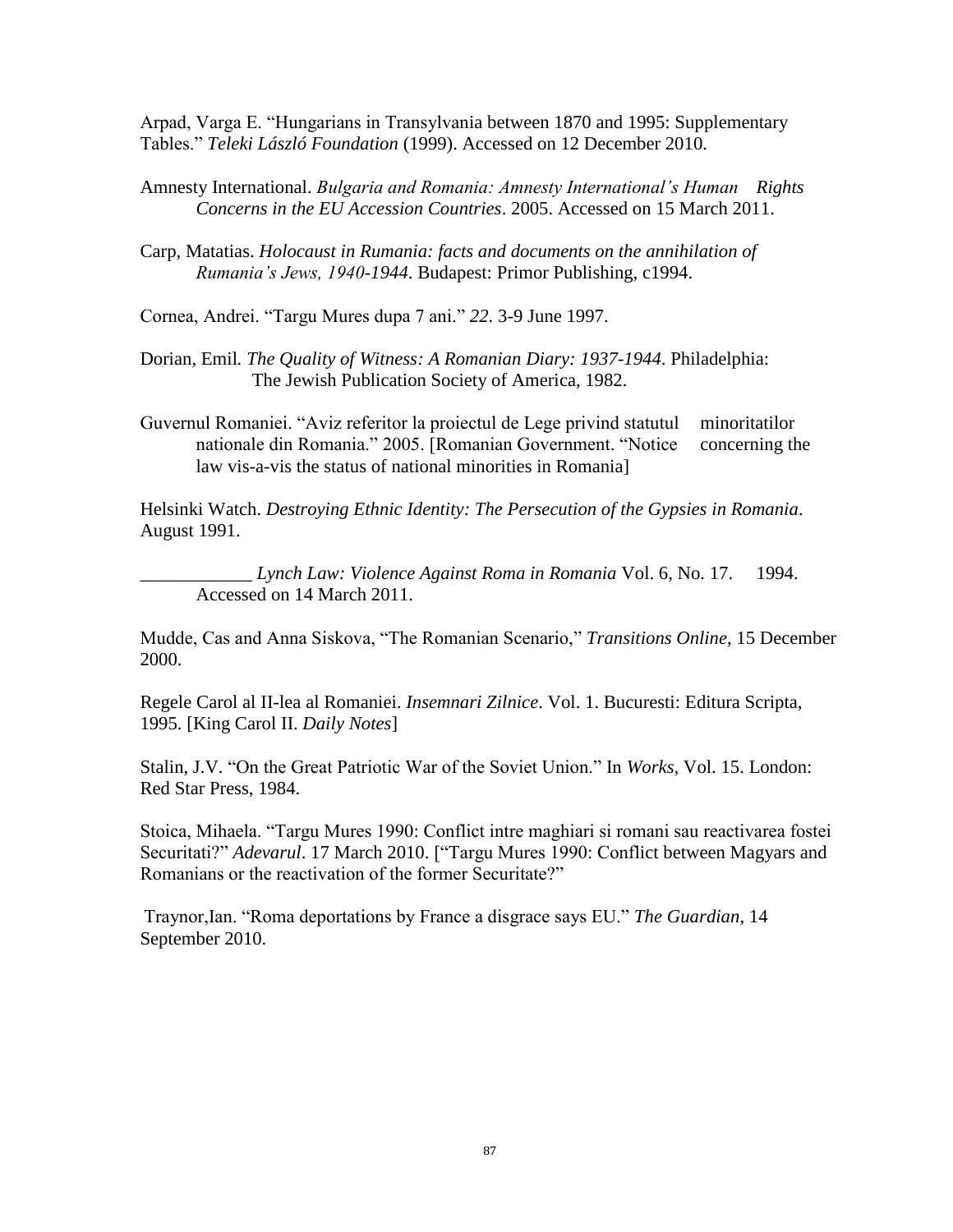Arpad, Varga E. "Hungarians in Transylvania between 1870 and 1995: Supplementary Tables." *Teleki László Foundation* (1999). Accessed on 12 December 2010.

Amnesty International. *Bulgaria and Romania: Amnesty International's Human Rights Concerns in the EU Accession Countries*. 2005. Accessed on 15 March 2011.

Carp, Matatias. *Holocaust in Rumania: facts and documents on the annihilation of Rumania's Jews, 1940-1944*. Budapest: Primor Publishing, c1994.

Cornea, Andrei. "Targu Mures dupa 7 ani." *22*. 3-9 June 1997.

Dorian, Emil. *The Quality of Witness: A Romanian Diary: 1937-1944*. Philadelphia: The Jewish Publication Society of America, 1982.

Guvernul Romaniei. "Aviz referitor la proiectul de Lege privind statutul minoritatilor nationale din Romania." 2005. [Romanian Government. "Notice concerning the law vis-a-vis the status of national minorities in Romania]

Helsinki Watch. *Destroying Ethnic Identity: The Persecution of the Gypsies in Romania*. August 1991.

____________ *Lynch Law: Violence Against Roma in Romania* Vol. 6, No. 17. 1994. Accessed on 14 March 2011.

Mudde, Cas and Anna Siskova, "The Romanian Scenario," *Transitions Online*, 15 December 2000.

Regele Carol al II-lea al Romaniei. *Insemnari Zilnice*. Vol. 1. Bucuresti: Editura Scripta, 1995. [King Carol II. *Daily Notes*]

Stalin, J.V. "On the Great Patriotic War of the Soviet Union." In *Works*, Vol. 15. London: Red Star Press, 1984.

Stoica, Mihaela. "Targu Mures 1990: Conflict intre maghiari si romani sau reactivarea fostei Securitati?" *Adevarul*. 17 March 2010. ["Targu Mures 1990: Conflict between Magyars and Romanians or the reactivation of the former Securitate?"

Traynor,Ian. "Roma deportations by France a disgrace says EU." *The Guardian*, 14 September 2010.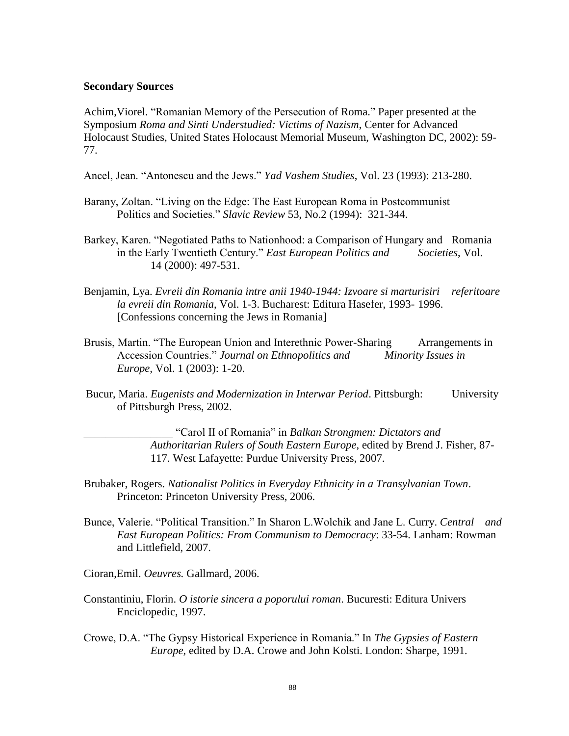**Secondary Sources**

Achim,Viorel. "Romanian Memory of the Persecution of Roma." Paper presented at the Symposium *Roma and Sinti Understudied: Victims of Nazism*, Center for Advanced Holocaust Studies, United States Holocaust Memorial Museum, Washington DC, 2002): 59-77.

Ancel, Jean. "Antonescu and the Jews." *Yad Vashem Studies*, Vol. 23 (1993): 213-280.

Barany, Zoltan. "Living on the Edge: The East European Roma in Postcommunist Politics and Societies." *Slavic Review* 53, No.2 (1994): 321-344.

Barkey, Karen. "Negotiated Paths to Nationhood: a Comparison of Hungary and Romania in the Early Twentieth Century." *East European Politics and Societies*, Vol. 14 (2000): 497-531.

Benjamin, Lya. *Evreii din Romania intre anii 1940-1944: Izvoare si marturisiri referitoare la evreii din Romania*, Vol. 1-3. Bucharest: Editura Hasefer, 1993- 1996. [Confessions concerning the Jews in Romania]

Brusis, Martin. "The European Union and Interethnic Power-Sharing Arrangements in Accession Countries." *Journal on Ethnopolitics and Minority Issues in Europe*, Vol. 1 (2003): 1-20.

Bucur, Maria. *Eugenists and Modernization in Interwar Period*. Pittsburgh: University of Pittsburgh Press, 2002.

\_\_\_\_\_\_\_\_\_\_\_\_\_\_\_\_ "Carol II of Romania" in *Balkan Strongmen: Dictators and Authoritarian Rulers of South Eastern Europe*, edited by Brend J. Fisher, 87-117. West Lafayette: Purdue University Press, 2007.

Brubaker, Rogers. *Nationalist Politics in Everyday Ethnicity in a Transylvanian Town*. Princeton: Princeton University Press, 2006.

Bunce, Valerie. "Political Transition." In Sharon L.Wolchik and Jane L. Curry. *Central and East European Politics: From Communism to Democracy*: 33-54. Lanham: Rowman and Littlefield, 2007.

Cioran,Emil. *Oeuvres.* Gallmard, 2006.

Constantiniu, Florin. *O istorie sincera a poporului roman*. Bucuresti: Editura Univers Enciclopedic, 1997.

Crowe, D.A. "The Gypsy Historical Experience in Romania." In *The Gypsies of Eastern Europe*, edited by D.A. Crowe and John Kolsti. London: Sharpe, 1991.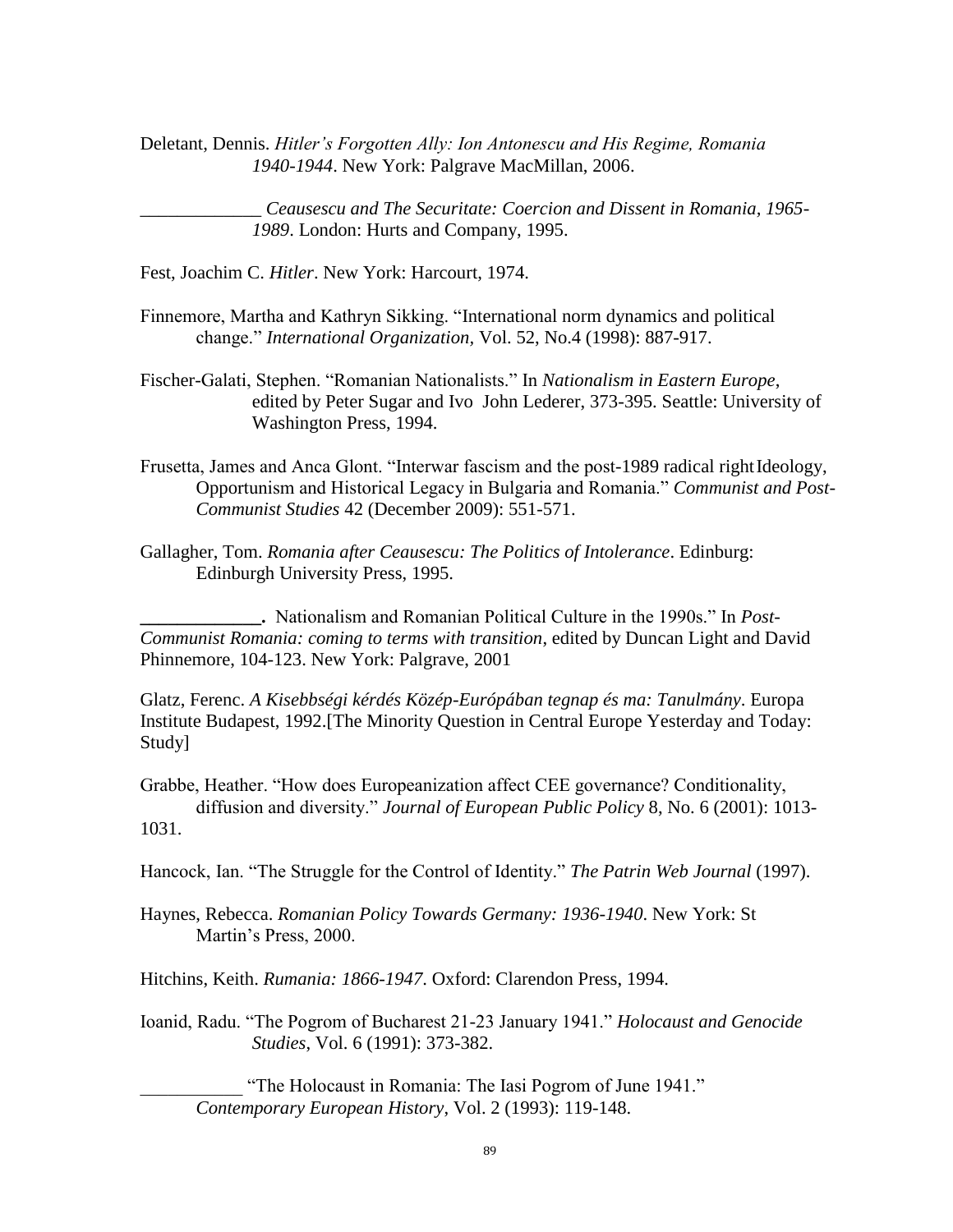Deletant, Dennis. *Hitler's Forgotten Ally: Ion Antonescu and His Regime, Romania 1940-1944*. New York: Palgrave MacMillan, 2006.

_____________ *Ceausescu and The Securitate: Coercion and Dissent in Romania, 1965-1989*. London: Hurts and Company, 1995.

Fest, Joachim C. *Hitler*. New York: Harcourt, 1974.

Finnemore, Martha and Kathryn Sikking. "International norm dynamics and political change." *International Organization*, Vol. 52, No.4 (1998): 887-917.

Fischer-Galati, Stephen. "Romanian Nationalists." In *Nationalism in Eastern Europe*, edited by Peter Sugar and Ivo John Lederer, 373-395. Seattle: University of Washington Press, 1994.

Frusetta, James and Anca Glont. "Interwar fascism and the post-1989 radical right Ideology, Opportunism and Historical Legacy in Bulgaria and Romania." *Communist and Post-Communist Studies* 42 (December 2009): 551-571.

Gallagher, Tom. *Romania after Ceausescu: The Politics of Intolerance*. Edinburg: Edinburgh University Press, 1995.

**_____________.** Nationalism and Romanian Political Culture in the 1990s." In *Post-Communist Romania: coming to terms with transition*, edited by Duncan Light and David Phinnemore, 104-123. New York: Palgrave, 2001

Glatz, Ferenc. *A Kisebbségi kérdés Közép-Európában tegnap és ma: Tanulmány*. Europa Institute Budapest, 1992.[The Minority Question in Central Europe Yesterday and Today: Study]

Grabbe, Heather. "How does Europeanization affect CEE governance? Conditionality, diffusion and diversity." *Journal of European Public Policy* 8, No. 6 (2001): 1013-1031.

Hancock, Ian. "The Struggle for the Control of Identity." *The Patrin Web Journal* (1997).

Haynes, Rebecca. *Romanian Policy Towards Germany: 1936-1940*. New York: St Martin's Press, 2000.

Hitchins, Keith. *Rumania: 1866-1947*. Oxford: Clarendon Press, 1994.

Ioanid, Radu. "The Pogrom of Bucharest 21-23 January 1941." *Holocaust and Genocide Studies*, Vol. 6 (1991): 373-382.

___________ "The Holocaust in Romania: The Iasi Pogrom of June 1941." *Contemporary European History*, Vol. 2 (1993): 119-148.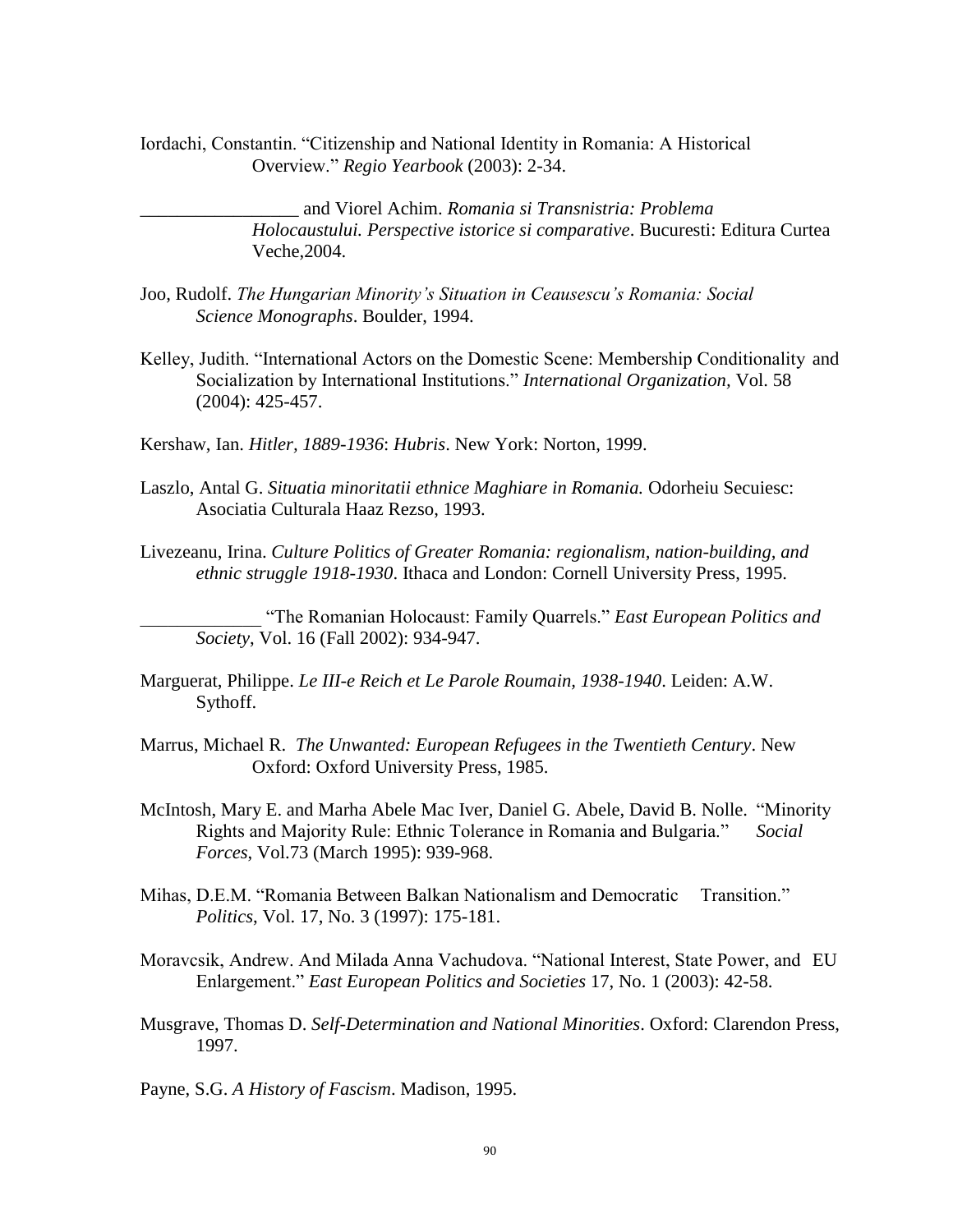Iordachi, Constantin. "Citizenship and National Identity in Romania: A Historical Overview." *Regio Yearbook* (2003): 2-34.

_________________ and Viorel Achim. *Romania si Transnistria: Problema Holocaustului. Perspective istorice si comparative*. Bucuresti: Editura Curtea Veche,2004.

Joo, Rudolf. *The Hungarian Minority's Situation in Ceausescu's Romania: Social Science Monographs*. Boulder, 1994.

Kelley, Judith. "International Actors on the Domestic Scene: Membership Conditionality and Socialization by International Institutions." *International Organization,* Vol. 58 (2004): 425-457.

Kershaw, Ian. *Hitler, 1889-1936*: *Hubris*. New York: Norton, 1999.

Laszlo, Antal G. *Situatia minoritatii ethnice Maghiare in Romania.* Odorheiu Secuiesc: Asociatia Culturala Haaz Rezso, 1993.

Livezeanu, Irina. *Culture Politics of Greater Romania: regionalism, nation-building, and ethnic struggle 1918-1930*. Ithaca and London: Cornell University Press, 1995.

_____________ "The Romanian Holocaust: Family Quarrels." *East European Politics and Society*, Vol. 16 (Fall 2002): 934-947.

Marguerat, Philippe. *Le III-e Reich et Le Parole Roumain, 1938-1940*. Leiden: A.W. Sythoff.

Marrus, Michael R. *The Unwanted: European Refugees in the Twentieth Century*. New Oxford: Oxford University Press, 1985.

McIntosh, Mary E. and Marha Abele Mac Iver, Daniel G. Abele, David B. Nolle. "Minority Rights and Majority Rule: Ethnic Tolerance in Romania and Bulgaria." *Social Forces*, Vol.73 (March 1995): 939-968.

Mihas, D.E.M. "Romania Between Balkan Nationalism and Democratic Transition." *Politics*, Vol. 17, No. 3 (1997): 175-181.

Moravcsik, Andrew. And Milada Anna Vachudova. "National Interest, State Power, and EU Enlargement." *East European Politics and Societies* 17, No. 1 (2003): 42-58.

Musgrave, Thomas D. *Self-Determination and National Minorities*. Oxford: Clarendon Press, 1997.

Payne, S.G. *A History of Fascism*. Madison, 1995.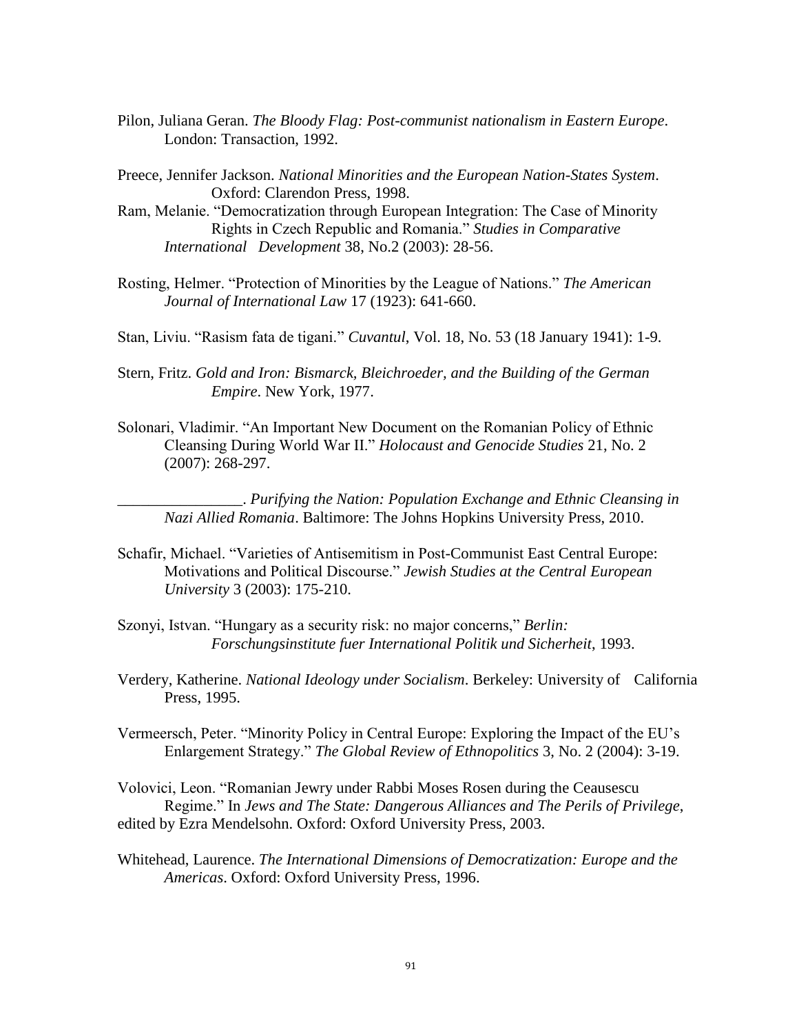Pilon, Juliana Geran. *The Bloody Flag: Post-communist nationalism in Eastern Europe*. London: Transaction, 1992.

Preece, Jennifer Jackson. *National Minorities and the European Nation-States System*. Oxford: Clarendon Press, 1998.

Ram, Melanie. "Democratization through European Integration: The Case of Minority Rights in Czech Republic and Romania." *Studies in Comparative International Development* 38, No.2 (2003): 28-56.

Rosting, Helmer. "Protection of Minorities by the League of Nations." *The American Journal of International Law* 17 (1923): 641-660.

Stan, Liviu. "Rasism fata de tigani." *Cuvantul*, Vol. 18, No. 53 (18 January 1941): 1-9.

Stern, Fritz. *Gold and Iron: Bismarck, Bleichroeder, and the Building of the German Empire*. New York, 1977.

Solonari, Vladimir. "An Important New Document on the Romanian Policy of Ethnic Cleansing During World War II." *Holocaust and Genocide Studies* 21, No. 2 (2007): 268-297.

\_\_\_\_\_\_\_\_\_\_\_\_\_\_\_\_. *Purifying the Nation: Population Exchange and Ethnic Cleansing in Nazi Allied Romania*. Baltimore: The Johns Hopkins University Press, 2010.

Schafir, Michael. "Varieties of Antisemitism in Post-Communist East Central Europe: Motivations and Political Discourse." *Jewish Studies at the Central European University* 3 (2003): 175-210.

Szonyi, Istvan. "Hungary as a security risk: no major concerns," *Berlin: Forschungsinstitute fuer International Politik und Sicherheit*, 1993.

Verdery, Katherine. *National Ideology under Socialism*. Berkeley: University of California Press, 1995.

Vermeersch, Peter. "Minority Policy in Central Europe: Exploring the Impact of the EU's Enlargement Strategy." *The Global Review of Ethnopolitics* 3, No. 2 (2004): 3-19.

Volovici, Leon. "Romanian Jewry under Rabbi Moses Rosen during the Ceausescu Regime." In *Jews and The State: Dangerous Alliances and The Perils of Privilege*, edited by Ezra Mendelsohn. Oxford: Oxford University Press, 2003.

Whitehead, Laurence. *The International Dimensions of Democratization: Europe and the Americas*. Oxford: Oxford University Press, 1996.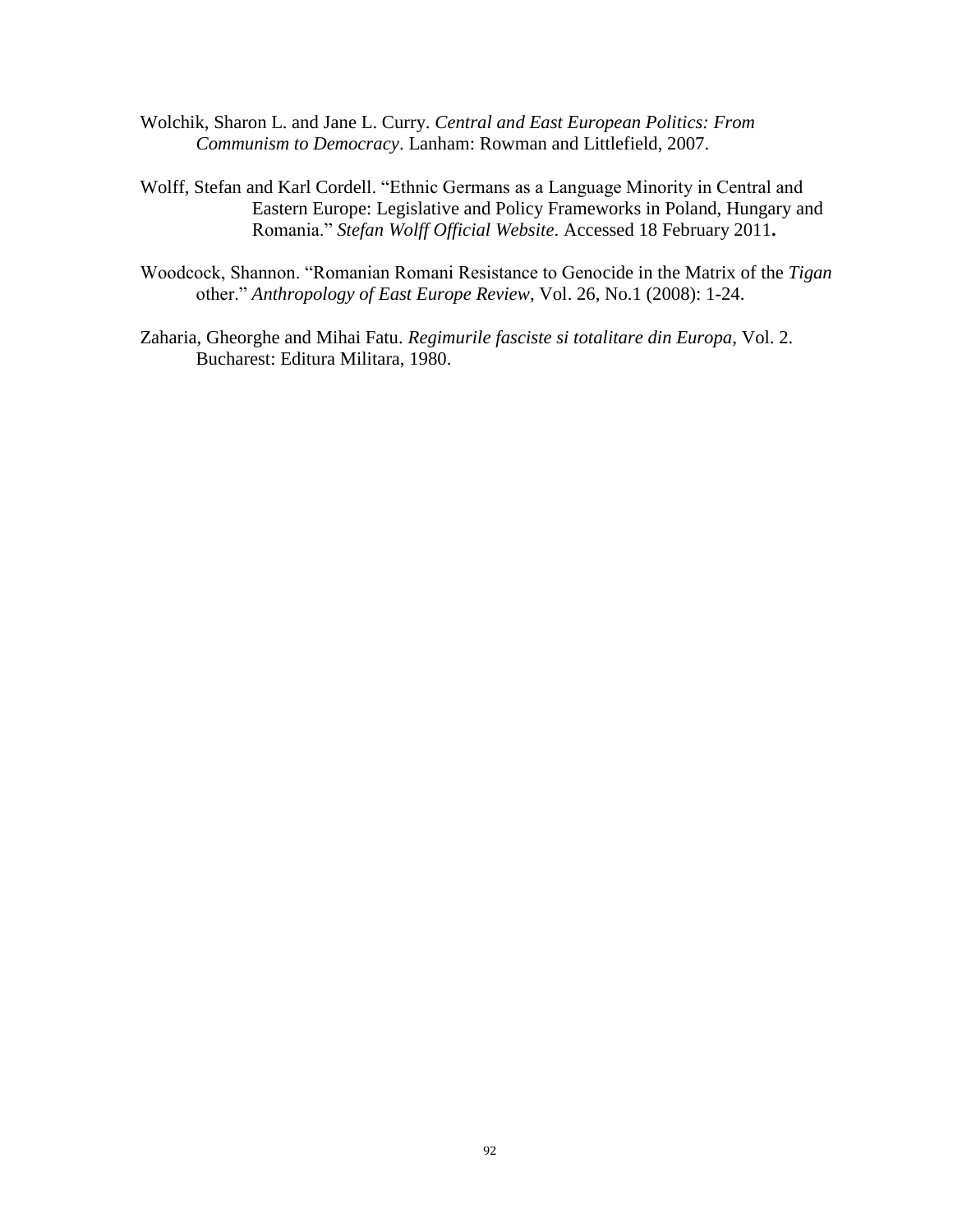Wolchik, Sharon L. and Jane L. Curry. *Central and East European Politics: From Communism to Democracy*. Lanham: Rowman and Littlefield, 2007.

Wolff, Stefan and Karl Cordell. "Ethnic Germans as a Language Minority in Central and Eastern Europe: Legislative and Policy Frameworks in Poland, Hungary and Romania." *Stefan Wolff Official Website*. Accessed 18 February 2011**.**

Woodcock, Shannon. "Romanian Romani Resistance to Genocide in the Matrix of the *Tigan* other." *Anthropology of East Europe Review*, Vol. 26, No.1 (2008): 1-24.

Zaharia, Gheorghe and Mihai Fatu. *Regimurile fasciste si totalitare din Europa*, Vol. 2. Bucharest: Editura Militara, 1980.